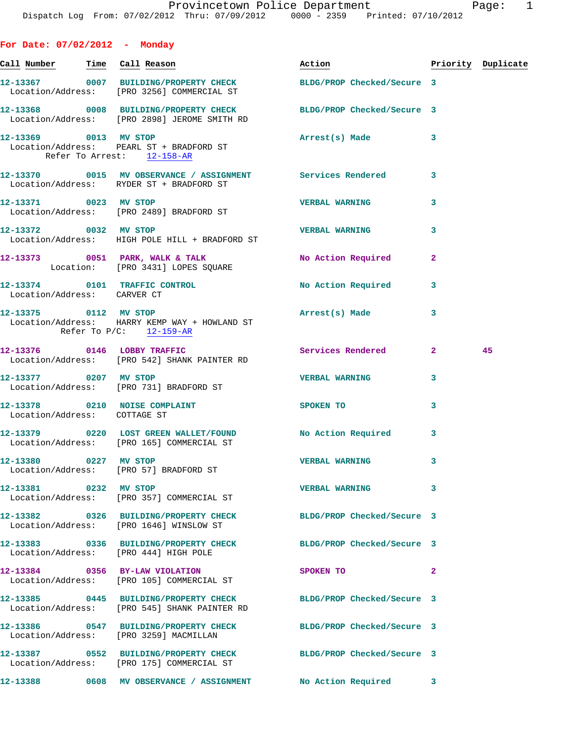Provincetown Police Department
Dispatch Log From: 07/02/2012 Thru: 07/09/2012 0000 - 2359 Printed: 07/10/2012

## For Date: 07/02/2012 - Monday

| Call Number | Time | Call Reason | Action | Priority | Duplicate |
|---|---|---|---|---|---|
| 12-13367 | 0007 | BUILDING/PROPERTY CHECK | BLDG/PROP Checked/Secure | 3 | |
| Location/Address: [PRO 3256] COMMERCIAL ST | | | | | |
| 12-13368 | 0008 | BUILDING/PROPERTY CHECK | BLDG/PROP Checked/Secure | 3 | |
| Location/Address: [PRO 2898] JEROME SMITH RD | | | | | |
| 12-13369 | 0013 | MV STOP | Arrest(s) Made | 3 | |
| Location/Address: PEARL ST + BRADFORD ST; Refer To Arrest: 12-158-AR | | | | | |
| 12-13370 | 0015 | MV OBSERVANCE / ASSIGNMENT | Services Rendered | 3 | |
| Location/Address: RYDER ST + BRADFORD ST | | | | | |
| 12-13371 | 0023 | MV STOP | VERBAL WARNING | 3 | |
| Location/Address: [PRO 2489] BRADFORD ST | | | | | |
| 12-13372 | 0032 | MV STOP | VERBAL WARNING | 3 | |
| Location/Address: HIGH POLE HILL + BRADFORD ST | | | | | |
| 12-13373 | 0051 | PARK, WALK & TALK | No Action Required | 2 | |
| Location: [PRO 3431] LOPES SQUARE | | | | | |
| 12-13374 | 0101 | TRAFFIC CONTROL | No Action Required | 3 | |
| Location/Address: CARVER CT | | | | | |
| 12-13375 | 0112 | MV STOP | Arrest(s) Made | 3 | |
| Location/Address: HARRY KEMP WAY + HOWLAND ST; Refer To P/C: 12-159-AR | | | | | |
| 12-13376 | 0146 | LOBBY TRAFFIC | Services Rendered | 2 | 45 |
| Location/Address: [PRO 542] SHANK PAINTER RD | | | | | |
| 12-13377 | 0207 | MV STOP | VERBAL WARNING | 3 | |
| Location/Address: [PRO 731] BRADFORD ST | | | | | |
| 12-13378 | 0210 | NOISE COMPLAINT | SPOKEN TO | 3 | |
| Location/Address: COTTAGE ST | | | | | |
| 12-13379 | 0220 | LOST GREEN WALLET/FOUND | No Action Required | 3 | |
| Location/Address: [PRO 165] COMMERCIAL ST | | | | | |
| 12-13380 | 0227 | MV STOP | VERBAL WARNING | 3 | |
| Location/Address: [PRO 57] BRADFORD ST | | | | | |
| 12-13381 | 0232 | MV STOP | VERBAL WARNING | 3 | |
| Location/Address: [PRO 357] COMMERCIAL ST | | | | | |
| 12-13382 | 0326 | BUILDING/PROPERTY CHECK | BLDG/PROP Checked/Secure | 3 | |
| Location/Address: [PRO 1646] WINSLOW ST | | | | | |
| 12-13383 | 0336 | BUILDING/PROPERTY CHECK | BLDG/PROP Checked/Secure | 3 | |
| Location/Address: [PRO 444] HIGH POLE | | | | | |
| 12-13384 | 0356 | BY-LAW VIOLATION | SPOKEN TO | 2 | |
| Location/Address: [PRO 105] COMMERCIAL ST | | | | | |
| 12-13385 | 0445 | BUILDING/PROPERTY CHECK | BLDG/PROP Checked/Secure | 3 | |
| Location/Address: [PRO 545] SHANK PAINTER RD | | | | | |
| 12-13386 | 0547 | BUILDING/PROPERTY CHECK | BLDG/PROP Checked/Secure | 3 | |
| Location/Address: [PRO 3259] MACMILLAN | | | | | |
| 12-13387 | 0552 | BUILDING/PROPERTY CHECK | BLDG/PROP Checked/Secure | 3 | |
| Location/Address: [PRO 175] COMMERCIAL ST | | | | | |
| 12-13388 | 0608 | MV OBSERVANCE / ASSIGNMENT | No Action Required | 3 | |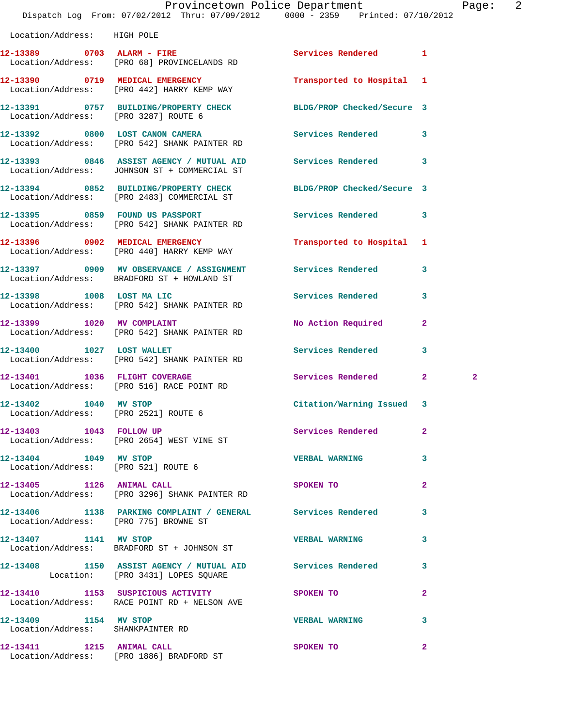Location/Address: HIGH POLE

| Call Number | Time | Call Reason | Action | Priority | |
|---|---|---|---|---|---|
| 12-13389 | 0703 | ALARM - FIRE | Services Rendered | 1 | |
| | | Location/Address: [PRO 68] PROVINCELANDS RD | | | |
| 12-13390 | 0719 | MEDICAL EMERGENCY | Transported to Hospital | 1 | |
| | | Location/Address: [PRO 442] HARRY KEMP WAY | | | |
| 12-13391 | 0757 | BUILDING/PROPERTY CHECK | BLDG/PROP Checked/Secure | 3 | |
| | | Location/Address: [PRO 3287] ROUTE 6 | | | |
| 12-13392 | 0800 | LOST CANON CAMERA | Services Rendered | 3 | |
| | | Location/Address: [PRO 542] SHANK PAINTER RD | | | |
| 12-13393 | 0846 | ASSIST AGENCY / MUTUAL AID | Services Rendered | 3 | |
| | | Location/Address: JOHNSON ST + COMMERCIAL ST | | | |
| 12-13394 | 0852 | BUILDING/PROPERTY CHECK | BLDG/PROP Checked/Secure | 3 | |
| | | Location/Address: [PRO 2483] COMMERCIAL ST | | | |
| 12-13395 | 0859 | FOUND US PASSPORT | Services Rendered | 3 | |
| | | Location/Address: [PRO 542] SHANK PAINTER RD | | | |
| 12-13396 | 0902 | MEDICAL EMERGENCY | Transported to Hospital | 1 | |
| | | Location/Address: [PRO 440] HARRY KEMP WAY | | | |
| 12-13397 | 0909 | MV OBSERVANCE / ASSIGNMENT | Services Rendered | 3 | |
| | | Location/Address: BRADFORD ST + HOWLAND ST | | | |
| 12-13398 | 1008 | LOST MA LIC | Services Rendered | 3 | |
| | | Location/Address: [PRO 542] SHANK PAINTER RD | | | |
| 12-13399 | 1020 | MV COMPLAINT | No Action Required | 2 | |
| | | Location/Address: [PRO 542] SHANK PAINTER RD | | | |
| 12-13400 | 1027 | LOST WALLET | Services Rendered | 3 | |
| | | Location/Address: [PRO 542] SHANK PAINTER RD | | | |
| 12-13401 | 1036 | FLIGHT COVERAGE | Services Rendered | 2 | 2 |
| | | Location/Address: [PRO 516] RACE POINT RD | | | |
| 12-13402 | 1040 | MV STOP | Citation/Warning Issued | 3 | |
| | | Location/Address: [PRO 2521] ROUTE 6 | | | |
| 12-13403 | 1043 | FOLLOW UP | Services Rendered | 2 | |
| | | Location/Address: [PRO 2654] WEST VINE ST | | | |
| 12-13404 | 1049 | MV STOP | VERBAL WARNING | 3 | |
| | | Location/Address: [PRO 521] ROUTE 6 | | | |
| 12-13405 | 1126 | ANIMAL CALL | SPOKEN TO | 2 | |
| | | Location/Address: [PRO 3296] SHANK PAINTER RD | | | |
| 12-13406 | 1138 | PARKING COMPLAINT / GENERAL | Services Rendered | 3 | |
| | | Location/Address: [PRO 775] BROWNE ST | | | |
| 12-13407 | 1141 | MV STOP | VERBAL WARNING | 3 | |
| | | Location/Address: BRADFORD ST + JOHNSON ST | | | |
| 12-13408 | 1150 | ASSIST AGENCY / MUTUAL AID | Services Rendered | 3 | |
| | | Location: [PRO 3431] LOPES SQUARE | | | |
| 12-13410 | 1153 | SUSPICIOUS ACTIVITY | SPOKEN TO | 2 | |
| | | Location/Address: RACE POINT RD + NELSON AVE | | | |
| 12-13409 | 1154 | MV STOP | VERBAL WARNING | 3 | |
| | | Location/Address: SHANKPAINTER RD | | | |
| 12-13411 | 1215 | ANIMAL CALL | SPOKEN TO | 2 | |
| | | Location/Address: [PRO 1886] BRADFORD ST | | | |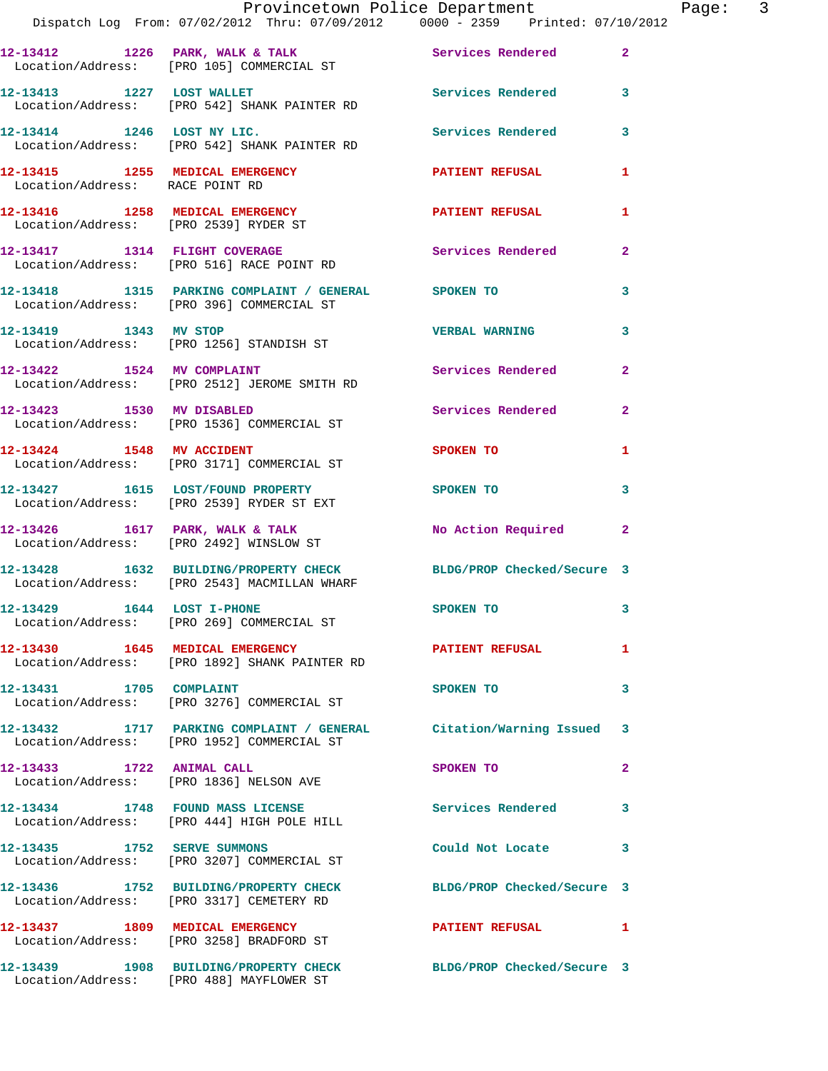12-13412 1226 PARK, WALK & TALK Services Rendered 2
Location/Address: [PRO 105] COMMERCIAL ST

12-13413 1227 LOST WALLET Services Rendered 3
Location/Address: [PRO 542] SHANK PAINTER RD

12-13414 1246 LOST NY LIC. Services Rendered 3
Location/Address: [PRO 542] SHANK PAINTER RD

12-13415 1255 MEDICAL EMERGENCY PATIENT REFUSAL 1
Location/Address: RACE POINT RD

12-13416 1258 MEDICAL EMERGENCY PATIENT REFUSAL 1
Location/Address: [PRO 2539] RYDER ST

12-13417 1314 FLIGHT COVERAGE Services Rendered 2
Location/Address: [PRO 516] RACE POINT RD

12-13418 1315 PARKING COMPLAINT / GENERAL SPOKEN TO 3
Location/Address: [PRO 396] COMMERCIAL ST

12-13419 1343 MV STOP VERBAL WARNING 3
Location/Address: [PRO 1256] STANDISH ST

12-13422 1524 MV COMPLAINT Services Rendered 2
Location/Address: [PRO 2512] JEROME SMITH RD

12-13423 1530 MV DISABLED Services Rendered 2
Location/Address: [PRO 1536] COMMERCIAL ST

12-13424 1548 MV ACCIDENT SPOKEN TO 1
Location/Address: [PRO 3171] COMMERCIAL ST

12-13427 1615 LOST/FOUND PROPERTY SPOKEN TO 3
Location/Address: [PRO 2539] RYDER ST EXT

12-13426 1617 PARK, WALK & TALK No Action Required 2
Location/Address: [PRO 2492] WINSLOW ST

12-13428 1632 BUILDING/PROPERTY CHECK BLDG/PROP Checked/Secure 3
Location/Address: [PRO 2543] MACMILLAN WHARF

12-13429 1644 LOST I-PHONE SPOKEN TO 3
Location/Address: [PRO 269] COMMERCIAL ST

12-13430 1645 MEDICAL EMERGENCY PATIENT REFUSAL 1
Location/Address: [PRO 1892] SHANK PAINTER RD

12-13431 1705 COMPLAINT SPOKEN TO 3
Location/Address: [PRO 3276] COMMERCIAL ST

12-13432 1717 PARKING COMPLAINT / GENERAL Citation/Warning Issued 3
Location/Address: [PRO 1952] COMMERCIAL ST

12-13433 1722 ANIMAL CALL SPOKEN TO 2
Location/Address: [PRO 1836] NELSON AVE

12-13434 1748 FOUND MASS LICENSE Services Rendered 3
Location/Address: [PRO 444] HIGH POLE HILL

12-13435 1752 SERVE SUMMONS Could Not Locate 3
Location/Address: [PRO 3207] COMMERCIAL ST

12-13436 1752 BUILDING/PROPERTY CHECK BLDG/PROP Checked/Secure 3
Location/Address: [PRO 3317] CEMETERY RD

12-13437 1809 MEDICAL EMERGENCY PATIENT REFUSAL 1
Location/Address: [PRO 3258] BRADFORD ST

12-13439 1908 BUILDING/PROPERTY CHECK BLDG/PROP Checked/Secure 3
Location/Address: [PRO 488] MAYFLOWER ST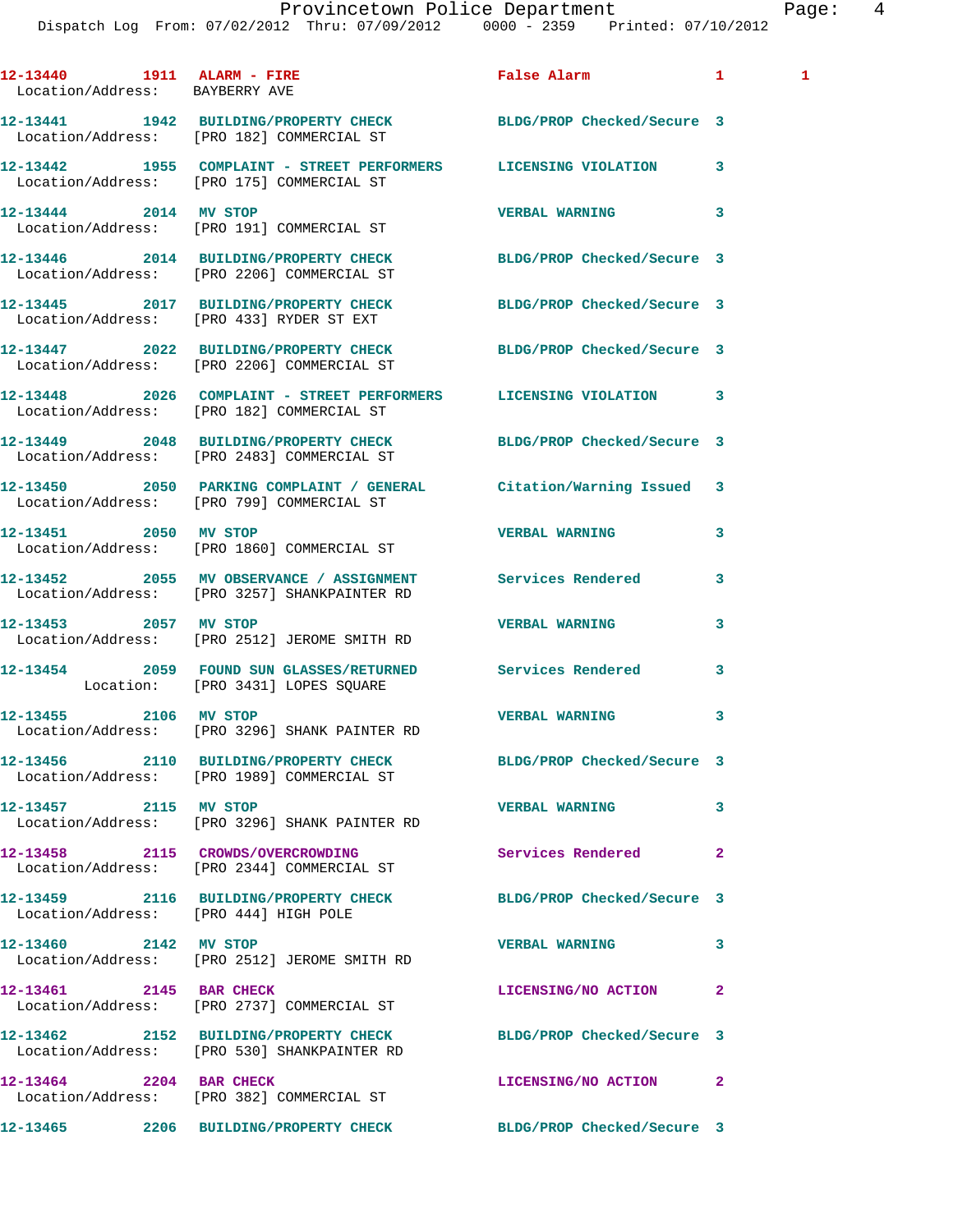12-13440 1911 ALARM - FIRE False Alarm 1 1
Location/Address: BAYBERRY AVE

12-13441 1942 BUILDING/PROPERTY CHECK BLDG/PROP Checked/Secure 3
Location/Address: [PRO 182] COMMERCIAL ST

12-13442 1955 COMPLAINT - STREET PERFORMERS LICENSING VIOLATION 3
Location/Address: [PRO 175] COMMERCIAL ST

12-13444 2014 MV STOP VERBAL WARNING 3
Location/Address: [PRO 191] COMMERCIAL ST

12-13446 2014 BUILDING/PROPERTY CHECK BLDG/PROP Checked/Secure 3
Location/Address: [PRO 2206] COMMERCIAL ST

12-13445 2017 BUILDING/PROPERTY CHECK BLDG/PROP Checked/Secure 3
Location/Address: [PRO 433] RYDER ST EXT

12-13447 2022 BUILDING/PROPERTY CHECK BLDG/PROP Checked/Secure 3
Location/Address: [PRO 2206] COMMERCIAL ST

12-13448 2026 COMPLAINT - STREET PERFORMERS LICENSING VIOLATION 3
Location/Address: [PRO 182] COMMERCIAL ST

12-13449 2048 BUILDING/PROPERTY CHECK BLDG/PROP Checked/Secure 3
Location/Address: [PRO 2483] COMMERCIAL ST

12-13450 2050 PARKING COMPLAINT / GENERAL Citation/Warning Issued 3
Location/Address: [PRO 799] COMMERCIAL ST

12-13451 2050 MV STOP VERBAL WARNING 3
Location/Address: [PRO 1860] COMMERCIAL ST

12-13452 2055 MV OBSERVANCE / ASSIGNMENT Services Rendered 3
Location/Address: [PRO 3257] SHANKPAINTER RD

12-13453 2057 MV STOP VERBAL WARNING 3
Location/Address: [PRO 2512] JEROME SMITH RD

12-13454 2059 FOUND SUN GLASSES/RETURNED Services Rendered 3
Location: [PRO 3431] LOPES SQUARE

12-13455 2106 MV STOP VERBAL WARNING 3
Location/Address: [PRO 3296] SHANK PAINTER RD

12-13456 2110 BUILDING/PROPERTY CHECK BLDG/PROP Checked/Secure 3
Location/Address: [PRO 1989] COMMERCIAL ST

12-13457 2115 MV STOP VERBAL WARNING 3
Location/Address: [PRO 3296] SHANK PAINTER RD

12-13458 2115 CROWDS/OVERCROWDING Services Rendered 2
Location/Address: [PRO 2344] COMMERCIAL ST

12-13459 2116 BUILDING/PROPERTY CHECK BLDG/PROP Checked/Secure 3
Location/Address: [PRO 444] HIGH POLE

12-13460 2142 MV STOP VERBAL WARNING 3
Location/Address: [PRO 2512] JEROME SMITH RD

12-13461 2145 BAR CHECK LICENSING/NO ACTION 2
Location/Address: [PRO 2737] COMMERCIAL ST

12-13462 2152 BUILDING/PROPERTY CHECK BLDG/PROP Checked/Secure 3
Location/Address: [PRO 530] SHANKPAINTER RD

12-13464 2204 BAR CHECK LICENSING/NO ACTION 2
Location/Address: [PRO 382] COMMERCIAL ST

12-13465 2206 BUILDING/PROPERTY CHECK BLDG/PROP Checked/Secure 3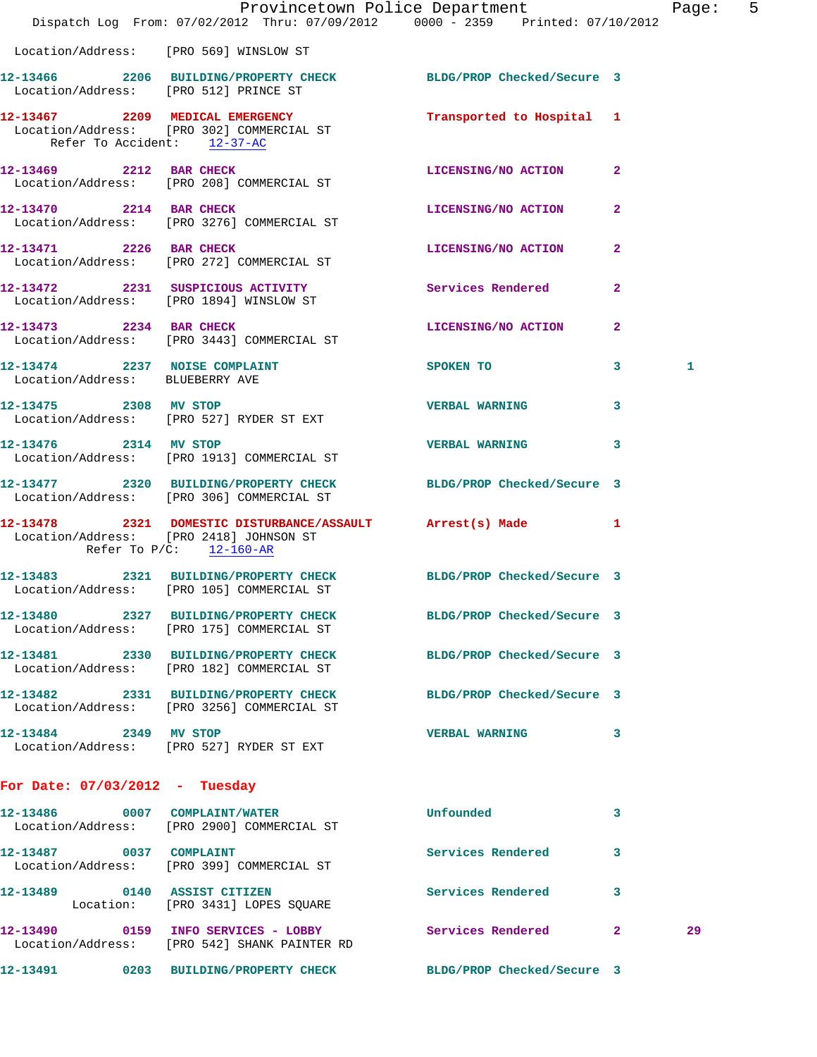Location/Address: [PRO 569] WINSLOW ST

**12-13466 2206 BUILDING/PROPERTY CHECK** BLDG/PROP Checked/Secure 3
Location/Address: [PRO 512] PRINCE ST

**12-13467 2209 MEDICAL EMERGENCY** Transported to Hospital 1
Location/Address: [PRO 302] COMMERCIAL ST
Refer To Accident: 12-37-AC

**12-13469 2212 BAR CHECK** LICENSING/NO ACTION 2
Location/Address: [PRO 208] COMMERCIAL ST

**12-13470 2214 BAR CHECK** LICENSING/NO ACTION 2
Location/Address: [PRO 3276] COMMERCIAL ST

**12-13471 2226 BAR CHECK** LICENSING/NO ACTION 2
Location/Address: [PRO 272] COMMERCIAL ST

**12-13472 2231 SUSPICIOUS ACTIVITY** Services Rendered 2
Location/Address: [PRO 1894] WINSLOW ST

**12-13473 2234 BAR CHECK** LICENSING/NO ACTION 2
Location/Address: [PRO 3443] COMMERCIAL ST

**12-13474 2237 NOISE COMPLAINT** SPOKEN TO 3 1
Location/Address: BLUEBERRY AVE

**12-13475 2308 MV STOP** VERBAL WARNING 3
Location/Address: [PRO 527] RYDER ST EXT

**12-13476 2314 MV STOP** VERBAL WARNING 3
Location/Address: [PRO 1913] COMMERCIAL ST

**12-13477 2320 BUILDING/PROPERTY CHECK** BLDG/PROP Checked/Secure 3
Location/Address: [PRO 306] COMMERCIAL ST

**12-13478 2321 DOMESTIC DISTURBANCE/ASSAULT** Arrest(s) Made 1
Location/Address: [PRO 2418] JOHNSON ST
Refer To P/C: 12-160-AR

**12-13483 2321 BUILDING/PROPERTY CHECK** BLDG/PROP Checked/Secure 3
Location/Address: [PRO 105] COMMERCIAL ST

**12-13480 2327 BUILDING/PROPERTY CHECK** BLDG/PROP Checked/Secure 3
Location/Address: [PRO 175] COMMERCIAL ST

**12-13481 2330 BUILDING/PROPERTY CHECK** BLDG/PROP Checked/Secure 3
Location/Address: [PRO 182] COMMERCIAL ST

**12-13482 2331 BUILDING/PROPERTY CHECK** BLDG/PROP Checked/Secure 3
Location/Address: [PRO 3256] COMMERCIAL ST

**12-13484 2349 MV STOP** VERBAL WARNING 3
Location/Address: [PRO 527] RYDER ST EXT

## For Date: 07/03/2012 - Tuesday

**12-13486 0007 COMPLAINT/WATER** Unfounded 3
Location/Address: [PRO 2900] COMMERCIAL ST

**12-13487 0037 COMPLAINT** Services Rendered 3
Location/Address: [PRO 399] COMMERCIAL ST

**12-13489 0140 ASSIST CITIZEN** Services Rendered 3
Location: [PRO 3431] LOPES SQUARE

**12-13490 0159 INFO SERVICES - LOBBY** Services Rendered 2 29
Location/Address: [PRO 542] SHANK PAINTER RD

**12-13491 0203 BUILDING/PROPERTY CHECK** BLDG/PROP Checked/Secure 3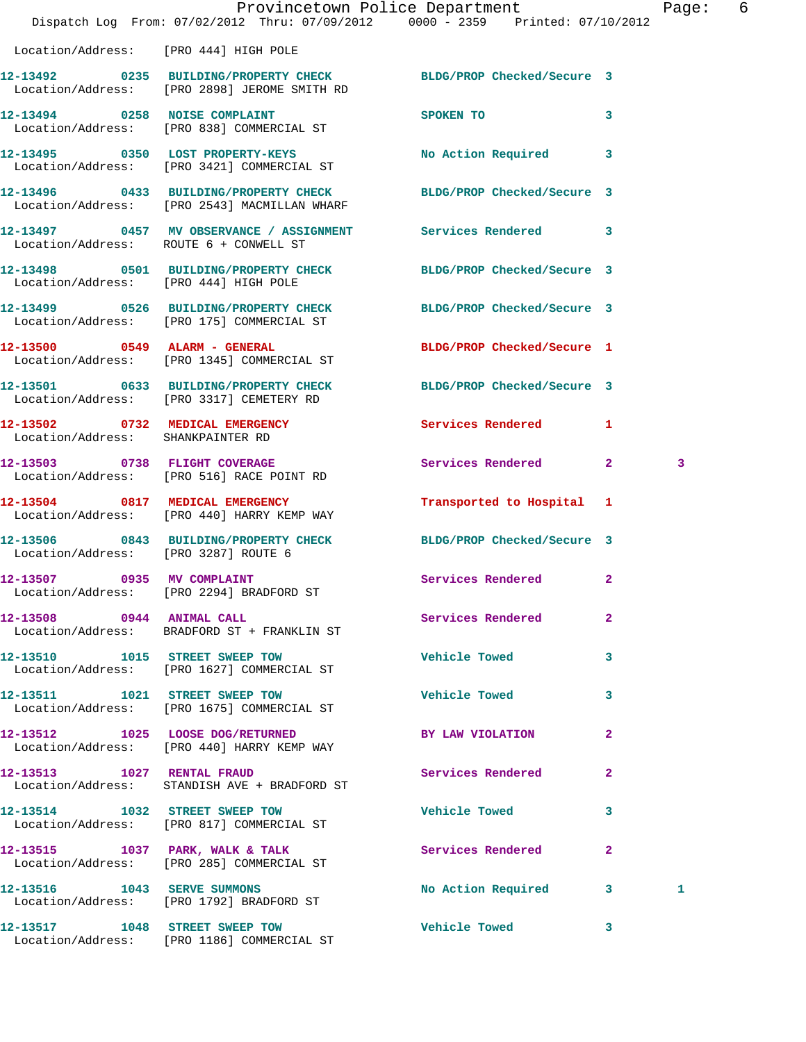Location/Address: [PRO 444] HIGH POLE

| Call Number | Time | Call Reason | Action | Priority | |
|---|---|---|---|---|---|
| 12-13492 | 0235 | BUILDING/PROPERTY CHECK | BLDG/PROP Checked/Secure | 3 | |
| Location/Address: | | [PRO 2898] JEROME SMITH RD | | | |
| 12-13494 | 0258 | NOISE COMPLAINT | SPOKEN TO | 3 | |
| Location/Address: | | [PRO 838] COMMERCIAL ST | | | |
| 12-13495 | 0350 | LOST PROPERTY-KEYS | No Action Required | 3 | |
| Location/Address: | | [PRO 3421] COMMERCIAL ST | | | |
| 12-13496 | 0433 | BUILDING/PROPERTY CHECK | BLDG/PROP Checked/Secure | 3 | |
| Location/Address: | | [PRO 2543] MACMILLAN WHARF | | | |
| 12-13497 | 0457 | MV OBSERVANCE / ASSIGNMENT | Services Rendered | 3 | |
| Location/Address: | | ROUTE 6 + CONWELL ST | | | |
| 12-13498 | 0501 | BUILDING/PROPERTY CHECK | BLDG/PROP Checked/Secure | 3 | |
| Location/Address: | | [PRO 444] HIGH POLE | | | |
| 12-13499 | 0526 | BUILDING/PROPERTY CHECK | BLDG/PROP Checked/Secure | 3 | |
| Location/Address: | | [PRO 175] COMMERCIAL ST | | | |
| 12-13500 | 0549 | ALARM - GENERAL | BLDG/PROP Checked/Secure | 1 | |
| Location/Address: | | [PRO 1345] COMMERCIAL ST | | | |
| 12-13501 | 0633 | BUILDING/PROPERTY CHECK | BLDG/PROP Checked/Secure | 3 | |
| Location/Address: | | [PRO 3317] CEMETERY RD | | | |
| 12-13502 | 0732 | MEDICAL EMERGENCY | Services Rendered | 1 | |
| Location/Address: | | SHANKPAINTER RD | | | |
| 12-13503 | 0738 | FLIGHT COVERAGE | Services Rendered | 2 | 3 |
| Location/Address: | | [PRO 516] RACE POINT RD | | | |
| 12-13504 | 0817 | MEDICAL EMERGENCY | Transported to Hospital | 1 | |
| Location/Address: | | [PRO 440] HARRY KEMP WAY | | | |
| 12-13506 | 0843 | BUILDING/PROPERTY CHECK | BLDG/PROP Checked/Secure | 3 | |
| Location/Address: | | [PRO 3287] ROUTE 6 | | | |
| 12-13507 | 0935 | MV COMPLAINT | Services Rendered | 2 | |
| Location/Address: | | [PRO 2294] BRADFORD ST | | | |
| 12-13508 | 0944 | ANIMAL CALL | Services Rendered | 2 | |
| Location/Address: | | BRADFORD ST + FRANKLIN ST | | | |
| 12-13510 | 1015 | STREET SWEEP TOW | Vehicle Towed | 3 | |
| Location/Address: | | [PRO 1627] COMMERCIAL ST | | | |
| 12-13511 | 1021 | STREET SWEEP TOW | Vehicle Towed | 3 | |
| Location/Address: | | [PRO 1675] COMMERCIAL ST | | | |
| 12-13512 | 1025 | LOOSE DOG/RETURNED | BY LAW VIOLATION | 2 | |
| Location/Address: | | [PRO 440] HARRY KEMP WAY | | | |
| 12-13513 | 1027 | RENTAL FRAUD | Services Rendered | 2 | |
| Location/Address: | | STANDISH AVE + BRADFORD ST | | | |
| 12-13514 | 1032 | STREET SWEEP TOW | Vehicle Towed | 3 | |
| Location/Address: | | [PRO 817] COMMERCIAL ST | | | |
| 12-13515 | 1037 | PARK, WALK & TALK | Services Rendered | 2 | |
| Location/Address: | | [PRO 285] COMMERCIAL ST | | | |
| 12-13516 | 1043 | SERVE SUMMONS | No Action Required | 3 | 1 |
| Location/Address: | | [PRO 1792] BRADFORD ST | | | |
| 12-13517 | 1048 | STREET SWEEP TOW | Vehicle Towed | 3 | |
| Location/Address: | | [PRO 1186] COMMERCIAL ST | | | |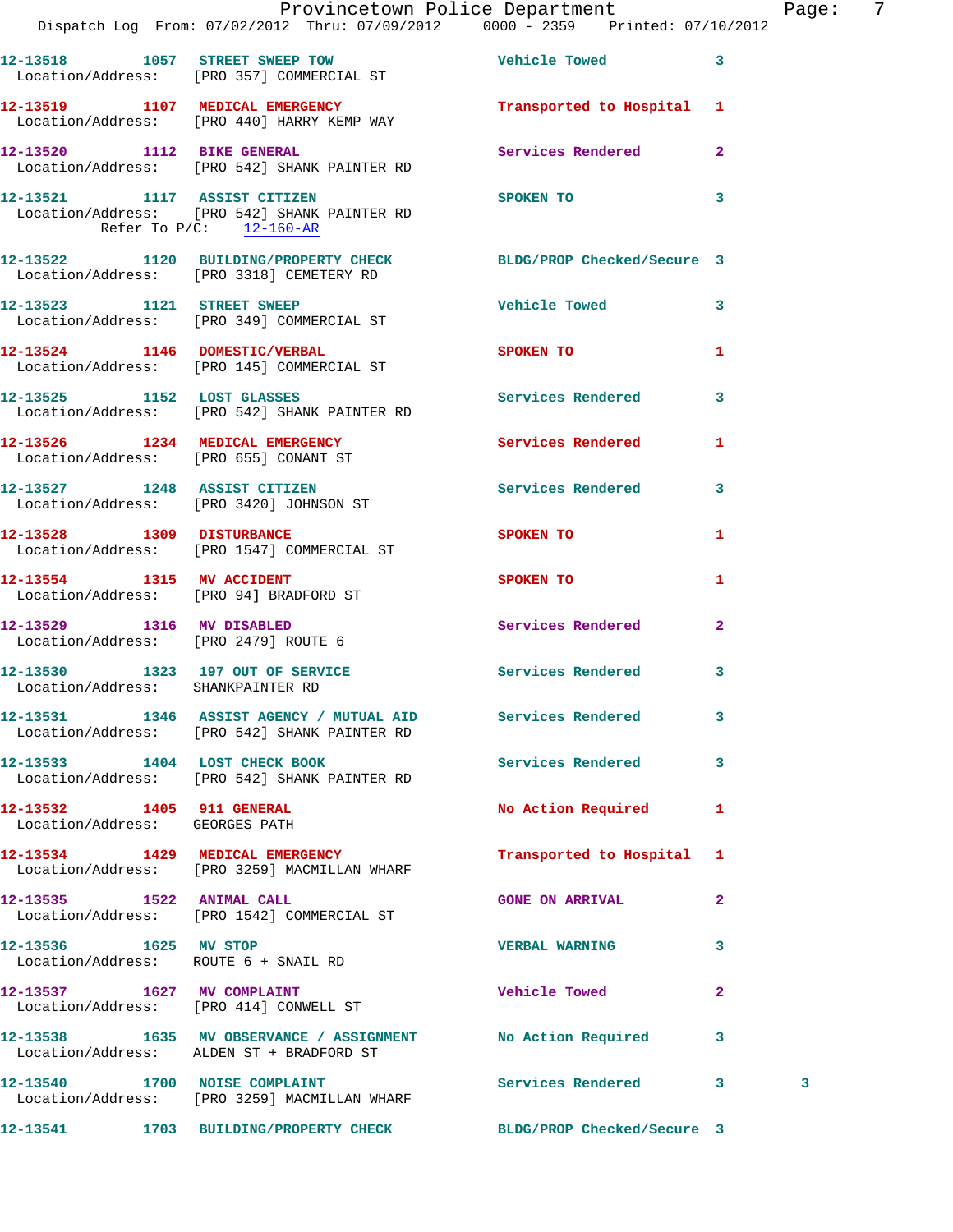12-13518 1057 STREET SWEEP TOW Vehicle Towed 3
Location/Address: [PRO 357] COMMERCIAL ST

12-13519 1107 MEDICAL EMERGENCY Transported to Hospital 1
Location/Address: [PRO 440] HARRY KEMP WAY

12-13520 1112 BIKE GENERAL Services Rendered 2
Location/Address: [PRO 542] SHANK PAINTER RD

12-13521 1117 ASSIST CITIZEN SPOKEN TO 3
Location/Address: [PRO 542] SHANK PAINTER RD
Refer To P/C: 12-160-AR

12-13522 1120 BUILDING/PROPERTY CHECK BLDG/PROP Checked/Secure 3
Location/Address: [PRO 3318] CEMETERY RD

12-13523 1121 STREET SWEEP Vehicle Towed 3
Location/Address: [PRO 349] COMMERCIAL ST

12-13524 1146 DOMESTIC/VERBAL SPOKEN TO 1
Location/Address: [PRO 145] COMMERCIAL ST

12-13525 1152 LOST GLASSES Services Rendered 3
Location/Address: [PRO 542] SHANK PAINTER RD

12-13526 1234 MEDICAL EMERGENCY Services Rendered 1
Location/Address: [PRO 655] CONANT ST

12-13527 1248 ASSIST CITIZEN Services Rendered 3
Location/Address: [PRO 3420] JOHNSON ST

12-13528 1309 DISTURBANCE SPOKEN TO 1
Location/Address: [PRO 1547] COMMERCIAL ST

12-13554 1315 MV ACCIDENT SPOKEN TO 1
Location/Address: [PRO 94] BRADFORD ST

12-13529 1316 MV DISABLED Services Rendered 2
Location/Address: [PRO 2479] ROUTE 6

12-13530 1323 197 OUT OF SERVICE Services Rendered 3
Location/Address: SHANKPAINTER RD

12-13531 1346 ASSIST AGENCY / MUTUAL AID Services Rendered 3
Location/Address: [PRO 542] SHANK PAINTER RD

12-13533 1404 LOST CHECK BOOK Services Rendered 3
Location/Address: [PRO 542] SHANK PAINTER RD

12-13532 1405 911 GENERAL No Action Required 1
Location/Address: GEORGES PATH

12-13534 1429 MEDICAL EMERGENCY Transported to Hospital 1
Location/Address: [PRO 3259] MACMILLAN WHARF

12-13535 1522 ANIMAL CALL GONE ON ARRIVAL 2
Location/Address: [PRO 1542] COMMERCIAL ST

12-13536 1625 MV STOP VERBAL WARNING 3
Location/Address: ROUTE 6 + SNAIL RD

12-13537 1627 MV COMPLAINT Vehicle Towed 2
Location/Address: [PRO 414] CONWELL ST

12-13538 1635 MV OBSERVANCE / ASSIGNMENT No Action Required 3
Location/Address: ALDEN ST + BRADFORD ST

12-13540 1700 NOISE COMPLAINT Services Rendered 3 3
Location/Address: [PRO 3259] MACMILLAN WHARF

12-13541 1703 BUILDING/PROPERTY CHECK BLDG/PROP Checked/Secure 3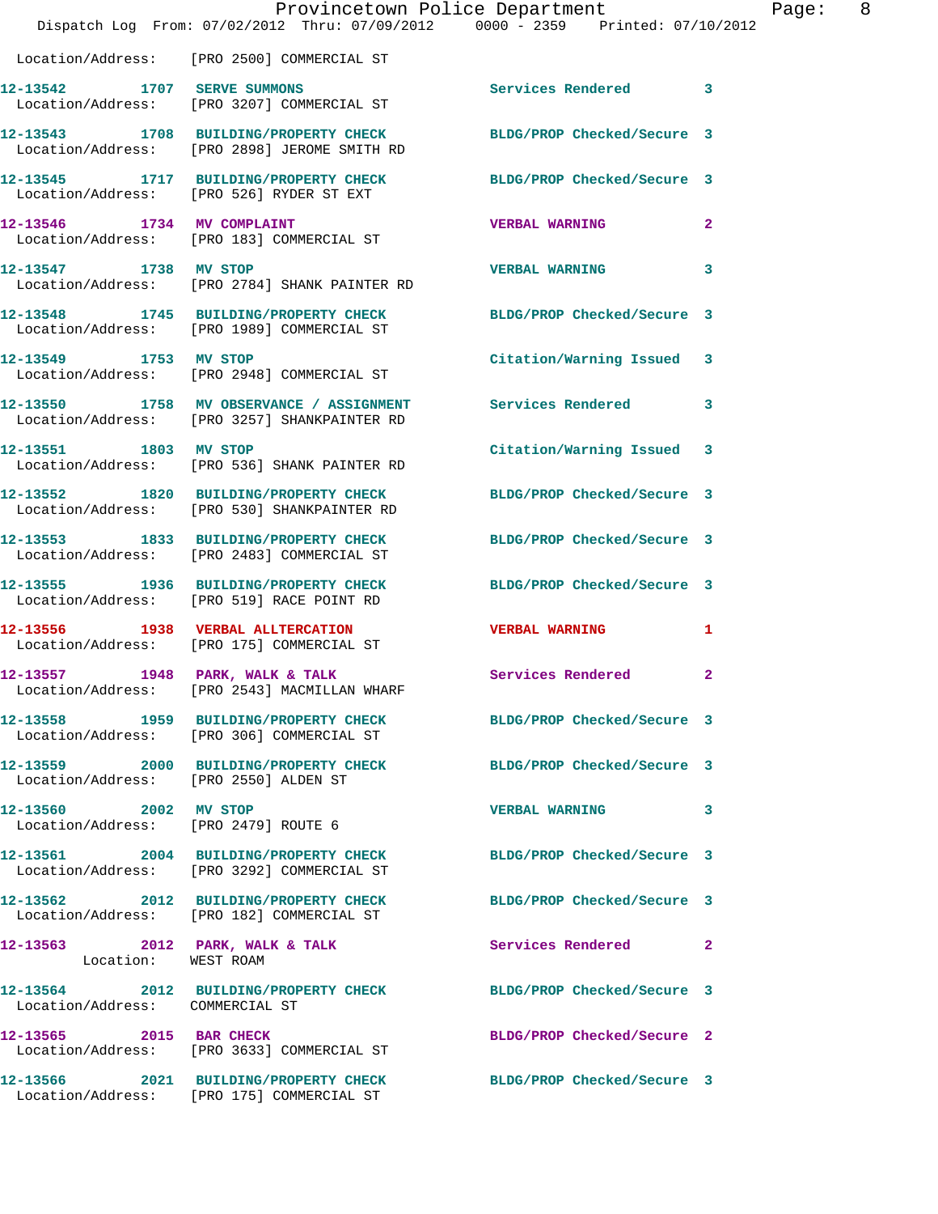Location/Address: [PRO 2500] COMMERCIAL ST

12-13542 1707 SERVE SUMMONS Services Rendered 3
Location/Address: [PRO 3207] COMMERCIAL ST

12-13543 1708 BUILDING/PROPERTY CHECK BLDG/PROP Checked/Secure 3
Location/Address: [PRO 2898] JEROME SMITH RD

12-13545 1717 BUILDING/PROPERTY CHECK BLDG/PROP Checked/Secure 3
Location/Address: [PRO 526] RYDER ST EXT

12-13546 1734 MV COMPLAINT VERBAL WARNING 2
Location/Address: [PRO 183] COMMERCIAL ST

12-13547 1738 MV STOP VERBAL WARNING 3
Location/Address: [PRO 2784] SHANK PAINTER RD

12-13548 1745 BUILDING/PROPERTY CHECK BLDG/PROP Checked/Secure 3
Location/Address: [PRO 1989] COMMERCIAL ST

12-13549 1753 MV STOP Citation/Warning Issued 3
Location/Address: [PRO 2948] COMMERCIAL ST

12-13550 1758 MV OBSERVANCE / ASSIGNMENT Services Rendered 3
Location/Address: [PRO 3257] SHANKPAINTER RD

12-13551 1803 MV STOP Citation/Warning Issued 3
Location/Address: [PRO 536] SHANK PAINTER RD

12-13552 1820 BUILDING/PROPERTY CHECK BLDG/PROP Checked/Secure 3
Location/Address: [PRO 530] SHANKPAINTER RD

12-13553 1833 BUILDING/PROPERTY CHECK BLDG/PROP Checked/Secure 3
Location/Address: [PRO 2483] COMMERCIAL ST

12-13555 1936 BUILDING/PROPERTY CHECK BLDG/PROP Checked/Secure 3
Location/Address: [PRO 519] RACE POINT RD

12-13556 1938 VERBAL ALLTERCATION VERBAL WARNING 1
Location/Address: [PRO 175] COMMERCIAL ST

12-13557 1948 PARK, WALK & TALK Services Rendered 2
Location/Address: [PRO 2543] MACMILLAN WHARF

12-13558 1959 BUILDING/PROPERTY CHECK BLDG/PROP Checked/Secure 3
Location/Address: [PRO 306] COMMERCIAL ST

12-13559 2000 BUILDING/PROPERTY CHECK BLDG/PROP Checked/Secure 3
Location/Address: [PRO 2550] ALDEN ST

12-13560 2002 MV STOP VERBAL WARNING 3
Location/Address: [PRO 2479] ROUTE 6

12-13561 2004 BUILDING/PROPERTY CHECK BLDG/PROP Checked/Secure 3
Location/Address: [PRO 3292] COMMERCIAL ST

12-13562 2012 BUILDING/PROPERTY CHECK BLDG/PROP Checked/Secure 3
Location/Address: [PRO 182] COMMERCIAL ST

12-13563 2012 PARK, WALK & TALK Services Rendered 2
Location: WEST ROAM

12-13564 2012 BUILDING/PROPERTY CHECK BLDG/PROP Checked/Secure 3
Location/Address: COMMERCIAL ST

12-13565 2015 BAR CHECK BLDG/PROP Checked/Secure 2
Location/Address: [PRO 3633] COMMERCIAL ST

12-13566 2021 BUILDING/PROPERTY CHECK BLDG/PROP Checked/Secure 3
Location/Address: [PRO 175] COMMERCIAL ST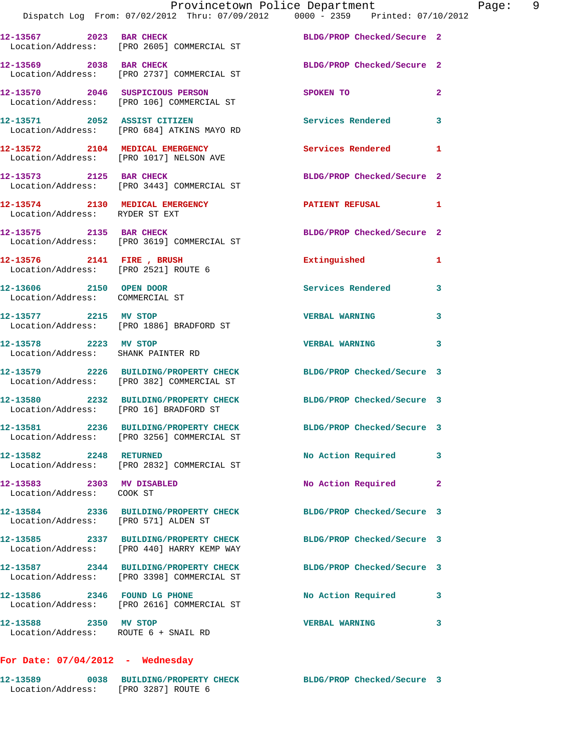12-13567 2023 BAR CHECK BLDG/PROP Checked/Secure 2
Location/Address: [PRO 2605] COMMERCIAL ST

12-13569 2038 BAR CHECK BLDG/PROP Checked/Secure 2
Location/Address: [PRO 2737] COMMERCIAL ST

12-13570 2046 SUSPICIOUS PERSON SPOKEN TO 2
Location/Address: [PRO 106] COMMERCIAL ST

12-13571 2052 ASSIST CITIZEN Services Rendered 3
Location/Address: [PRO 684] ATKINS MAYO RD

12-13572 2104 MEDICAL EMERGENCY Services Rendered 1
Location/Address: [PRO 1017] NELSON AVE

12-13573 2125 BAR CHECK BLDG/PROP Checked/Secure 2
Location/Address: [PRO 3443] COMMERCIAL ST

12-13574 2130 MEDICAL EMERGENCY PATIENT REFUSAL 1
Location/Address: RYDER ST EXT

12-13575 2135 BAR CHECK BLDG/PROP Checked/Secure 2
Location/Address: [PRO 3619] COMMERCIAL ST

12-13576 2141 FIRE , BRUSH Extinguished 1
Location/Address: [PRO 2521] ROUTE 6

12-13606 2150 OPEN DOOR Services Rendered 3
Location/Address: COMMERCIAL ST

12-13577 2215 MV STOP VERBAL WARNING 3
Location/Address: [PRO 1886] BRADFORD ST

12-13578 2223 MV STOP VERBAL WARNING 3
Location/Address: SHANK PAINTER RD

12-13579 2226 BUILDING/PROPERTY CHECK BLDG/PROP Checked/Secure 3
Location/Address: [PRO 382] COMMERCIAL ST

12-13580 2232 BUILDING/PROPERTY CHECK BLDG/PROP Checked/Secure 3
Location/Address: [PRO 16] BRADFORD ST

12-13581 2236 BUILDING/PROPERTY CHECK BLDG/PROP Checked/Secure 3
Location/Address: [PRO 3256] COMMERCIAL ST

12-13582 2248 RETURNED No Action Required 3
Location/Address: [PRO 2832] COMMERCIAL ST

12-13583 2303 MV DISABLED No Action Required 2
Location/Address: COOK ST

12-13584 2336 BUILDING/PROPERTY CHECK BLDG/PROP Checked/Secure 3
Location/Address: [PRO 571] ALDEN ST

12-13585 2337 BUILDING/PROPERTY CHECK BLDG/PROP Checked/Secure 3
Location/Address: [PRO 440] HARRY KEMP WAY

12-13587 2344 BUILDING/PROPERTY CHECK BLDG/PROP Checked/Secure 3
Location/Address: [PRO 3398] COMMERCIAL ST

12-13586 2346 FOUND LG PHONE No Action Required 3
Location/Address: [PRO 2616] COMMERCIAL ST

12-13588 2350 MV STOP VERBAL WARNING 3
Location/Address: ROUTE 6 + SNAIL RD

**For Date: 07/04/2012 - Wednesday**

12-13589 0038 BUILDING/PROPERTY CHECK BLDG/PROP Checked/Secure 3
Location/Address: [PRO 3287] ROUTE 6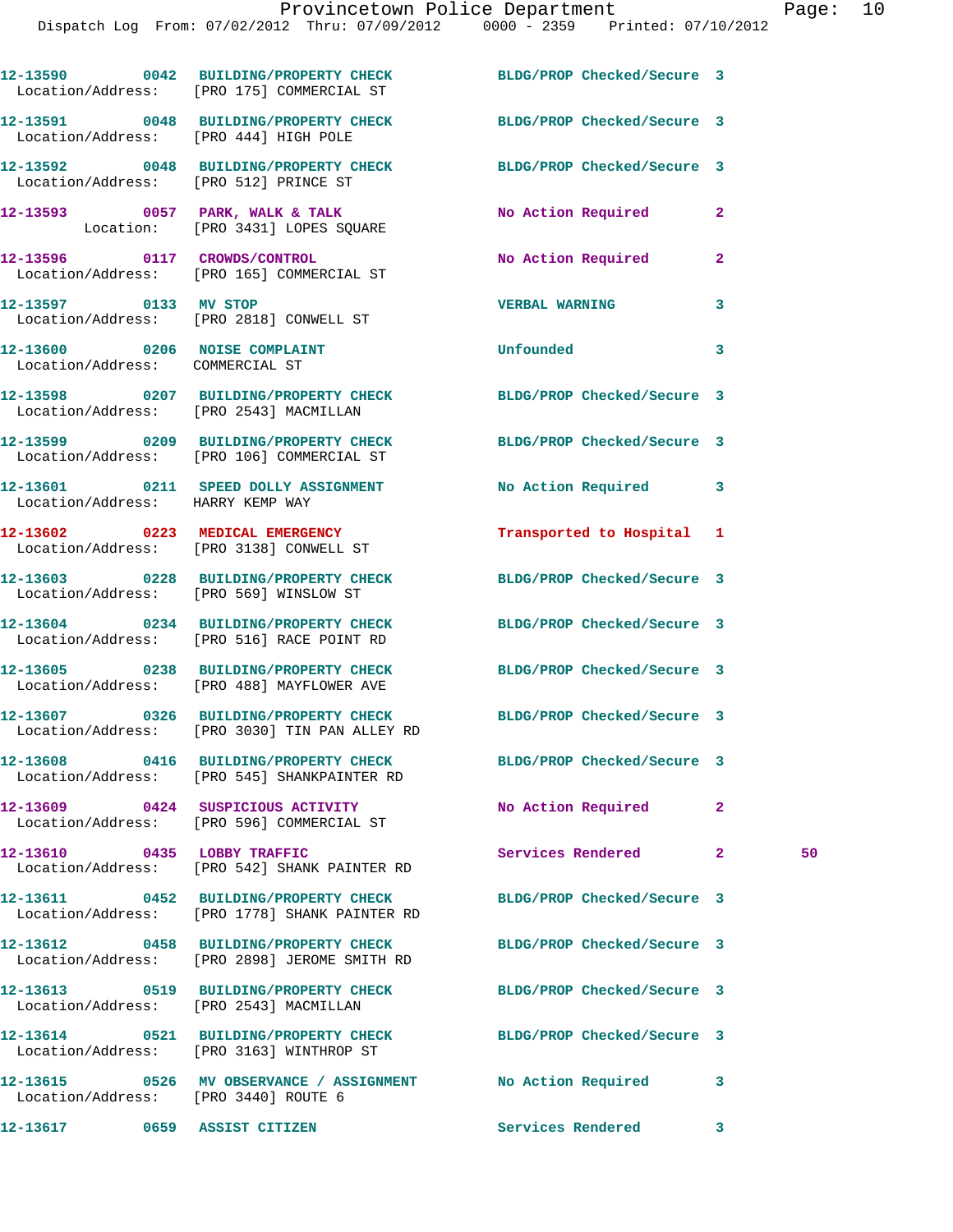12-13590 0042 BUILDING/PROPERTY CHECK BLDG/PROP Checked/Secure 3
Location/Address: [PRO 175] COMMERCIAL ST

12-13591 0048 BUILDING/PROPERTY CHECK BLDG/PROP Checked/Secure 3
Location/Address: [PRO 444] HIGH POLE

12-13592 0048 BUILDING/PROPERTY CHECK BLDG/PROP Checked/Secure 3
Location/Address: [PRO 512] PRINCE ST

12-13593 0057 PARK, WALK & TALK No Action Required 2
Location: [PRO 3431] LOPES SQUARE

12-13596 0117 CROWDS/CONTROL No Action Required 2
Location/Address: [PRO 165] COMMERCIAL ST

12-13597 0133 MV STOP VERBAL WARNING 3
Location/Address: [PRO 2818] CONWELL ST

12-13600 0206 NOISE COMPLAINT Unfounded 3
Location/Address: COMMERCIAL ST

12-13598 0207 BUILDING/PROPERTY CHECK BLDG/PROP Checked/Secure 3
Location/Address: [PRO 2543] MACMILLAN

12-13599 0209 BUILDING/PROPERTY CHECK BLDG/PROP Checked/Secure 3
Location/Address: [PRO 106] COMMERCIAL ST

12-13601 0211 SPEED DOLLY ASSIGNMENT No Action Required 3
Location/Address: HARRY KEMP WAY

12-13602 0223 MEDICAL EMERGENCY Transported to Hospital 1
Location/Address: [PRO 3138] CONWELL ST

12-13603 0228 BUILDING/PROPERTY CHECK BLDG/PROP Checked/Secure 3
Location/Address: [PRO 569] WINSLOW ST

12-13604 0234 BUILDING/PROPERTY CHECK BLDG/PROP Checked/Secure 3
Location/Address: [PRO 516] RACE POINT RD

12-13605 0238 BUILDING/PROPERTY CHECK BLDG/PROP Checked/Secure 3
Location/Address: [PRO 488] MAYFLOWER AVE

12-13607 0326 BUILDING/PROPERTY CHECK BLDG/PROP Checked/Secure 3
Location/Address: [PRO 3030] TIN PAN ALLEY RD

12-13608 0416 BUILDING/PROPERTY CHECK BLDG/PROP Checked/Secure 3
Location/Address: [PRO 545] SHANKPAINTER RD

12-13609 0424 SUSPICIOUS ACTIVITY No Action Required 2
Location/Address: [PRO 596] COMMERCIAL ST

12-13610 0435 LOBBY TRAFFIC Services Rendered 2 50
Location/Address: [PRO 542] SHANK PAINTER RD

12-13611 0452 BUILDING/PROPERTY CHECK BLDG/PROP Checked/Secure 3
Location/Address: [PRO 1778] SHANK PAINTER RD

12-13612 0458 BUILDING/PROPERTY CHECK BLDG/PROP Checked/Secure 3
Location/Address: [PRO 2898] JEROME SMITH RD

12-13613 0519 BUILDING/PROPERTY CHECK BLDG/PROP Checked/Secure 3
Location/Address: [PRO 2543] MACMILLAN

12-13614 0521 BUILDING/PROPERTY CHECK BLDG/PROP Checked/Secure 3
Location/Address: [PRO 3163] WINTHROP ST

12-13615 0526 MV OBSERVANCE / ASSIGNMENT No Action Required 3
Location/Address: [PRO 3440] ROUTE 6

12-13617 0659 ASSIST CITIZEN Services Rendered 3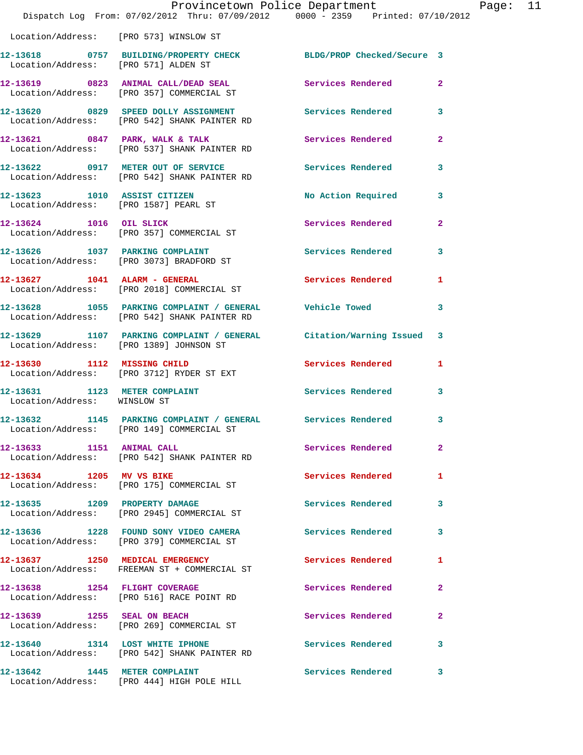Location/Address: [PRO 573] WINSLOW ST

| Call # | Time | Call Reason | Action | Priority |
|---|---|---|---|---|
| 12-13618 | 0757 | BUILDING/PROPERTY CHECK | BLDG/PROP Checked/Secure | 3 |
| | | Location/Address: [PRO 571] ALDEN ST | | |
| 12-13619 | 0823 | ANIMAL CALL/DEAD SEAL | Services Rendered | 2 |
| | | Location/Address: [PRO 357] COMMERCIAL ST | | |
| 12-13620 | 0829 | SPEED DOLLY ASSIGNMENT | Services Rendered | 3 |
| | | Location/Address: [PRO 542] SHANK PAINTER RD | | |
| 12-13621 | 0847 | PARK, WALK & TALK | Services Rendered | 2 |
| | | Location/Address: [PRO 537] SHANK PAINTER RD | | |
| 12-13622 | 0917 | METER OUT OF SERVICE | Services Rendered | 3 |
| | | Location/Address: [PRO 542] SHANK PAINTER RD | | |
| 12-13623 | 1010 | ASSIST CITIZEN | No Action Required | 3 |
| | | Location/Address: [PRO 1587] PEARL ST | | |
| 12-13624 | 1016 | OIL SLICK | Services Rendered | 2 |
| | | Location/Address: [PRO 357] COMMERCIAL ST | | |
| 12-13626 | 1037 | PARKING COMPLAINT | Services Rendered | 3 |
| | | Location/Address: [PRO 3073] BRADFORD ST | | |
| 12-13627 | 1041 | ALARM - GENERAL | Services Rendered | 1 |
| | | Location/Address: [PRO 2018] COMMERCIAL ST | | |
| 12-13628 | 1055 | PARKING COMPLAINT / GENERAL | Vehicle Towed | 3 |
| | | Location/Address: [PRO 542] SHANK PAINTER RD | | |
| 12-13629 | 1107 | PARKING COMPLAINT / GENERAL | Citation/Warning Issued | 3 |
| | | Location/Address: [PRO 1389] JOHNSON ST | | |
| 12-13630 | 1112 | MISSING CHILD | Services Rendered | 1 |
| | | Location/Address: [PRO 3712] RYDER ST EXT | | |
| 12-13631 | 1123 | METER COMPLAINT | Services Rendered | 3 |
| | | Location/Address: WINSLOW ST | | |
| 12-13632 | 1145 | PARKING COMPLAINT / GENERAL | Services Rendered | 3 |
| | | Location/Address: [PRO 149] COMMERCIAL ST | | |
| 12-13633 | 1151 | ANIMAL CALL | Services Rendered | 2 |
| | | Location/Address: [PRO 542] SHANK PAINTER RD | | |
| 12-13634 | 1205 | MV VS BIKE | Services Rendered | 1 |
| | | Location/Address: [PRO 175] COMMERCIAL ST | | |
| 12-13635 | 1209 | PROPERTY DAMAGE | Services Rendered | 3 |
| | | Location/Address: [PRO 2945] COMMERCIAL ST | | |
| 12-13636 | 1228 | FOUND SONY VIDEO CAMERA | Services Rendered | 3 |
| | | Location/Address: [PRO 379] COMMERCIAL ST | | |
| 12-13637 | 1250 | MEDICAL EMERGENCY | Services Rendered | 1 |
| | | Location/Address: FREEMAN ST + COMMERCIAL ST | | |
| 12-13638 | 1254 | FLIGHT COVERAGE | Services Rendered | 2 |
| | | Location/Address: [PRO 516] RACE POINT RD | | |
| 12-13639 | 1255 | SEAL ON BEACH | Services Rendered | 2 |
| | | Location/Address: [PRO 269] COMMERCIAL ST | | |
| 12-13640 | 1314 | LOST WHITE IPHONE | Services Rendered | 3 |
| | | Location/Address: [PRO 542] SHANK PAINTER RD | | |
| 12-13642 | 1445 | METER COMPLAINT | Services Rendered | 3 |
| | | Location/Address: [PRO 444] HIGH POLE HILL | | |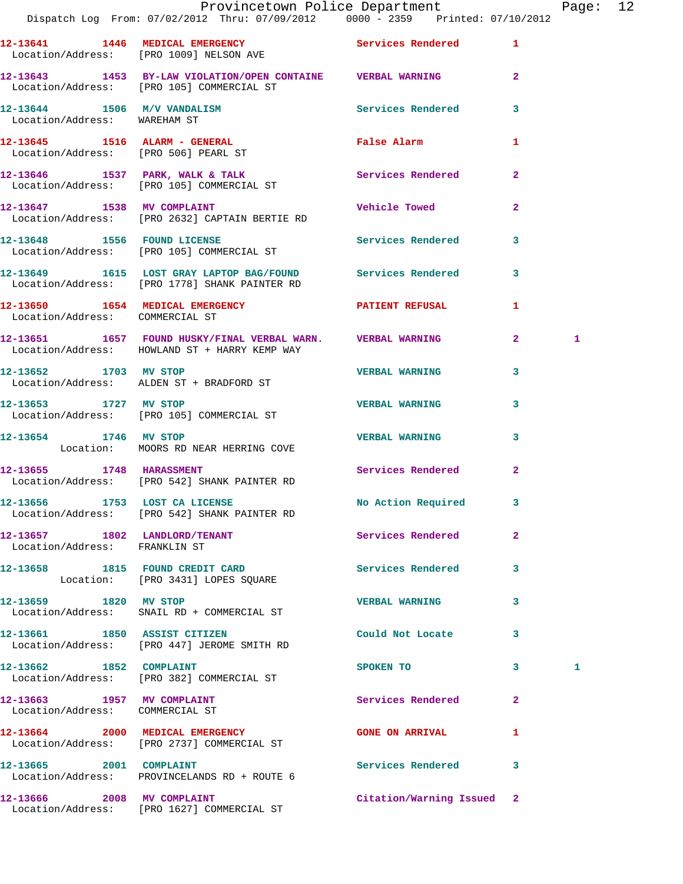| Call Number | Time | Call Reason | Action | Priority | |
|---|---|---|---|---|---|
| 12-13641 | 1446 | MEDICAL EMERGENCY | Services Rendered | 1 | |
| Location/Address: | | [PRO 1009] NELSON AVE | | | |
| 12-13643 | 1453 | BY-LAW VIOLATION/OPEN CONTAINE | VERBAL WARNING | 2 | |
| Location/Address: | | [PRO 105] COMMERCIAL ST | | | |
| 12-13644 | 1506 | M/V VANDALISM | Services Rendered | 3 | |
| Location/Address: | | WAREHAM ST | | | |
| 12-13645 | 1516 | ALARM - GENERAL | False Alarm | 1 | |
| Location/Address: | | [PRO 506] PEARL ST | | | |
| 12-13646 | 1537 | PARK, WALK & TALK | Services Rendered | 2 | |
| Location/Address: | | [PRO 105] COMMERCIAL ST | | | |
| 12-13647 | 1538 | MV COMPLAINT | Vehicle Towed | 2 | |
| Location/Address: | | [PRO 2632] CAPTAIN BERTIE RD | | | |
| 12-13648 | 1556 | FOUND LICENSE | Services Rendered | 3 | |
| Location/Address: | | [PRO 105] COMMERCIAL ST | | | |
| 12-13649 | 1615 | LOST GRAY LAPTOP BAG/FOUND | Services Rendered | 3 | |
| Location/Address: | | [PRO 1778] SHANK PAINTER RD | | | |
| 12-13650 | 1654 | MEDICAL EMERGENCY | PATIENT REFUSAL | 1 | |
| Location/Address: | | COMMERCIAL ST | | | |
| 12-13651 | 1657 | FOUND HUSKY/FINAL VERBAL WARN. | VERBAL WARNING | 2 | 1 |
| Location/Address: | | HOWLAND ST + HARRY KEMP WAY | | | |
| 12-13652 | 1703 | MV STOP | VERBAL WARNING | 3 | |
| Location/Address: | | ALDEN ST + BRADFORD ST | | | |
| 12-13653 | 1727 | MV STOP | VERBAL WARNING | 3 | |
| Location/Address: | | [PRO 105] COMMERCIAL ST | | | |
| 12-13654 | 1746 | MV STOP | VERBAL WARNING | 3 | |
| Location: | | MOORS RD NEAR HERRING COVE | | | |
| 12-13655 | 1748 | HARASSMENT | Services Rendered | 2 | |
| Location/Address: | | [PRO 542] SHANK PAINTER RD | | | |
| 12-13656 | 1753 | LOST CA LICENSE | No Action Required | 3 | |
| Location/Address: | | [PRO 542] SHANK PAINTER RD | | | |
| 12-13657 | 1802 | LANDLORD/TENANT | Services Rendered | 2 | |
| Location/Address: | | FRANKLIN ST | | | |
| 12-13658 | 1815 | FOUND CREDIT CARD | Services Rendered | 3 | |
| Location: | | [PRO 3431] LOPES SQUARE | | | |
| 12-13659 | 1820 | MV STOP | VERBAL WARNING | 3 | |
| Location/Address: | | SNAIL RD + COMMERCIAL ST | | | |
| 12-13661 | 1850 | ASSIST CITIZEN | Could Not Locate | 3 | |
| Location/Address: | | [PRO 447] JEROME SMITH RD | | | |
| 12-13662 | 1852 | COMPLAINT | SPOKEN TO | 3 | 1 |
| Location/Address: | | [PRO 382] COMMERCIAL ST | | | |
| 12-13663 | 1957 | MV COMPLAINT | Services Rendered | 2 | |
| Location/Address: | | COMMERCIAL ST | | | |
| 12-13664 | 2000 | MEDICAL EMERGENCY | GONE ON ARRIVAL | 1 | |
| Location/Address: | | [PRO 2737] COMMERCIAL ST | | | |
| 12-13665 | 2001 | COMPLAINT | Services Rendered | 3 | |
| Location/Address: | | PROVINCELANDS RD + ROUTE 6 | | | |
| 12-13666 | 2008 | MV COMPLAINT | Citation/Warning Issued | 2 | |
| Location/Address: | | [PRO 1627] COMMERCIAL ST | | | |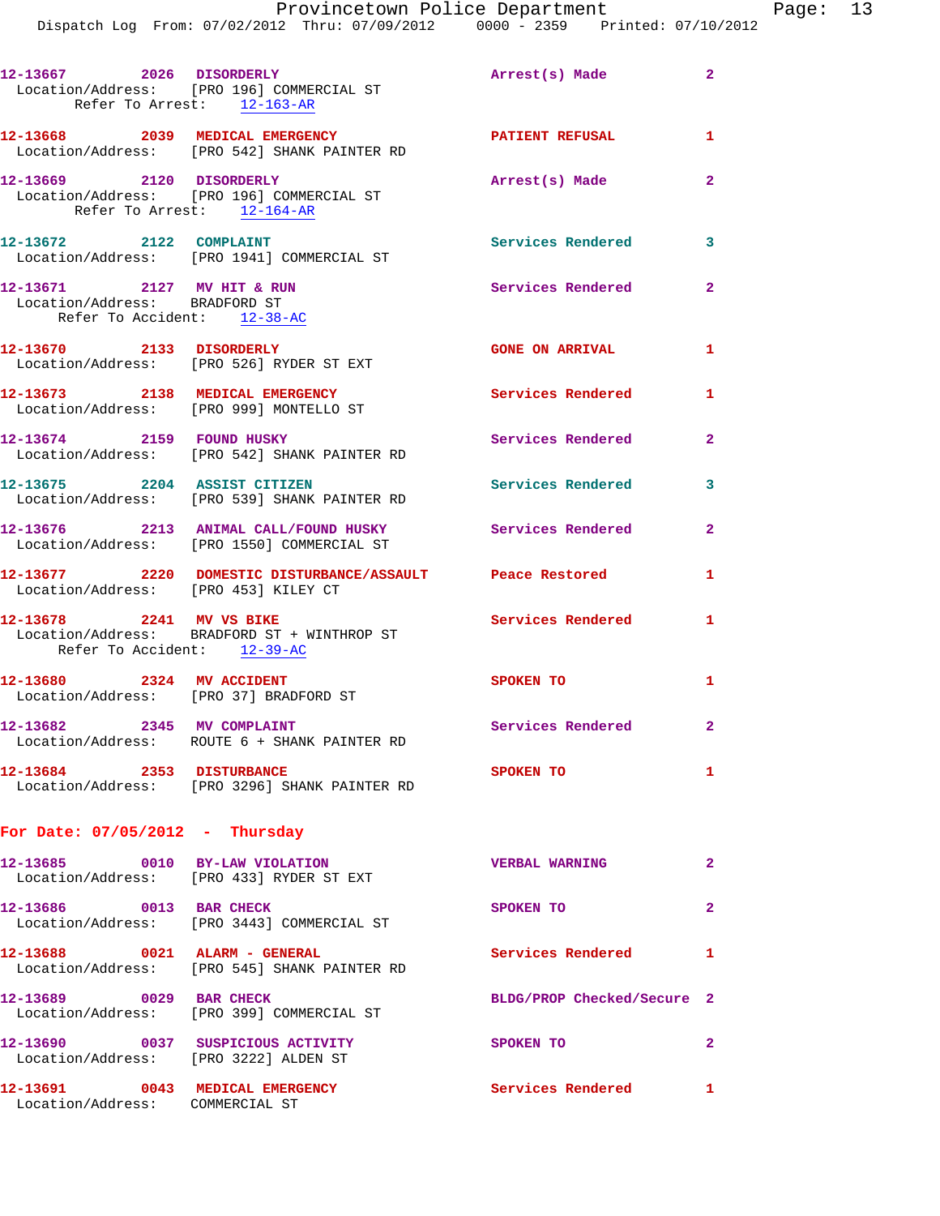12-13667 2026 DISORDERLY Arrest(s) Made 2
Location/Address: [PRO 196] COMMERCIAL ST
Refer To Arrest: 12-163-AR

12-13668 2039 MEDICAL EMERGENCY PATIENT REFUSAL 1
Location/Address: [PRO 542] SHANK PAINTER RD

12-13669 2120 DISORDERLY Arrest(s) Made 2
Location/Address: [PRO 196] COMMERCIAL ST
Refer To Arrest: 12-164-AR

12-13672 2122 COMPLAINT Services Rendered 3
Location/Address: [PRO 1941] COMMERCIAL ST

12-13671 2127 MV HIT & RUN Services Rendered 2
Location/Address: BRADFORD ST
Refer To Accident: 12-38-AC

12-13670 2133 DISORDERLY GONE ON ARRIVAL 1
Location/Address: [PRO 526] RYDER ST EXT

12-13673 2138 MEDICAL EMERGENCY Services Rendered 1
Location/Address: [PRO 999] MONTELLO ST

12-13674 2159 FOUND HUSKY Services Rendered 2
Location/Address: [PRO 542] SHANK PAINTER RD

12-13675 2204 ASSIST CITIZEN Services Rendered 3
Location/Address: [PRO 539] SHANK PAINTER RD

12-13676 2213 ANIMAL CALL/FOUND HUSKY Services Rendered 2
Location/Address: [PRO 1550] COMMERCIAL ST

12-13677 2220 DOMESTIC DISTURBANCE/ASSAULT Peace Restored 1
Location/Address: [PRO 453] KILEY CT

12-13678 2241 MV VS BIKE Services Rendered 1
Location/Address: BRADFORD ST + WINTHROP ST
Refer To Accident: 12-39-AC

12-13680 2324 MV ACCIDENT SPOKEN TO 1
Location/Address: [PRO 37] BRADFORD ST

12-13682 2345 MV COMPLAINT Services Rendered 2
Location/Address: ROUTE 6 + SHANK PAINTER RD

12-13684 2353 DISTURBANCE SPOKEN TO 1
Location/Address: [PRO 3296] SHANK PAINTER RD

## For Date: 07/05/2012 - Thursday

12-13685 0010 BY-LAW VIOLATION VERBAL WARNING 2
Location/Address: [PRO 433] RYDER ST EXT

12-13686 0013 BAR CHECK SPOKEN TO 2
Location/Address: [PRO 3443] COMMERCIAL ST

12-13688 0021 ALARM - GENERAL Services Rendered 1
Location/Address: [PRO 545] SHANK PAINTER RD

12-13689 0029 BAR CHECK BLDG/PROP Checked/Secure 2
Location/Address: [PRO 399] COMMERCIAL ST

12-13690 0037 SUSPICIOUS ACTIVITY SPOKEN TO 2
Location/Address: [PRO 3222] ALDEN ST

12-13691 0043 MEDICAL EMERGENCY Services Rendered 1
Location/Address: COMMERCIAL ST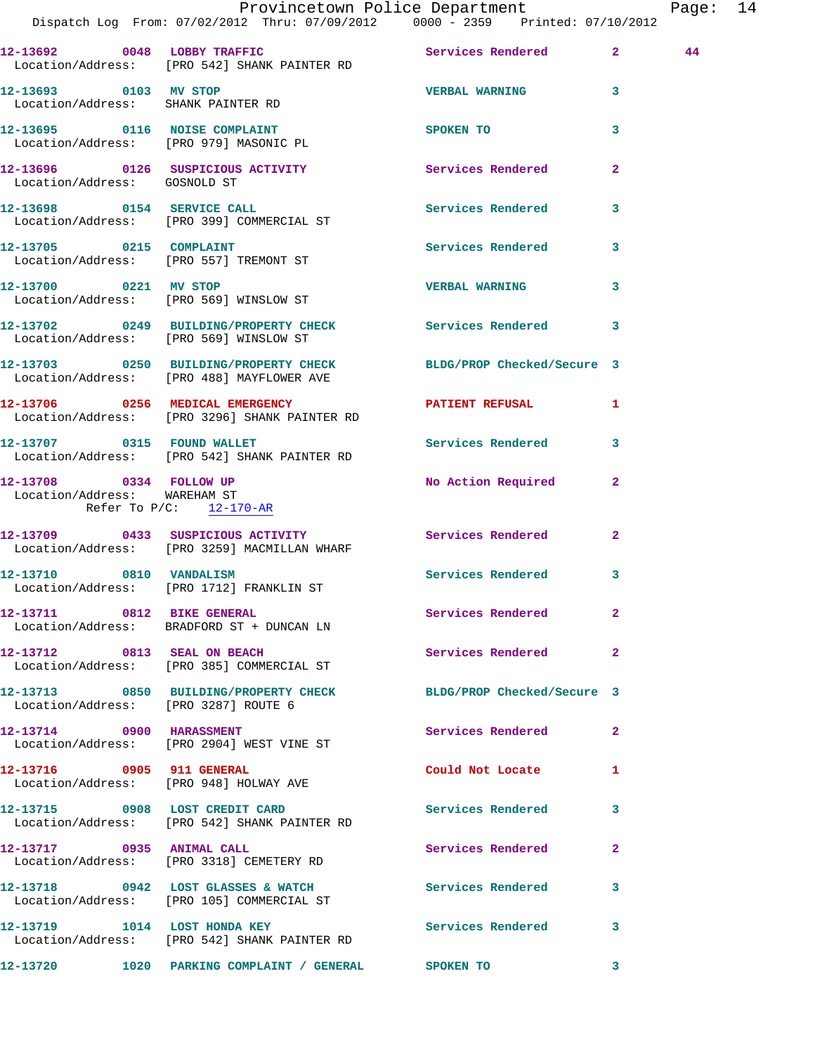12-13692 0048 LOBBY TRAFFIC Services Rendered 2 44
Location/Address: [PRO 542] SHANK PAINTER RD

12-13693 0103 MV STOP VERBAL WARNING 3
Location/Address: SHANK PAINTER RD

12-13695 0116 NOISE COMPLAINT SPOKEN TO 3
Location/Address: [PRO 979] MASONIC PL

12-13696 0126 SUSPICIOUS ACTIVITY Services Rendered 2
Location/Address: GOSNOLD ST

12-13698 0154 SERVICE CALL Services Rendered 3
Location/Address: [PRO 399] COMMERCIAL ST

12-13705 0215 COMPLAINT Services Rendered 3
Location/Address: [PRO 557] TREMONT ST

12-13700 0221 MV STOP VERBAL WARNING 3
Location/Address: [PRO 569] WINSLOW ST

12-13702 0249 BUILDING/PROPERTY CHECK Services Rendered 3
Location/Address: [PRO 569] WINSLOW ST

12-13703 0250 BUILDING/PROPERTY CHECK BLDG/PROP Checked/Secure 3
Location/Address: [PRO 488] MAYFLOWER AVE

12-13706 0256 MEDICAL EMERGENCY PATIENT REFUSAL 1
Location/Address: [PRO 3296] SHANK PAINTER RD

12-13707 0315 FOUND WALLET Services Rendered 3
Location/Address: [PRO 542] SHANK PAINTER RD

12-13708 0334 FOLLOW UP No Action Required 2
Location/Address: WAREHAM ST
Refer To P/C: 12-170-AR

12-13709 0433 SUSPICIOUS ACTIVITY Services Rendered 2
Location/Address: [PRO 3259] MACMILLAN WHARF

12-13710 0810 VANDALISM Services Rendered 3
Location/Address: [PRO 1712] FRANKLIN ST

12-13711 0812 BIKE GENERAL Services Rendered 2
Location/Address: BRADFORD ST + DUNCAN LN

12-13712 0813 SEAL ON BEACH Services Rendered 2
Location/Address: [PRO 385] COMMERCIAL ST

12-13713 0850 BUILDING/PROPERTY CHECK BLDG/PROP Checked/Secure 3
Location/Address: [PRO 3287] ROUTE 6

12-13714 0900 HARASSMENT Services Rendered 2
Location/Address: [PRO 2904] WEST VINE ST

12-13716 0905 911 GENERAL Could Not Locate 1
Location/Address: [PRO 948] HOLWAY AVE

12-13715 0908 LOST CREDIT CARD Services Rendered 3
Location/Address: [PRO 542] SHANK PAINTER RD

12-13717 0935 ANIMAL CALL Services Rendered 2
Location/Address: [PRO 3318] CEMETERY RD

12-13718 0942 LOST GLASSES & WATCH Services Rendered 3
Location/Address: [PRO 105] COMMERCIAL ST

12-13719 1014 LOST HONDA KEY Services Rendered 3
Location/Address: [PRO 542] SHANK PAINTER RD

12-13720 1020 PARKING COMPLAINT / GENERAL SPOKEN TO 3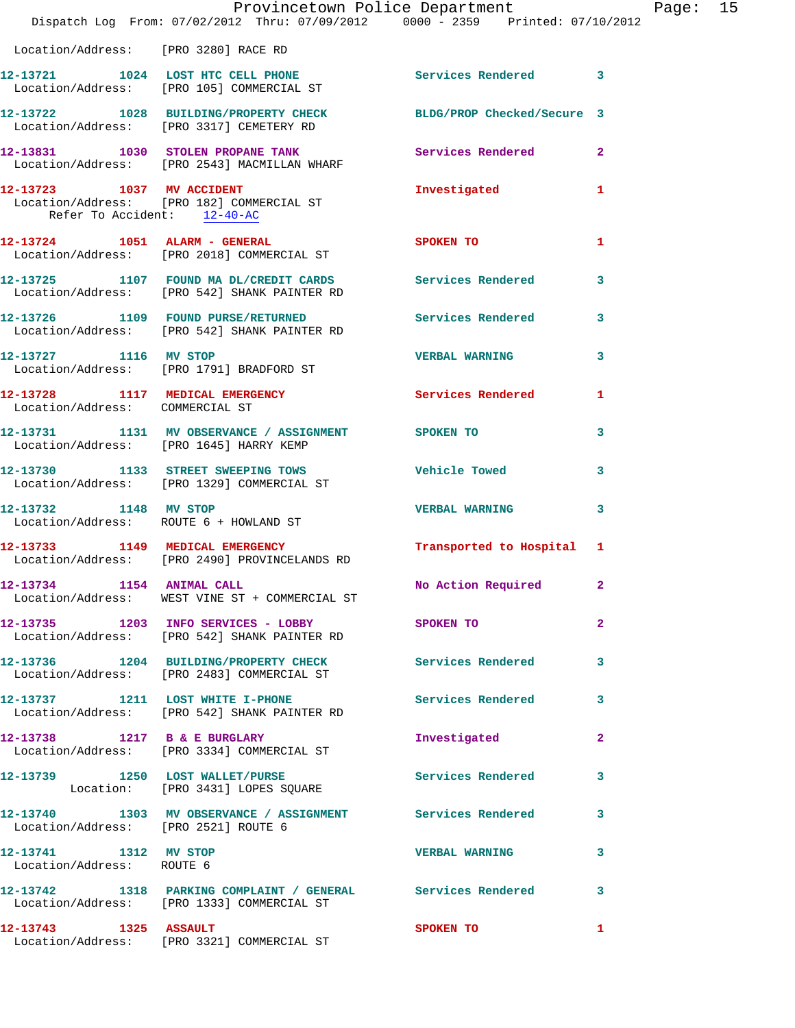Location/Address: [PRO 3280] RACE RD

| Call # | Time | Call Reason | Action | Priority |
|---|---|---|---|---|
| 12-13721 | 1024 | LOST HTC CELL PHONE | Services Rendered | 3 |
| | | Location/Address: [PRO 105] COMMERCIAL ST | | |
| 12-13722 | 1028 | BUILDING/PROPERTY CHECK | BLDG/PROP Checked/Secure | 3 |
| | | Location/Address: [PRO 3317] CEMETERY RD | | |
| 12-13831 | 1030 | STOLEN PROPANE TANK | Services Rendered | 2 |
| | | Location/Address: [PRO 2543] MACMILLAN WHARF | | |
| 12-13723 | 1037 | MV ACCIDENT | Investigated | 1 |
| | | Location/Address: [PRO 182] COMMERCIAL ST; Refer To Accident: 12-40-AC | | |
| 12-13724 | 1051 | ALARM - GENERAL | SPOKEN TO | 1 |
| | | Location/Address: [PRO 2018] COMMERCIAL ST | | |
| 12-13725 | 1107 | FOUND MA DL/CREDIT CARDS | Services Rendered | 3 |
| | | Location/Address: [PRO 542] SHANK PAINTER RD | | |
| 12-13726 | 1109 | FOUND PURSE/RETURNED | Services Rendered | 3 |
| | | Location/Address: [PRO 542] SHANK PAINTER RD | | |
| 12-13727 | 1116 | MV STOP | VERBAL WARNING | 3 |
| | | Location/Address: [PRO 1791] BRADFORD ST | | |
| 12-13728 | 1117 | MEDICAL EMERGENCY | Services Rendered | 1 |
| | | Location/Address: COMMERCIAL ST | | |
| 12-13731 | 1131 | MV OBSERVANCE / ASSIGNMENT | SPOKEN TO | 3 |
| | | Location/Address: [PRO 1645] HARRY KEMP | | |
| 12-13730 | 1133 | STREET SWEEPING TOWS | Vehicle Towed | 3 |
| | | Location/Address: [PRO 1329] COMMERCIAL ST | | |
| 12-13732 | 1148 | MV STOP | VERBAL WARNING | 3 |
| | | Location/Address: ROUTE 6 + HOWLAND ST | | |
| 12-13733 | 1149 | MEDICAL EMERGENCY | Transported to Hospital | 1 |
| | | Location/Address: [PRO 2490] PROVINCELANDS RD | | |
| 12-13734 | 1154 | ANIMAL CALL | No Action Required | 2 |
| | | Location/Address: WEST VINE ST + COMMERCIAL ST | | |
| 12-13735 | 1203 | INFO SERVICES - LOBBY | SPOKEN TO | 2 |
| | | Location/Address: [PRO 542] SHANK PAINTER RD | | |
| 12-13736 | 1204 | BUILDING/PROPERTY CHECK | Services Rendered | 3 |
| | | Location/Address: [PRO 2483] COMMERCIAL ST | | |
| 12-13737 | 1211 | LOST WHITE I-PHONE | Services Rendered | 3 |
| | | Location/Address: [PRO 542] SHANK PAINTER RD | | |
| 12-13738 | 1217 | B & E BURGLARY | Investigated | 2 |
| | | Location/Address: [PRO 3334] COMMERCIAL ST | | |
| 12-13739 | 1250 | LOST WALLET/PURSE | Services Rendered | 3 |
| | | Location: [PRO 3431] LOPES SQUARE | | |
| 12-13740 | 1303 | MV OBSERVANCE / ASSIGNMENT | Services Rendered | 3 |
| | | Location/Address: [PRO 2521] ROUTE 6 | | |
| 12-13741 | 1312 | MV STOP | VERBAL WARNING | 3 |
| | | Location/Address: ROUTE 6 | | |
| 12-13742 | 1318 | PARKING COMPLAINT / GENERAL | Services Rendered | 3 |
| | | Location/Address: [PRO 1333] COMMERCIAL ST | | |
| 12-13743 | 1325 | ASSAULT | SPOKEN TO | 1 |
| | | Location/Address: [PRO 3321] COMMERCIAL ST | | |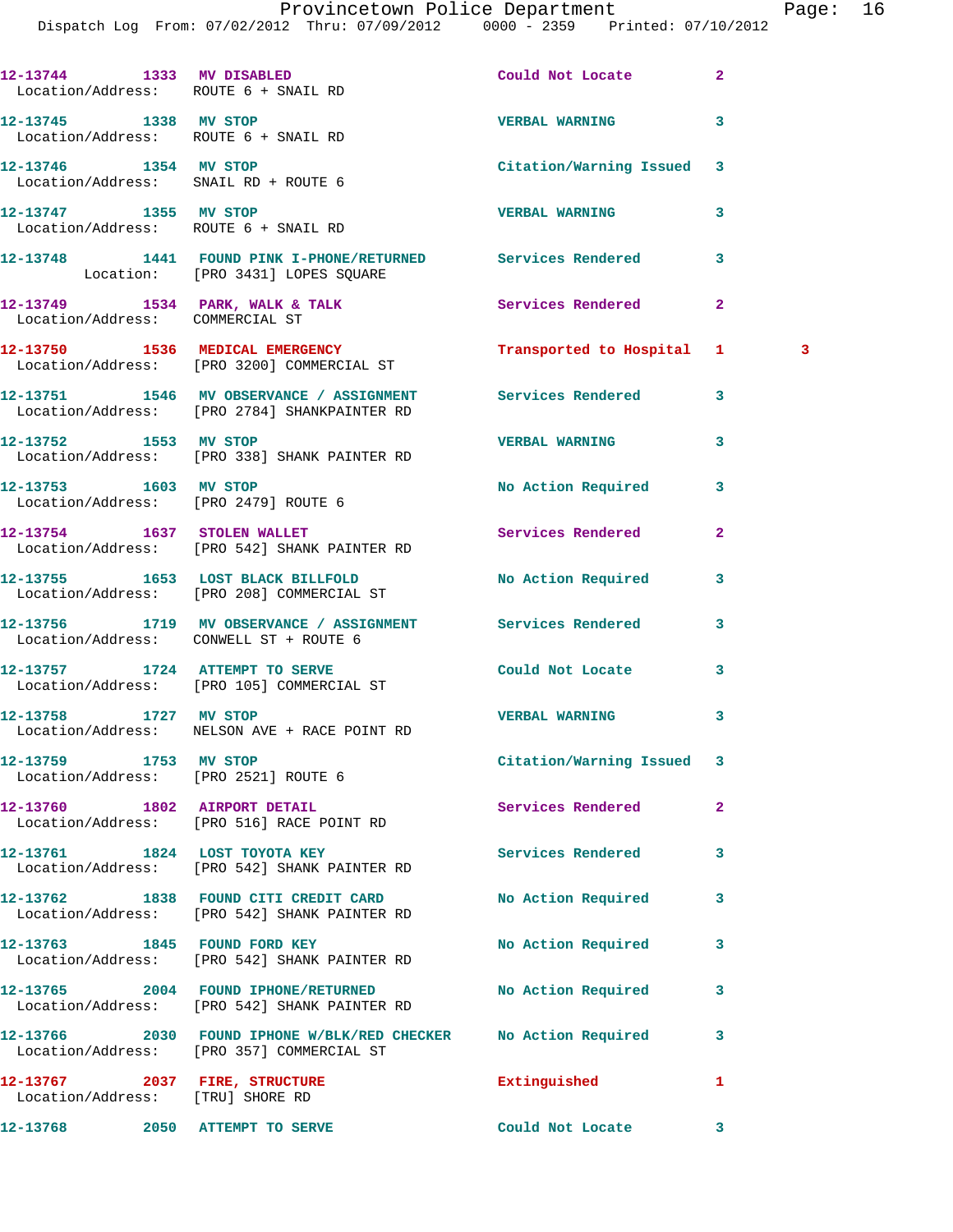12-13744 1333 MV DISABLED Could Not Locate 2
Location/Address: ROUTE 6 + SNAIL RD

12-13745 1338 MV STOP VERBAL WARNING 3
Location/Address: ROUTE 6 + SNAIL RD

12-13746 1354 MV STOP Citation/Warning Issued 3
Location/Address: SNAIL RD + ROUTE 6

12-13747 1355 MV STOP VERBAL WARNING 3
Location/Address: ROUTE 6 + SNAIL RD

12-13748 1441 FOUND PINK I-PHONE/RETURNED Services Rendered 3
Location: [PRO 3431] LOPES SQUARE

12-13749 1534 PARK, WALK & TALK Services Rendered 2
Location/Address: COMMERCIAL ST

12-13750 1536 MEDICAL EMERGENCY Transported to Hospital 1 3
Location/Address: [PRO 3200] COMMERCIAL ST

12-13751 1546 MV OBSERVANCE / ASSIGNMENT Services Rendered 3
Location/Address: [PRO 2784] SHANKPAINTER RD

12-13752 1553 MV STOP VERBAL WARNING 3
Location/Address: [PRO 338] SHANK PAINTER RD

12-13753 1603 MV STOP No Action Required 3
Location/Address: [PRO 2479] ROUTE 6

12-13754 1637 STOLEN WALLET Services Rendered 2
Location/Address: [PRO 542] SHANK PAINTER RD

12-13755 1653 LOST BLACK BILLFOLD No Action Required 3
Location/Address: [PRO 208] COMMERCIAL ST

12-13756 1719 MV OBSERVANCE / ASSIGNMENT Services Rendered 3
Location/Address: CONWELL ST + ROUTE 6

12-13757 1724 ATTEMPT TO SERVE Could Not Locate 3
Location/Address: [PRO 105] COMMERCIAL ST

12-13758 1727 MV STOP VERBAL WARNING 3
Location/Address: NELSON AVE + RACE POINT RD

12-13759 1753 MV STOP Citation/Warning Issued 3
Location/Address: [PRO 2521] ROUTE 6

12-13760 1802 AIRPORT DETAIL Services Rendered 2
Location/Address: [PRO 516] RACE POINT RD

12-13761 1824 LOST TOYOTA KEY Services Rendered 3
Location/Address: [PRO 542] SHANK PAINTER RD

12-13762 1838 FOUND CITI CREDIT CARD No Action Required 3
Location/Address: [PRO 542] SHANK PAINTER RD

12-13763 1845 FOUND FORD KEY No Action Required 3
Location/Address: [PRO 542] SHANK PAINTER RD

12-13765 2004 FOUND IPHONE/RETURNED No Action Required 3
Location/Address: [PRO 542] SHANK PAINTER RD

12-13766 2030 FOUND IPHONE W/BLK/RED CHECKER No Action Required 3
Location/Address: [PRO 357] COMMERCIAL ST

12-13767 2037 FIRE, STRUCTURE Extinguished 1
Location/Address: [TRU] SHORE RD

12-13768 2050 ATTEMPT TO SERVE Could Not Locate 3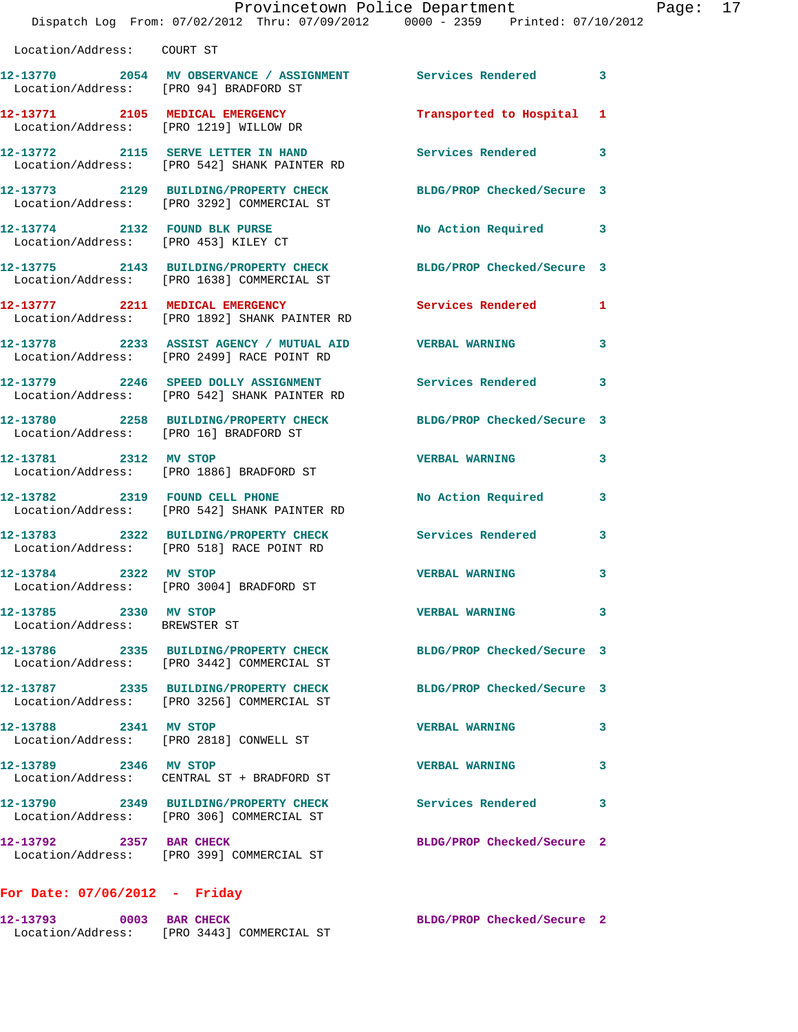Location/Address: COURT ST

12-13770 2054 MV OBSERVANCE / ASSIGNMENT Services Rendered 3
Location/Address: [PRO 94] BRADFORD ST

12-13771 2105 MEDICAL EMERGENCY Transported to Hospital 1
Location/Address: [PRO 1219] WILLOW DR

12-13772 2115 SERVE LETTER IN HAND Services Rendered 3
Location/Address: [PRO 542] SHANK PAINTER RD

12-13773 2129 BUILDING/PROPERTY CHECK BLDG/PROP Checked/Secure 3
Location/Address: [PRO 3292] COMMERCIAL ST

12-13774 2132 FOUND BLK PURSE No Action Required 3
Location/Address: [PRO 453] KILEY CT

12-13775 2143 BUILDING/PROPERTY CHECK BLDG/PROP Checked/Secure 3
Location/Address: [PRO 1638] COMMERCIAL ST

12-13777 2211 MEDICAL EMERGENCY Services Rendered 1
Location/Address: [PRO 1892] SHANK PAINTER RD

12-13778 2233 ASSIST AGENCY / MUTUAL AID VERBAL WARNING 3
Location/Address: [PRO 2499] RACE POINT RD

12-13779 2246 SPEED DOLLY ASSIGNMENT Services Rendered 3
Location/Address: [PRO 542] SHANK PAINTER RD

12-13780 2258 BUILDING/PROPERTY CHECK BLDG/PROP Checked/Secure 3
Location/Address: [PRO 16] BRADFORD ST

12-13781 2312 MV STOP VERBAL WARNING 3
Location/Address: [PRO 1886] BRADFORD ST

12-13782 2319 FOUND CELL PHONE No Action Required 3
Location/Address: [PRO 542] SHANK PAINTER RD

12-13783 2322 BUILDING/PROPERTY CHECK Services Rendered 3
Location/Address: [PRO 518] RACE POINT RD

12-13784 2322 MV STOP VERBAL WARNING 3
Location/Address: [PRO 3004] BRADFORD ST

12-13785 2330 MV STOP VERBAL WARNING 3
Location/Address: BREWSTER ST

12-13786 2335 BUILDING/PROPERTY CHECK BLDG/PROP Checked/Secure 3
Location/Address: [PRO 3442] COMMERCIAL ST

12-13787 2335 BUILDING/PROPERTY CHECK BLDG/PROP Checked/Secure 3
Location/Address: [PRO 3256] COMMERCIAL ST

12-13788 2341 MV STOP VERBAL WARNING 3
Location/Address: [PRO 2818] CONWELL ST

12-13789 2346 MV STOP VERBAL WARNING 3
Location/Address: CENTRAL ST + BRADFORD ST

12-13790 2349 BUILDING/PROPERTY CHECK Services Rendered 3
Location/Address: [PRO 306] COMMERCIAL ST

12-13792 2357 BAR CHECK BLDG/PROP Checked/Secure 2
Location/Address: [PRO 399] COMMERCIAL ST

**For Date: 07/06/2012 - Friday**

12-13793 0003 BAR CHECK BLDG/PROP Checked/Secure 2
Location/Address: [PRO 3443] COMMERCIAL ST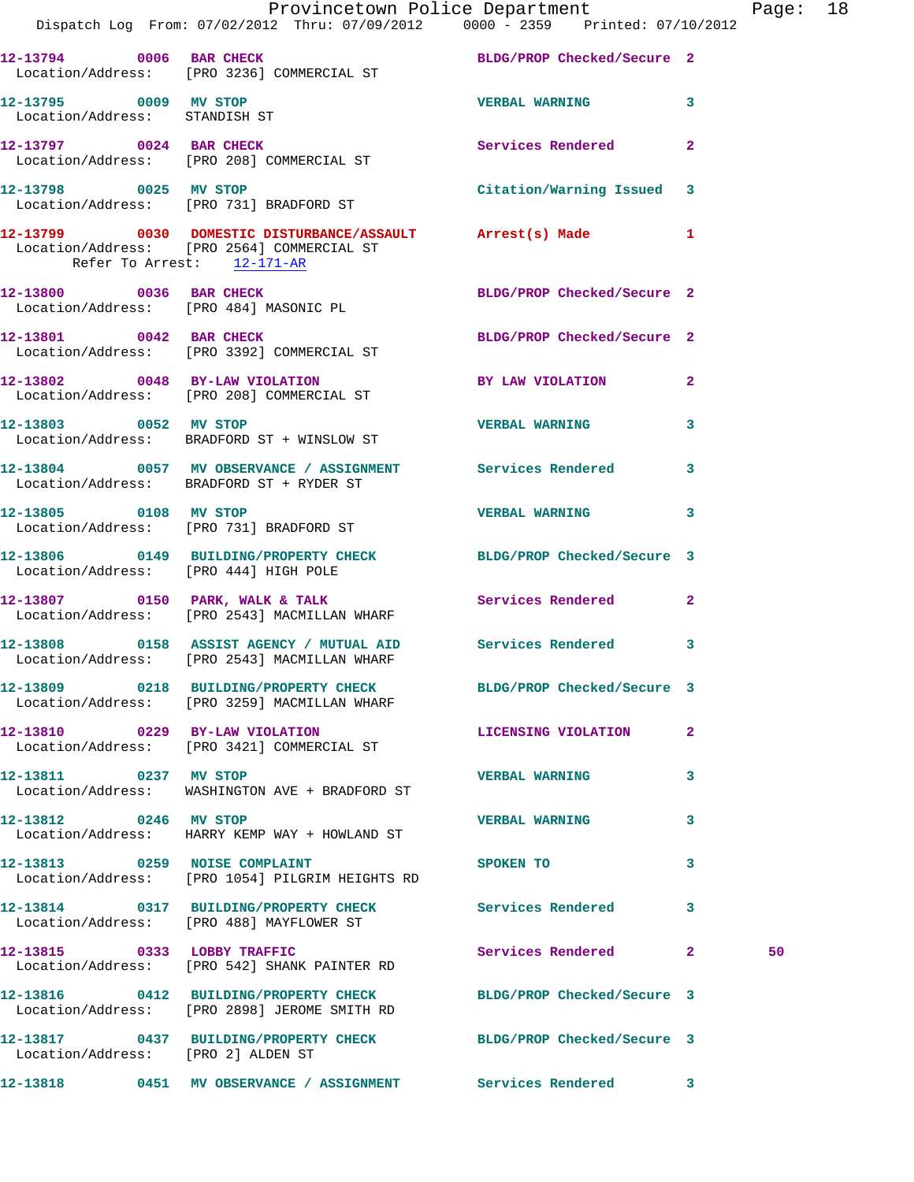12-13794 0006 BAR CHECK BLDG/PROP Checked/Secure 2
Location/Address: [PRO 3236] COMMERCIAL ST

12-13795 0009 MV STOP VERBAL WARNING 3
Location/Address: STANDISH ST

12-13797 0024 BAR CHECK Services Rendered 2
Location/Address: [PRO 208] COMMERCIAL ST

12-13798 0025 MV STOP Citation/Warning Issued 3
Location/Address: [PRO 731] BRADFORD ST

12-13799 0030 DOMESTIC DISTURBANCE/ASSAULT Arrest(s) Made 1
Location/Address: [PRO 2564] COMMERCIAL ST
Refer To Arrest: 12-171-AR

12-13800 0036 BAR CHECK BLDG/PROP Checked/Secure 2
Location/Address: [PRO 484] MASONIC PL

12-13801 0042 BAR CHECK BLDG/PROP Checked/Secure 2
Location/Address: [PRO 3392] COMMERCIAL ST

12-13802 0048 BY-LAW VIOLATION BY LAW VIOLATION 2
Location/Address: [PRO 208] COMMERCIAL ST

12-13803 0052 MV STOP VERBAL WARNING 3
Location/Address: BRADFORD ST + WINSLOW ST

12-13804 0057 MV OBSERVANCE / ASSIGNMENT Services Rendered 3
Location/Address: BRADFORD ST + RYDER ST

12-13805 0108 MV STOP VERBAL WARNING 3
Location/Address: [PRO 731] BRADFORD ST

12-13806 0149 BUILDING/PROPERTY CHECK BLDG/PROP Checked/Secure 3
Location/Address: [PRO 444] HIGH POLE

12-13807 0150 PARK, WALK & TALK Services Rendered 2
Location/Address: [PRO 2543] MACMILLAN WHARF

12-13808 0158 ASSIST AGENCY / MUTUAL AID Services Rendered 3
Location/Address: [PRO 2543] MACMILLAN WHARF

12-13809 0218 BUILDING/PROPERTY CHECK BLDG/PROP Checked/Secure 3
Location/Address: [PRO 3259] MACMILLAN WHARF

12-13810 0229 BY-LAW VIOLATION LICENSING VIOLATION 2
Location/Address: [PRO 3421] COMMERCIAL ST

12-13811 0237 MV STOP VERBAL WARNING 3
Location/Address: WASHINGTON AVE + BRADFORD ST

12-13812 0246 MV STOP VERBAL WARNING 3
Location/Address: HARRY KEMP WAY + HOWLAND ST

12-13813 0259 NOISE COMPLAINT SPOKEN TO 3
Location/Address: [PRO 1054] PILGRIM HEIGHTS RD

12-13814 0317 BUILDING/PROPERTY CHECK Services Rendered 3
Location/Address: [PRO 488] MAYFLOWER ST

12-13815 0333 LOBBY TRAFFIC Services Rendered 2 50
Location/Address: [PRO 542] SHANK PAINTER RD

12-13816 0412 BUILDING/PROPERTY CHECK BLDG/PROP Checked/Secure 3
Location/Address: [PRO 2898] JEROME SMITH RD

12-13817 0437 BUILDING/PROPERTY CHECK BLDG/PROP Checked/Secure 3
Location/Address: [PRO 2] ALDEN ST

12-13818 0451 MV OBSERVANCE / ASSIGNMENT Services Rendered 3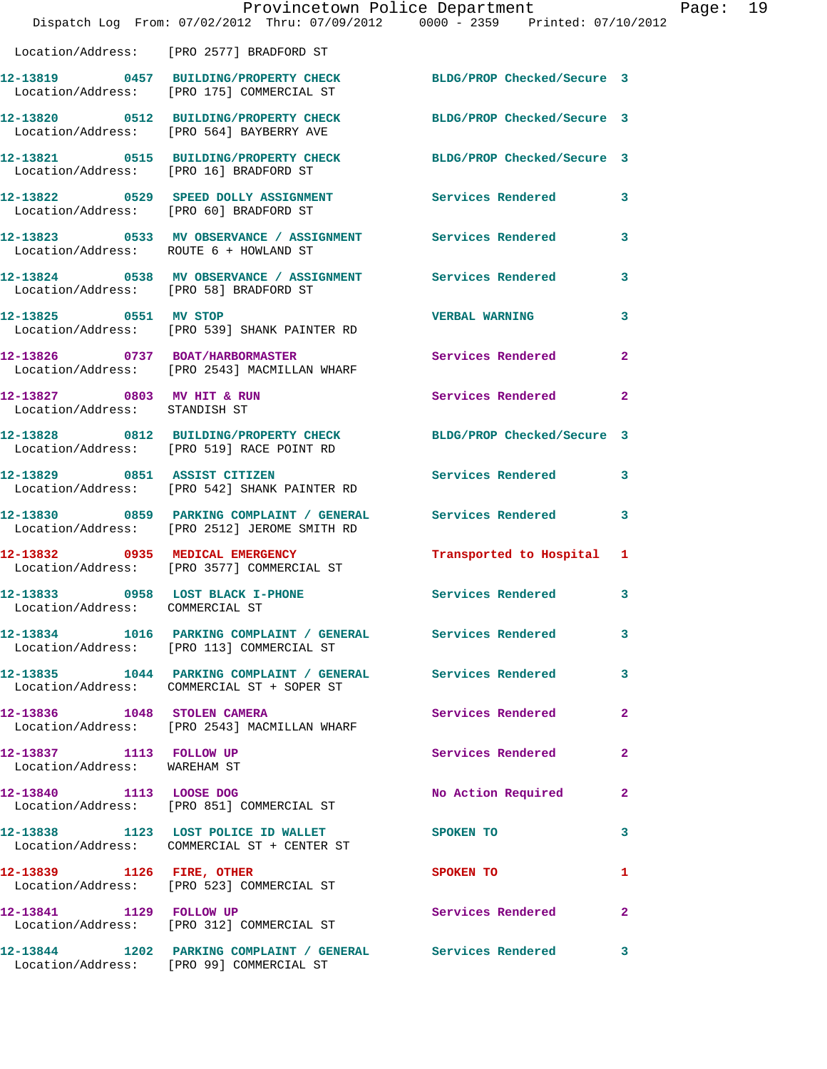Location/Address: [PRO 2577] BRADFORD ST

| Call # | Time | Call Reason | Action | Priority |
|---|---|---|---|---|
| 12-13819 | 0457 | BUILDING/PROPERTY CHECK | BLDG/PROP Checked/Secure | 3 |
| Location/Address: [PRO 175] COMMERCIAL ST | | | | |
| 12-13820 | 0512 | BUILDING/PROPERTY CHECK | BLDG/PROP Checked/Secure | 3 |
| Location/Address: [PRO 564] BAYBERRY AVE | | | | |
| 12-13821 | 0515 | BUILDING/PROPERTY CHECK | BLDG/PROP Checked/Secure | 3 |
| Location/Address: [PRO 16] BRADFORD ST | | | | |
| 12-13822 | 0529 | SPEED DOLLY ASSIGNMENT | Services Rendered | 3 |
| Location/Address: [PRO 60] BRADFORD ST | | | | |
| 12-13823 | 0533 | MV OBSERVANCE / ASSIGNMENT | Services Rendered | 3 |
| Location/Address: ROUTE 6 + HOWLAND ST | | | | |
| 12-13824 | 0538 | MV OBSERVANCE / ASSIGNMENT | Services Rendered | 3 |
| Location/Address: [PRO 58] BRADFORD ST | | | | |
| 12-13825 | 0551 | MV STOP | VERBAL WARNING | 3 |
| Location/Address: [PRO 539] SHANK PAINTER RD | | | | |
| 12-13826 | 0737 | BOAT/HARBORMASTER | Services Rendered | 2 |
| Location/Address: [PRO 2543] MACMILLAN WHARF | | | | |
| 12-13827 | 0803 | MV HIT & RUN | Services Rendered | 2 |
| Location/Address: STANDISH ST | | | | |
| 12-13828 | 0812 | BUILDING/PROPERTY CHECK | BLDG/PROP Checked/Secure | 3 |
| Location/Address: [PRO 519] RACE POINT RD | | | | |
| 12-13829 | 0851 | ASSIST CITIZEN | Services Rendered | 3 |
| Location/Address: [PRO 542] SHANK PAINTER RD | | | | |
| 12-13830 | 0859 | PARKING COMPLAINT / GENERAL | Services Rendered | 3 |
| Location/Address: [PRO 2512] JEROME SMITH RD | | | | |
| 12-13832 | 0935 | MEDICAL EMERGENCY | Transported to Hospital | 1 |
| Location/Address: [PRO 3577] COMMERCIAL ST | | | | |
| 12-13833 | 0958 | LOST BLACK I-PHONE | Services Rendered | 3 |
| Location/Address: COMMERCIAL ST | | | | |
| 12-13834 | 1016 | PARKING COMPLAINT / GENERAL | Services Rendered | 3 |
| Location/Address: [PRO 113] COMMERCIAL ST | | | | |
| 12-13835 | 1044 | PARKING COMPLAINT / GENERAL | Services Rendered | 3 |
| Location/Address: COMMERCIAL ST + SOPER ST | | | | |
| 12-13836 | 1048 | STOLEN CAMERA | Services Rendered | 2 |
| Location/Address: [PRO 2543] MACMILLAN WHARF | | | | |
| 12-13837 | 1113 | FOLLOW UP | Services Rendered | 2 |
| Location/Address: WAREHAM ST | | | | |
| 12-13840 | 1113 | LOOSE DOG | No Action Required | 2 |
| Location/Address: [PRO 851] COMMERCIAL ST | | | | |
| 12-13838 | 1123 | LOST POLICE ID WALLET | SPOKEN TO | 3 |
| Location/Address: COMMERCIAL ST + CENTER ST | | | | |
| 12-13839 | 1126 | FIRE, OTHER | SPOKEN TO | 1 |
| Location/Address: [PRO 523] COMMERCIAL ST | | | | |
| 12-13841 | 1129 | FOLLOW UP | Services Rendered | 2 |
| Location/Address: [PRO 312] COMMERCIAL ST | | | | |
| 12-13844 | 1202 | PARKING COMPLAINT / GENERAL | Services Rendered | 3 |
| Location/Address: [PRO 99] COMMERCIAL ST | | | | |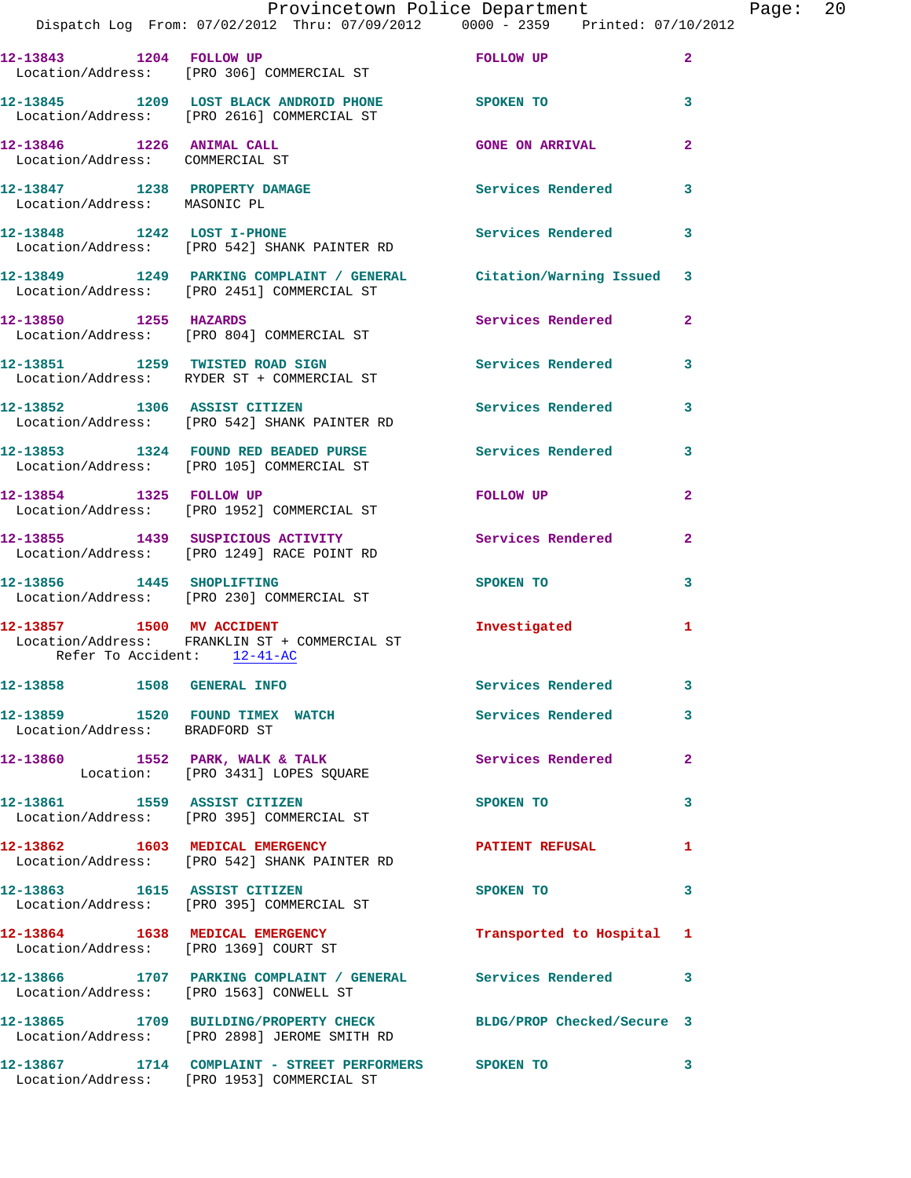12-13843 1204 FOLLOW UP FOLLOW UP 2
Location/Address: [PRO 306] COMMERCIAL ST

12-13845 1209 LOST BLACK ANDROID PHONE SPOKEN TO 3
Location/Address: [PRO 2616] COMMERCIAL ST

12-13846 1226 ANIMAL CALL GONE ON ARRIVAL 2
Location/Address: COMMERCIAL ST

12-13847 1238 PROPERTY DAMAGE Services Rendered 3
Location/Address: MASONIC PL

12-13848 1242 LOST I-PHONE Services Rendered 3
Location/Address: [PRO 542] SHANK PAINTER RD

12-13849 1249 PARKING COMPLAINT / GENERAL Citation/Warning Issued 3
Location/Address: [PRO 2451] COMMERCIAL ST

12-13850 1255 HAZARDS Services Rendered 2
Location/Address: [PRO 804] COMMERCIAL ST

12-13851 1259 TWISTED ROAD SIGN Services Rendered 3
Location/Address: RYDER ST + COMMERCIAL ST

12-13852 1306 ASSIST CITIZEN Services Rendered 3
Location/Address: [PRO 542] SHANK PAINTER RD

12-13853 1324 FOUND RED BEADED PURSE Services Rendered 3
Location/Address: [PRO 105] COMMERCIAL ST

12-13854 1325 FOLLOW UP FOLLOW UP 2
Location/Address: [PRO 1952] COMMERCIAL ST

12-13855 1439 SUSPICIOUS ACTIVITY Services Rendered 2
Location/Address: [PRO 1249] RACE POINT RD

12-13856 1445 SHOPLIFTING SPOKEN TO 3
Location/Address: [PRO 230] COMMERCIAL ST

12-13857 1500 MV ACCIDENT Investigated 1
Location/Address: FRANKLIN ST + COMMERCIAL ST
Refer To Accident: 12-41-AC

12-13858 1508 GENERAL INFO Services Rendered 3

12-13859 1520 FOUND TIMEX WATCH Services Rendered 3
Location/Address: BRADFORD ST

12-13860 1552 PARK, WALK & TALK Services Rendered 2
Location: [PRO 3431] LOPES SQUARE

12-13861 1559 ASSIST CITIZEN SPOKEN TO 3
Location/Address: [PRO 395] COMMERCIAL ST

12-13862 1603 MEDICAL EMERGENCY PATIENT REFUSAL 1
Location/Address: [PRO 542] SHANK PAINTER RD

12-13863 1615 ASSIST CITIZEN SPOKEN TO 3
Location/Address: [PRO 395] COMMERCIAL ST

12-13864 1638 MEDICAL EMERGENCY Transported to Hospital 1
Location/Address: [PRO 1369] COURT ST

12-13866 1707 PARKING COMPLAINT / GENERAL Services Rendered 3
Location/Address: [PRO 1563] CONWELL ST

12-13865 1709 BUILDING/PROPERTY CHECK BLDG/PROP Checked/Secure 3
Location/Address: [PRO 2898] JEROME SMITH RD

12-13867 1714 COMPLAINT - STREET PERFORMERS SPOKEN TO 3
Location/Address: [PRO 1953] COMMERCIAL ST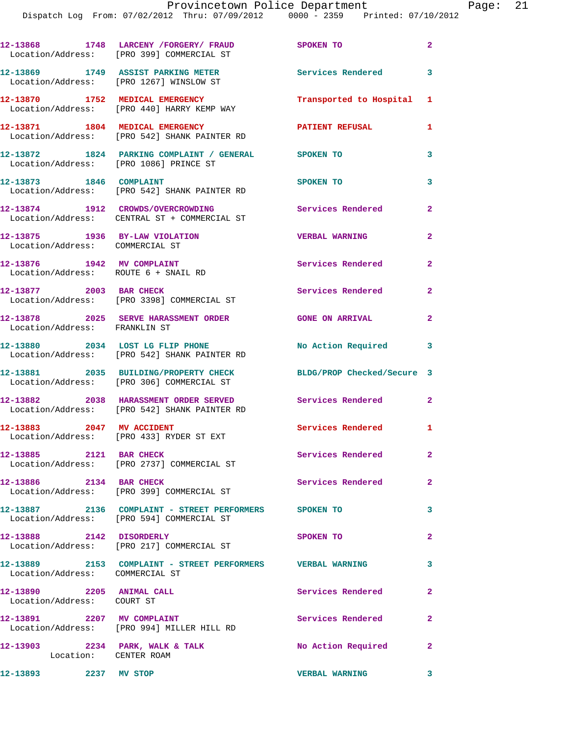12-13868 1748 LARCENY /FORGERY/ FRAUD SPOKEN TO 2
Location/Address: [PRO 399] COMMERCIAL ST

12-13869 1749 ASSIST PARKING METER Services Rendered 3
Location/Address: [PRO 1267] WINSLOW ST

12-13870 1752 MEDICAL EMERGENCY Transported to Hospital 1
Location/Address: [PRO 440] HARRY KEMP WAY

12-13871 1804 MEDICAL EMERGENCY PATIENT REFUSAL 1
Location/Address: [PRO 542] SHANK PAINTER RD

12-13872 1824 PARKING COMPLAINT / GENERAL SPOKEN TO 3
Location/Address: [PRO 1086] PRINCE ST

12-13873 1846 COMPLAINT SPOKEN TO 3
Location/Address: [PRO 542] SHANK PAINTER RD

12-13874 1912 CROWDS/OVERCROWDING Services Rendered 2
Location/Address: CENTRAL ST + COMMERCIAL ST

12-13875 1936 BY-LAW VIOLATION VERBAL WARNING 2
Location/Address: COMMERCIAL ST

12-13876 1942 MV COMPLAINT Services Rendered 2
Location/Address: ROUTE 6 + SNAIL RD

12-13877 2003 BAR CHECK Services Rendered 2
Location/Address: [PRO 3398] COMMERCIAL ST

12-13878 2025 SERVE HARASSMENT ORDER GONE ON ARRIVAL 2
Location/Address: FRANKLIN ST

12-13880 2034 LOST LG FLIP PHONE No Action Required 3
Location/Address: [PRO 542] SHANK PAINTER RD

12-13881 2035 BUILDING/PROPERTY CHECK BLDG/PROP Checked/Secure 3
Location/Address: [PRO 306] COMMERCIAL ST

12-13882 2038 HARASSMENT ORDER SERVED Services Rendered 2
Location/Address: [PRO 542] SHANK PAINTER RD

12-13883 2047 MV ACCIDENT Services Rendered 1
Location/Address: [PRO 433] RYDER ST EXT

12-13885 2121 BAR CHECK Services Rendered 2
Location/Address: [PRO 2737] COMMERCIAL ST

12-13886 2134 BAR CHECK Services Rendered 2
Location/Address: [PRO 399] COMMERCIAL ST

12-13887 2136 COMPLAINT - STREET PERFORMERS SPOKEN TO 3
Location/Address: [PRO 594] COMMERCIAL ST

12-13888 2142 DISORDERLY SPOKEN TO 2
Location/Address: [PRO 217] COMMERCIAL ST

12-13889 2153 COMPLAINT - STREET PERFORMERS VERBAL WARNING 3
Location/Address: COMMERCIAL ST

12-13890 2205 ANIMAL CALL Services Rendered 2
Location/Address: COURT ST

12-13891 2207 MV COMPLAINT Services Rendered 2
Location/Address: [PRO 994] MILLER HILL RD

12-13903 2234 PARK, WALK & TALK No Action Required 2
Location: CENTER ROAM

12-13893 2237 MV STOP VERBAL WARNING 3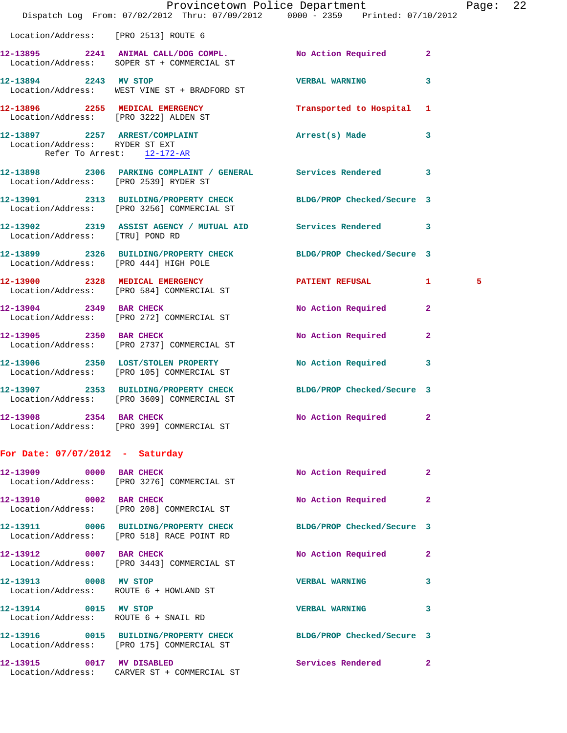Location/Address: [PRO 2513] ROUTE 6

12-13895 2241 ANIMAL CALL/DOG COMPL. No Action Required 2
Location/Address: SOPER ST + COMMERCIAL ST

12-13894 2243 MV STOP VERBAL WARNING 3
Location/Address: WEST VINE ST + BRADFORD ST

12-13896 2255 MEDICAL EMERGENCY Transported to Hospital 1
Location/Address: [PRO 3222] ALDEN ST

12-13897 2257 ARREST/COMPLAINT Arrest(s) Made 3
Location/Address: RYDER ST EXT
Refer To Arrest: 12-172-AR

12-13898 2306 PARKING COMPLAINT / GENERAL Services Rendered 3
Location/Address: [PRO 2539] RYDER ST

12-13901 2313 BUILDING/PROPERTY CHECK BLDG/PROP Checked/Secure 3
Location/Address: [PRO 3256] COMMERCIAL ST

12-13902 2319 ASSIST AGENCY / MUTUAL AID Services Rendered 3
Location/Address: [TRU] POND RD

12-13899 2326 BUILDING/PROPERTY CHECK BLDG/PROP Checked/Secure 3
Location/Address: [PRO 444] HIGH POLE

12-13900 2328 MEDICAL EMERGENCY PATIENT REFUSAL 1 5
Location/Address: [PRO 584] COMMERCIAL ST

12-13904 2349 BAR CHECK No Action Required 2
Location/Address: [PRO 272] COMMERCIAL ST

12-13905 2350 BAR CHECK No Action Required 2
Location/Address: [PRO 2737] COMMERCIAL ST

12-13906 2350 LOST/STOLEN PROPERTY No Action Required 3
Location/Address: [PRO 105] COMMERCIAL ST

12-13907 2353 BUILDING/PROPERTY CHECK BLDG/PROP Checked/Secure 3
Location/Address: [PRO 3609] COMMERCIAL ST

12-13908 2354 BAR CHECK No Action Required 2
Location/Address: [PRO 399] COMMERCIAL ST

## For Date: 07/07/2012 - Saturday

12-13909 0000 BAR CHECK No Action Required 2
Location/Address: [PRO 3276] COMMERCIAL ST

12-13910 0002 BAR CHECK No Action Required 2
Location/Address: [PRO 208] COMMERCIAL ST

12-13911 0006 BUILDING/PROPERTY CHECK BLDG/PROP Checked/Secure 3
Location/Address: [PRO 518] RACE POINT RD

12-13912 0007 BAR CHECK No Action Required 2
Location/Address: [PRO 3443] COMMERCIAL ST

12-13913 0008 MV STOP VERBAL WARNING 3
Location/Address: ROUTE 6 + HOWLAND ST

12-13914 0015 MV STOP VERBAL WARNING 3
Location/Address: ROUTE 6 + SNAIL RD

12-13916 0015 BUILDING/PROPERTY CHECK BLDG/PROP Checked/Secure 3
Location/Address: [PRO 175] COMMERCIAL ST

12-13915 0017 MV DISABLED Services Rendered 2
Location/Address: CARVER ST + COMMERCIAL ST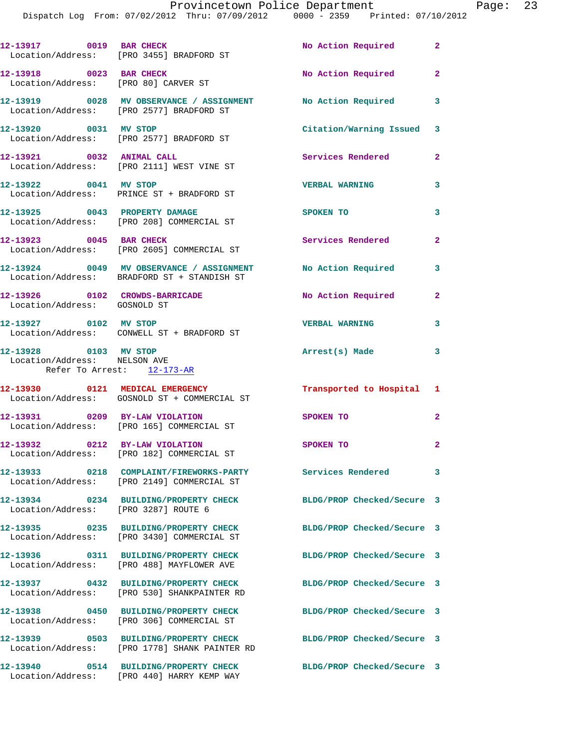12-13917 0019 BAR CHECK No Action Required 2
Location/Address: [PRO 3455] BRADFORD ST

12-13918 0023 BAR CHECK No Action Required 2
Location/Address: [PRO 80] CARVER ST

12-13919 0028 MV OBSERVANCE / ASSIGNMENT No Action Required 3
Location/Address: [PRO 2577] BRADFORD ST

12-13920 0031 MV STOP Citation/Warning Issued 3
Location/Address: [PRO 2577] BRADFORD ST

12-13921 0032 ANIMAL CALL Services Rendered 2
Location/Address: [PRO 2111] WEST VINE ST

12-13922 0041 MV STOP VERBAL WARNING 3
Location/Address: PRINCE ST + BRADFORD ST

12-13925 0043 PROPERTY DAMAGE SPOKEN TO 3
Location/Address: [PRO 208] COMMERCIAL ST

12-13923 0045 BAR CHECK Services Rendered 2
Location/Address: [PRO 2605] COMMERCIAL ST

12-13924 0049 MV OBSERVANCE / ASSIGNMENT No Action Required 3
Location/Address: BRADFORD ST + STANDISH ST

12-13926 0102 CROWDS-BARRICADE No Action Required 2
Location/Address: GOSNOLD ST

12-13927 0102 MV STOP VERBAL WARNING 3
Location/Address: CONWELL ST + BRADFORD ST

12-13928 0103 MV STOP Arrest(s) Made 3
Location/Address: NELSON AVE
Refer To Arrest: 12-173-AR

12-13930 0121 MEDICAL EMERGENCY Transported to Hospital 1
Location/Address: GOSNOLD ST + COMMERCIAL ST

12-13931 0209 BY-LAW VIOLATION SPOKEN TO 2
Location/Address: [PRO 165] COMMERCIAL ST

12-13932 0212 BY-LAW VIOLATION SPOKEN TO 2
Location/Address: [PRO 182] COMMERCIAL ST

12-13933 0218 COMPLAINT/FIREWORKS-PARTY Services Rendered 3
Location/Address: [PRO 2149] COMMERCIAL ST

12-13934 0234 BUILDING/PROPERTY CHECK BLDG/PROP Checked/Secure 3
Location/Address: [PRO 3287] ROUTE 6

12-13935 0235 BUILDING/PROPERTY CHECK BLDG/PROP Checked/Secure 3
Location/Address: [PRO 3430] COMMERCIAL ST

12-13936 0311 BUILDING/PROPERTY CHECK BLDG/PROP Checked/Secure 3
Location/Address: [PRO 488] MAYFLOWER AVE

12-13937 0432 BUILDING/PROPERTY CHECK BLDG/PROP Checked/Secure 3
Location/Address: [PRO 530] SHANKPAINTER RD

12-13938 0450 BUILDING/PROPERTY CHECK BLDG/PROP Checked/Secure 3
Location/Address: [PRO 306] COMMERCIAL ST

12-13939 0503 BUILDING/PROPERTY CHECK BLDG/PROP Checked/Secure 3
Location/Address: [PRO 1778] SHANK PAINTER RD

12-13940 0514 BUILDING/PROPERTY CHECK BLDG/PROP Checked/Secure 3
Location/Address: [PRO 440] HARRY KEMP WAY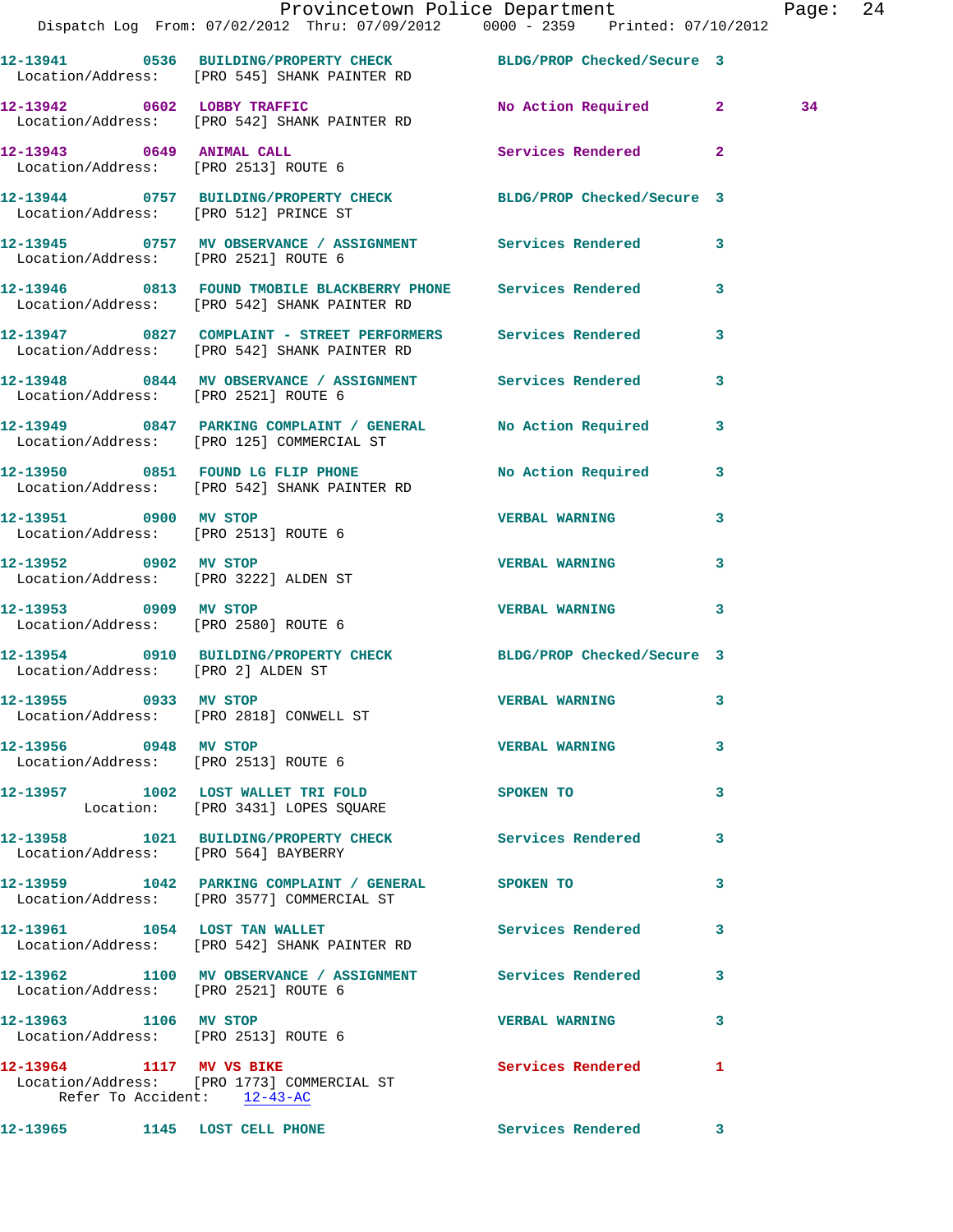12-13941 0536 BUILDING/PROPERTY CHECK BLDG/PROP Checked/Secure 3
Location/Address: [PRO 545] SHANK PAINTER RD

12-13942 0602 LOBBY TRAFFIC No Action Required 2 34
Location/Address: [PRO 542] SHANK PAINTER RD

12-13943 0649 ANIMAL CALL Services Rendered 2
Location/Address: [PRO 2513] ROUTE 6

12-13944 0757 BUILDING/PROPERTY CHECK BLDG/PROP Checked/Secure 3
Location/Address: [PRO 512] PRINCE ST

12-13945 0757 MV OBSERVANCE / ASSIGNMENT Services Rendered 3
Location/Address: [PRO 2521] ROUTE 6

12-13946 0813 FOUND TMOBILE BLACKBERRY PHONE Services Rendered 3
Location/Address: [PRO 542] SHANK PAINTER RD

12-13947 0827 COMPLAINT - STREET PERFORMERS Services Rendered 3
Location/Address: [PRO 542] SHANK PAINTER RD

12-13948 0844 MV OBSERVANCE / ASSIGNMENT Services Rendered 3
Location/Address: [PRO 2521] ROUTE 6

12-13949 0847 PARKING COMPLAINT / GENERAL No Action Required 3
Location/Address: [PRO 125] COMMERCIAL ST

12-13950 0851 FOUND LG FLIP PHONE No Action Required 3
Location/Address: [PRO 542] SHANK PAINTER RD

12-13951 0900 MV STOP VERBAL WARNING 3
Location/Address: [PRO 2513] ROUTE 6

12-13952 0902 MV STOP VERBAL WARNING 3
Location/Address: [PRO 3222] ALDEN ST

12-13953 0909 MV STOP VERBAL WARNING 3
Location/Address: [PRO 2580] ROUTE 6

12-13954 0910 BUILDING/PROPERTY CHECK BLDG/PROP Checked/Secure 3
Location/Address: [PRO 2] ALDEN ST

12-13955 0933 MV STOP VERBAL WARNING 3
Location/Address: [PRO 2818] CONWELL ST

12-13956 0948 MV STOP VERBAL WARNING 3
Location/Address: [PRO 2513] ROUTE 6

12-13957 1002 LOST WALLET TRI FOLD SPOKEN TO 3
Location: [PRO 3431] LOPES SQUARE

12-13958 1021 BUILDING/PROPERTY CHECK Services Rendered 3
Location/Address: [PRO 564] BAYBERRY

12-13959 1042 PARKING COMPLAINT / GENERAL SPOKEN TO 3
Location/Address: [PRO 3577] COMMERCIAL ST

12-13961 1054 LOST TAN WALLET Services Rendered 3
Location/Address: [PRO 542] SHANK PAINTER RD

12-13962 1100 MV OBSERVANCE / ASSIGNMENT Services Rendered 3
Location/Address: [PRO 2521] ROUTE 6

12-13963 1106 MV STOP VERBAL WARNING 3
Location/Address: [PRO 2513] ROUTE 6

12-13964 1117 MV VS BIKE Services Rendered 1
Location/Address: [PRO 1773] COMMERCIAL ST
Refer To Accident: 12-43-AC

12-13965 1145 LOST CELL PHONE Services Rendered 3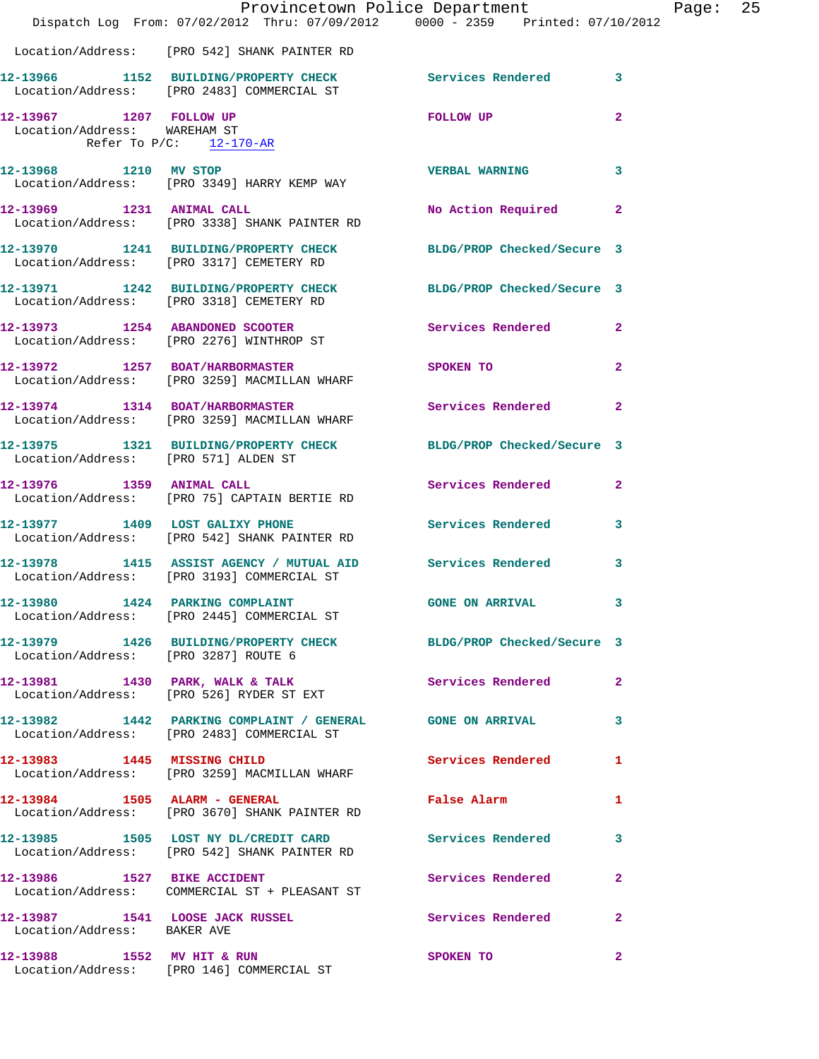Location/Address: [PRO 542] SHANK PAINTER RD

**12-13966** 1152 **BUILDING/PROPERTY CHECK** Services Rendered 3
Location/Address: [PRO 2483] COMMERCIAL ST

**12-13967** 1207 **FOLLOW UP** FOLLOW UP 2
Location/Address: WAREHAM ST
Refer To P/C: 12-170-AR

**12-13968** 1210 **MV STOP** VERBAL WARNING 3
Location/Address: [PRO 3349] HARRY KEMP WAY

**12-13969** 1231 **ANIMAL CALL** No Action Required 2
Location/Address: [PRO 3338] SHANK PAINTER RD

**12-13970** 1241 **BUILDING/PROPERTY CHECK** BLDG/PROP Checked/Secure 3
Location/Address: [PRO 3317] CEMETERY RD

**12-13971** 1242 **BUILDING/PROPERTY CHECK** BLDG/PROP Checked/Secure 3
Location/Address: [PRO 3318] CEMETERY RD

**12-13973** 1254 **ABANDONED SCOOTER** Services Rendered 2
Location/Address: [PRO 2276] WINTHROP ST

**12-13972** 1257 **BOAT/HARBORMASTER** SPOKEN TO 2
Location/Address: [PRO 3259] MACMILLAN WHARF

**12-13974** 1314 **BOAT/HARBORMASTER** Services Rendered 2
Location/Address: [PRO 3259] MACMILLAN WHARF

**12-13975** 1321 **BUILDING/PROPERTY CHECK** BLDG/PROP Checked/Secure 3
Location/Address: [PRO 571] ALDEN ST

**12-13976** 1359 **ANIMAL CALL** Services Rendered 2
Location/Address: [PRO 75] CAPTAIN BERTIE RD

**12-13977** 1409 **LOST GALIXY PHONE** Services Rendered 3
Location/Address: [PRO 542] SHANK PAINTER RD

**12-13978** 1415 **ASSIST AGENCY / MUTUAL AID** Services Rendered 3
Location/Address: [PRO 3193] COMMERCIAL ST

**12-13980** 1424 **PARKING COMPLAINT** GONE ON ARRIVAL 3
Location/Address: [PRO 2445] COMMERCIAL ST

**12-13979** 1426 **BUILDING/PROPERTY CHECK** BLDG/PROP Checked/Secure 3
Location/Address: [PRO 3287] ROUTE 6

**12-13981** 1430 **PARK, WALK & TALK** Services Rendered 2
Location/Address: [PRO 526] RYDER ST EXT

**12-13982** 1442 **PARKING COMPLAINT / GENERAL** GONE ON ARRIVAL 3
Location/Address: [PRO 2483] COMMERCIAL ST

**12-13983** 1445 **MISSING CHILD** Services Rendered 1
Location/Address: [PRO 3259] MACMILLAN WHARF

**12-13984** 1505 **ALARM - GENERAL** False Alarm 1
Location/Address: [PRO 3670] SHANK PAINTER RD

**12-13985** 1505 **LOST NY DL/CREDIT CARD** Services Rendered 3
Location/Address: [PRO 542] SHANK PAINTER RD

**12-13986** 1527 **BIKE ACCIDENT** Services Rendered 2
Location/Address: COMMERCIAL ST + PLEASANT ST

**12-13987** 1541 **LOOSE JACK RUSSEL** Services Rendered 2
Location/Address: BAKER AVE

**12-13988** 1552 **MV HIT & RUN** SPOKEN TO 2
Location/Address: [PRO 146] COMMERCIAL ST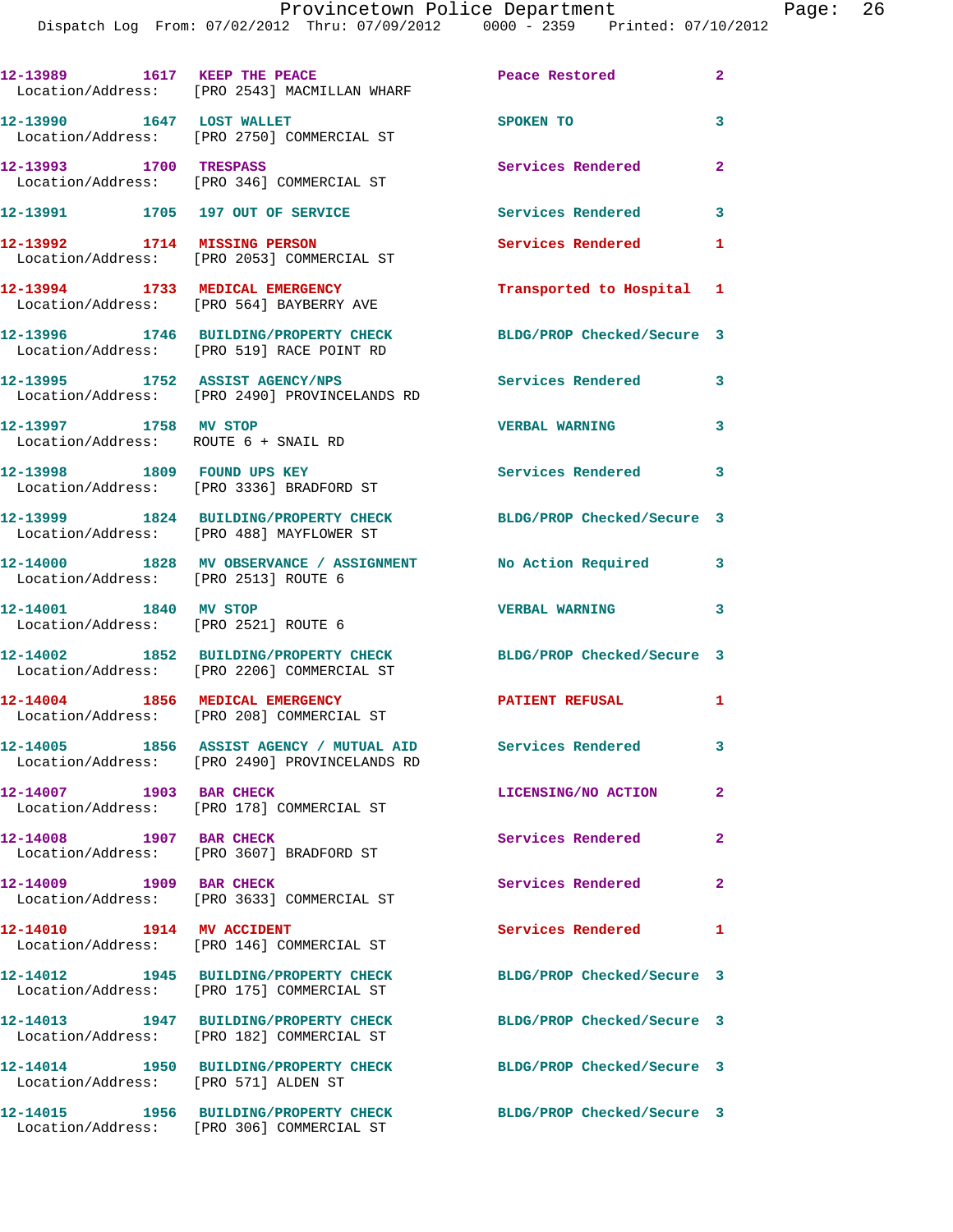12-13989 1617 KEEP THE PEACE Peace Restored 2
Location/Address: [PRO 2543] MACMILLAN WHARF

12-13990 1647 LOST WALLET SPOKEN TO 3
Location/Address: [PRO 2750] COMMERCIAL ST

12-13993 1700 TRESPASS Services Rendered 2
Location/Address: [PRO 346] COMMERCIAL ST

12-13991 1705 197 OUT OF SERVICE Services Rendered 3

12-13992 1714 MISSING PERSON Services Rendered 1
Location/Address: [PRO 2053] COMMERCIAL ST

12-13994 1733 MEDICAL EMERGENCY Transported to Hospital 1
Location/Address: [PRO 564] BAYBERRY AVE

12-13996 1746 BUILDING/PROPERTY CHECK BLDG/PROP Checked/Secure 3
Location/Address: [PRO 519] RACE POINT RD

12-13995 1752 ASSIST AGENCY/NPS Services Rendered 3
Location/Address: [PRO 2490] PROVINCELANDS RD

12-13997 1758 MV STOP VERBAL WARNING 3
Location/Address: ROUTE 6 + SNAIL RD

12-13998 1809 FOUND UPS KEY Services Rendered 3
Location/Address: [PRO 3336] BRADFORD ST

12-13999 1824 BUILDING/PROPERTY CHECK BLDG/PROP Checked/Secure 3
Location/Address: [PRO 488] MAYFLOWER ST

12-14000 1828 MV OBSERVANCE / ASSIGNMENT No Action Required 3
Location/Address: [PRO 2513] ROUTE 6

12-14001 1840 MV STOP VERBAL WARNING 3
Location/Address: [PRO 2521] ROUTE 6

12-14002 1852 BUILDING/PROPERTY CHECK BLDG/PROP Checked/Secure 3
Location/Address: [PRO 2206] COMMERCIAL ST

12-14004 1856 MEDICAL EMERGENCY PATIENT REFUSAL 1
Location/Address: [PRO 208] COMMERCIAL ST

12-14005 1856 ASSIST AGENCY / MUTUAL AID Services Rendered 3
Location/Address: [PRO 2490] PROVINCELANDS RD

12-14007 1903 BAR CHECK LICENSING/NO ACTION 2
Location/Address: [PRO 178] COMMERCIAL ST

12-14008 1907 BAR CHECK Services Rendered 2
Location/Address: [PRO 3607] BRADFORD ST

12-14009 1909 BAR CHECK Services Rendered 2
Location/Address: [PRO 3633] COMMERCIAL ST

12-14010 1914 MV ACCIDENT Services Rendered 1
Location/Address: [PRO 146] COMMERCIAL ST

12-14012 1945 BUILDING/PROPERTY CHECK BLDG/PROP Checked/Secure 3
Location/Address: [PRO 175] COMMERCIAL ST

12-14013 1947 BUILDING/PROPERTY CHECK BLDG/PROP Checked/Secure 3
Location/Address: [PRO 182] COMMERCIAL ST

12-14014 1950 BUILDING/PROPERTY CHECK BLDG/PROP Checked/Secure 3
Location/Address: [PRO 571] ALDEN ST

12-14015 1956 BUILDING/PROPERTY CHECK BLDG/PROP Checked/Secure 3
Location/Address: [PRO 306] COMMERCIAL ST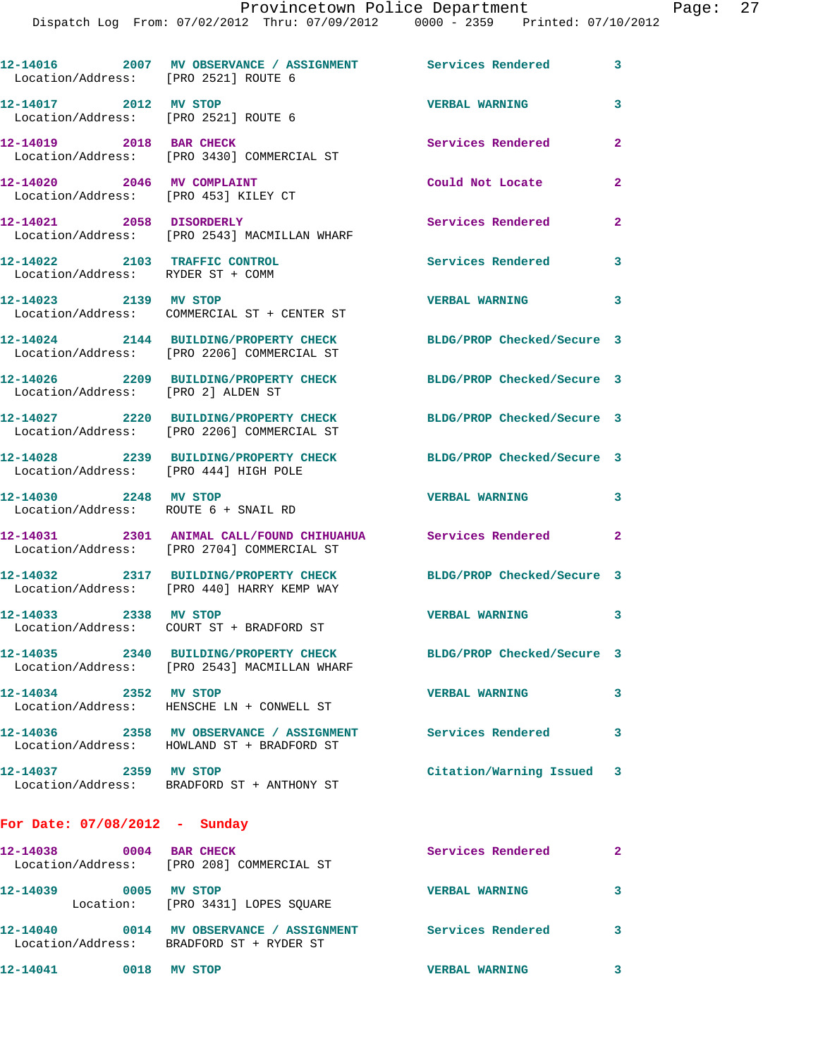12-14016 2007 MV OBSERVANCE / ASSIGNMENT Services Rendered 3
Location/Address: [PRO 2521] ROUTE 6

12-14017 2012 MV STOP VERBAL WARNING 3
Location/Address: [PRO 2521] ROUTE 6

12-14019 2018 BAR CHECK Services Rendered 2
Location/Address: [PRO 3430] COMMERCIAL ST

12-14020 2046 MV COMPLAINT Could Not Locate 2
Location/Address: [PRO 453] KILEY CT

12-14021 2058 DISORDERLY Services Rendered 2
Location/Address: [PRO 2543] MACMILLAN WHARF

12-14022 2103 TRAFFIC CONTROL Services Rendered 3
Location/Address: RYDER ST + COMM

12-14023 2139 MV STOP VERBAL WARNING 3
Location/Address: COMMERCIAL ST + CENTER ST

12-14024 2144 BUILDING/PROPERTY CHECK BLDG/PROP Checked/Secure 3
Location/Address: [PRO 2206] COMMERCIAL ST

12-14026 2209 BUILDING/PROPERTY CHECK BLDG/PROP Checked/Secure 3
Location/Address: [PRO 2] ALDEN ST

12-14027 2220 BUILDING/PROPERTY CHECK BLDG/PROP Checked/Secure 3
Location/Address: [PRO 2206] COMMERCIAL ST

12-14028 2239 BUILDING/PROPERTY CHECK BLDG/PROP Checked/Secure 3
Location/Address: [PRO 444] HIGH POLE

12-14030 2248 MV STOP VERBAL WARNING 3
Location/Address: ROUTE 6 + SNAIL RD

12-14031 2301 ANIMAL CALL/FOUND CHIHUAHUA Services Rendered 2
Location/Address: [PRO 2704] COMMERCIAL ST

12-14032 2317 BUILDING/PROPERTY CHECK BLDG/PROP Checked/Secure 3
Location/Address: [PRO 440] HARRY KEMP WAY

12-14033 2338 MV STOP VERBAL WARNING 3
Location/Address: COURT ST + BRADFORD ST

12-14035 2340 BUILDING/PROPERTY CHECK BLDG/PROP Checked/Secure 3
Location/Address: [PRO 2543] MACMILLAN WHARF

12-14034 2352 MV STOP VERBAL WARNING 3
Location/Address: HENSCHE LN + CONWELL ST

12-14036 2358 MV OBSERVANCE / ASSIGNMENT Services Rendered 3
Location/Address: HOWLAND ST + BRADFORD ST

12-14037 2359 MV STOP Citation/Warning Issued 3
Location/Address: BRADFORD ST + ANTHONY ST

**For Date: 07/08/2012 - Sunday**

12-14038 0004 BAR CHECK Services Rendered 2
Location/Address: [PRO 208] COMMERCIAL ST

12-14039 0005 MV STOP VERBAL WARNING 3
Location: [PRO 3431] LOPES SQUARE

12-14040 0014 MV OBSERVANCE / ASSIGNMENT Services Rendered 3
Location/Address: BRADFORD ST + RYDER ST

12-14041 0018 MV STOP VERBAL WARNING 3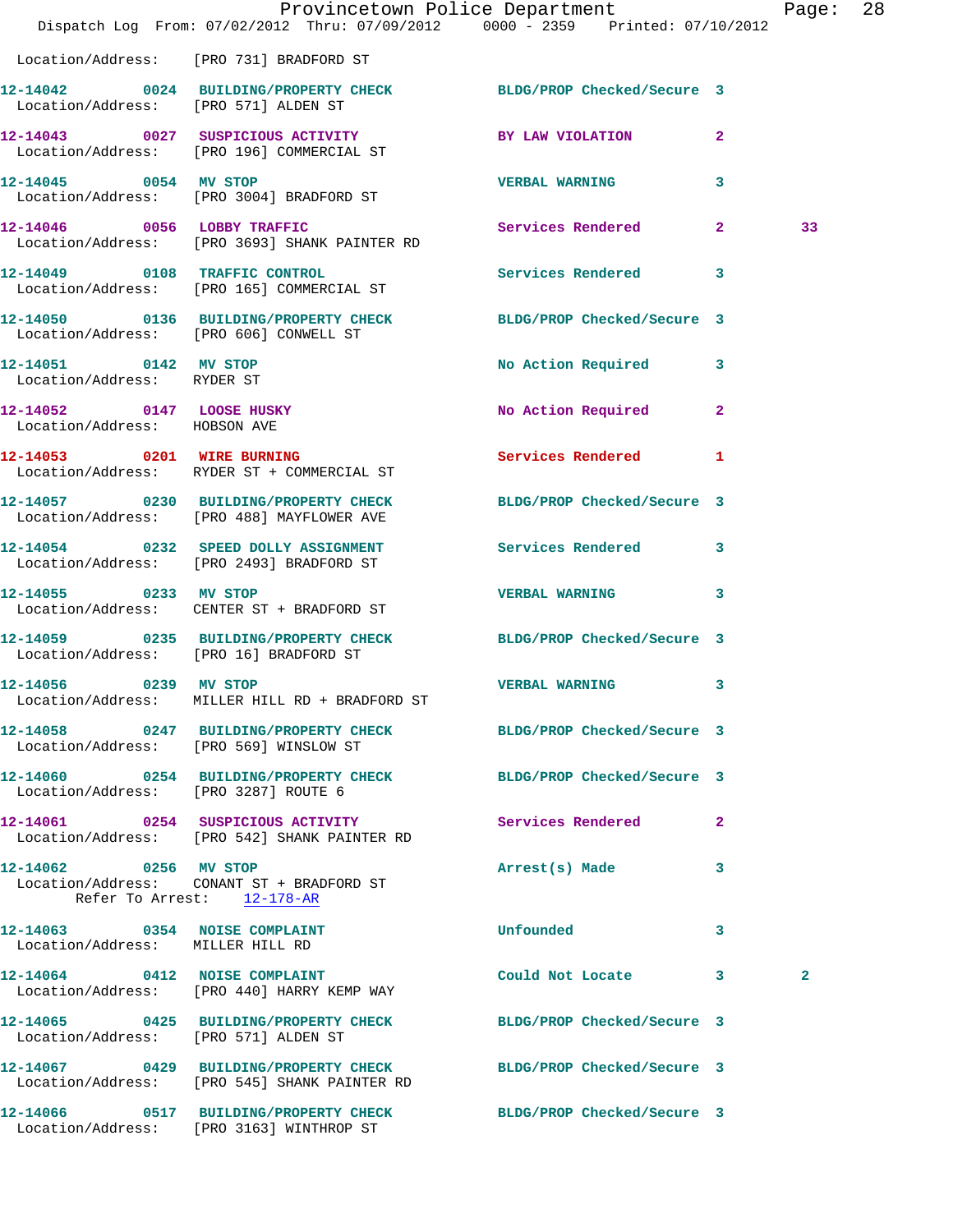Location/Address: [PRO 731] BRADFORD ST

12-14042 0024 BUILDING/PROPERTY CHECK BLDG/PROP Checked/Secure 3
Location/Address: [PRO 571] ALDEN ST

12-14043 0027 SUSPICIOUS ACTIVITY BY LAW VIOLATION 2
Location/Address: [PRO 196] COMMERCIAL ST

12-14045 0054 MV STOP VERBAL WARNING 3
Location/Address: [PRO 3004] BRADFORD ST

12-14046 0056 LOBBY TRAFFIC Services Rendered 2 33
Location/Address: [PRO 3693] SHANK PAINTER RD

12-14049 0108 TRAFFIC CONTROL Services Rendered 3
Location/Address: [PRO 165] COMMERCIAL ST

12-14050 0136 BUILDING/PROPERTY CHECK BLDG/PROP Checked/Secure 3
Location/Address: [PRO 606] CONWELL ST

12-14051 0142 MV STOP No Action Required 3
Location/Address: RYDER ST

12-14052 0147 LOOSE HUSKY No Action Required 2
Location/Address: HOBSON AVE

12-14053 0201 WIRE BURNING Services Rendered 1
Location/Address: RYDER ST + COMMERCIAL ST

12-14057 0230 BUILDING/PROPERTY CHECK BLDG/PROP Checked/Secure 3
Location/Address: [PRO 488] MAYFLOWER AVE

12-14054 0232 SPEED DOLLY ASSIGNMENT Services Rendered 3
Location/Address: [PRO 2493] BRADFORD ST

12-14055 0233 MV STOP VERBAL WARNING 3
Location/Address: CENTER ST + BRADFORD ST

12-14059 0235 BUILDING/PROPERTY CHECK BLDG/PROP Checked/Secure 3
Location/Address: [PRO 16] BRADFORD ST

12-14056 0239 MV STOP VERBAL WARNING 3
Location/Address: MILLER HILL RD + BRADFORD ST

12-14058 0247 BUILDING/PROPERTY CHECK BLDG/PROP Checked/Secure 3
Location/Address: [PRO 569] WINSLOW ST

12-14060 0254 BUILDING/PROPERTY CHECK BLDG/PROP Checked/Secure 3
Location/Address: [PRO 3287] ROUTE 6

12-14061 0254 SUSPICIOUS ACTIVITY Services Rendered 2
Location/Address: [PRO 542] SHANK PAINTER RD

12-14062 0256 MV STOP Arrest(s) Made 3
Location/Address: CONANT ST + BRADFORD ST
Refer To Arrest: 12-178-AR

12-14063 0354 NOISE COMPLAINT Unfounded 3
Location/Address: MILLER HILL RD

12-14064 0412 NOISE COMPLAINT Could Not Locate 3 2
Location/Address: [PRO 440] HARRY KEMP WAY

12-14065 0425 BUILDING/PROPERTY CHECK BLDG/PROP Checked/Secure 3
Location/Address: [PRO 571] ALDEN ST

12-14067 0429 BUILDING/PROPERTY CHECK BLDG/PROP Checked/Secure 3
Location/Address: [PRO 545] SHANK PAINTER RD

12-14066 0517 BUILDING/PROPERTY CHECK BLDG/PROP Checked/Secure 3
Location/Address: [PRO 3163] WINTHROP ST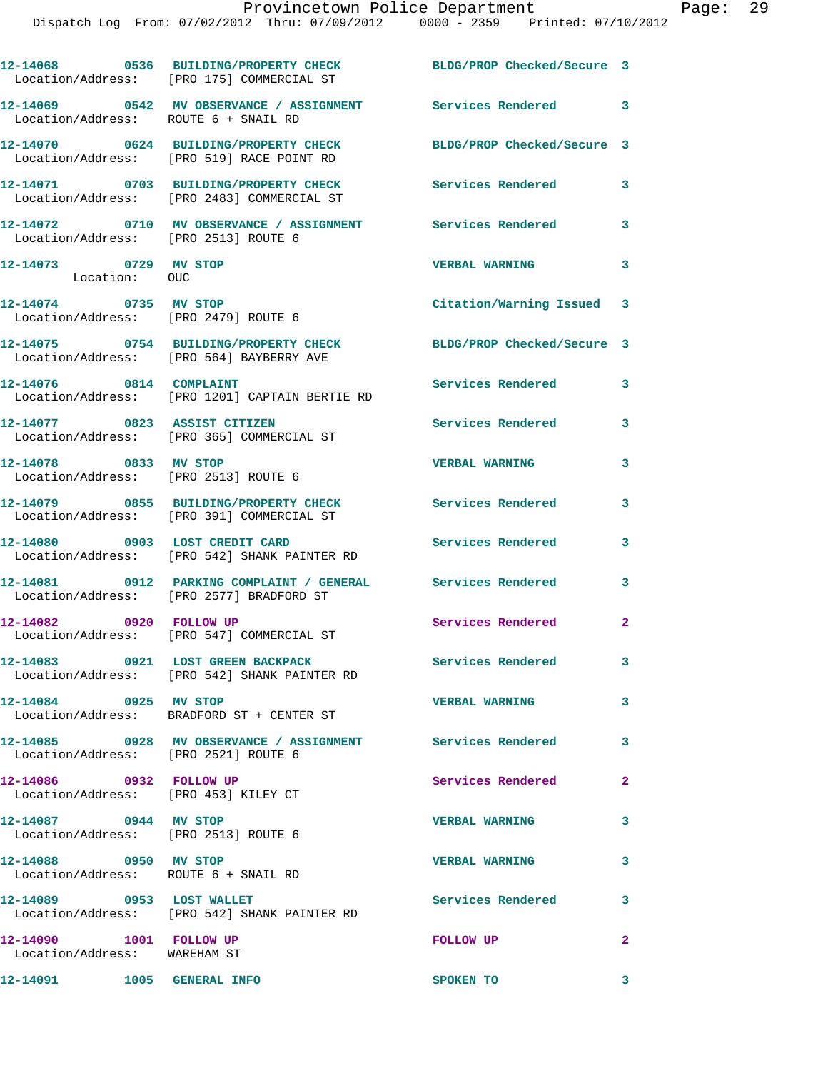12-14068 0536 BUILDING/PROPERTY CHECK BLDG/PROP Checked/Secure 3
Location/Address: [PRO 175] COMMERCIAL ST

12-14069 0542 MV OBSERVANCE / ASSIGNMENT Services Rendered 3
Location/Address: ROUTE 6 + SNAIL RD

12-14070 0624 BUILDING/PROPERTY CHECK BLDG/PROP Checked/Secure 3
Location/Address: [PRO 519] RACE POINT RD

12-14071 0703 BUILDING/PROPERTY CHECK Services Rendered 3
Location/Address: [PRO 2483] COMMERCIAL ST

12-14072 0710 MV OBSERVANCE / ASSIGNMENT Services Rendered 3
Location/Address: [PRO 2513] ROUTE 6

12-14073 0729 MV STOP VERBAL WARNING 3
Location: OUC

12-14074 0735 MV STOP Citation/Warning Issued 3
Location/Address: [PRO 2479] ROUTE 6

12-14075 0754 BUILDING/PROPERTY CHECK BLDG/PROP Checked/Secure 3
Location/Address: [PRO 564] BAYBERRY AVE

12-14076 0814 COMPLAINT Services Rendered 3
Location/Address: [PRO 1201] CAPTAIN BERTIE RD

12-14077 0823 ASSIST CITIZEN Services Rendered 3
Location/Address: [PRO 365] COMMERCIAL ST

12-14078 0833 MV STOP VERBAL WARNING 3
Location/Address: [PRO 2513] ROUTE 6

12-14079 0855 BUILDING/PROPERTY CHECK Services Rendered 3
Location/Address: [PRO 391] COMMERCIAL ST

12-14080 0903 LOST CREDIT CARD Services Rendered 3
Location/Address: [PRO 542] SHANK PAINTER RD

12-14081 0912 PARKING COMPLAINT / GENERAL Services Rendered 3
Location/Address: [PRO 2577] BRADFORD ST

12-14082 0920 FOLLOW UP Services Rendered 2
Location/Address: [PRO 547] COMMERCIAL ST

12-14083 0921 LOST GREEN BACKPACK Services Rendered 3
Location/Address: [PRO 542] SHANK PAINTER RD

12-14084 0925 MV STOP VERBAL WARNING 3
Location/Address: BRADFORD ST + CENTER ST

12-14085 0928 MV OBSERVANCE / ASSIGNMENT Services Rendered 3
Location/Address: [PRO 2521] ROUTE 6

12-14086 0932 FOLLOW UP Services Rendered 2
Location/Address: [PRO 453] KILEY CT

12-14087 0944 MV STOP VERBAL WARNING 3
Location/Address: [PRO 2513] ROUTE 6

12-14088 0950 MV STOP VERBAL WARNING 3
Location/Address: ROUTE 6 + SNAIL RD

12-14089 0953 LOST WALLET Services Rendered 3
Location/Address: [PRO 542] SHANK PAINTER RD

12-14090 1001 FOLLOW UP FOLLOW UP 2
Location/Address: WAREHAM ST

12-14091 1005 GENERAL INFO SPOKEN TO 3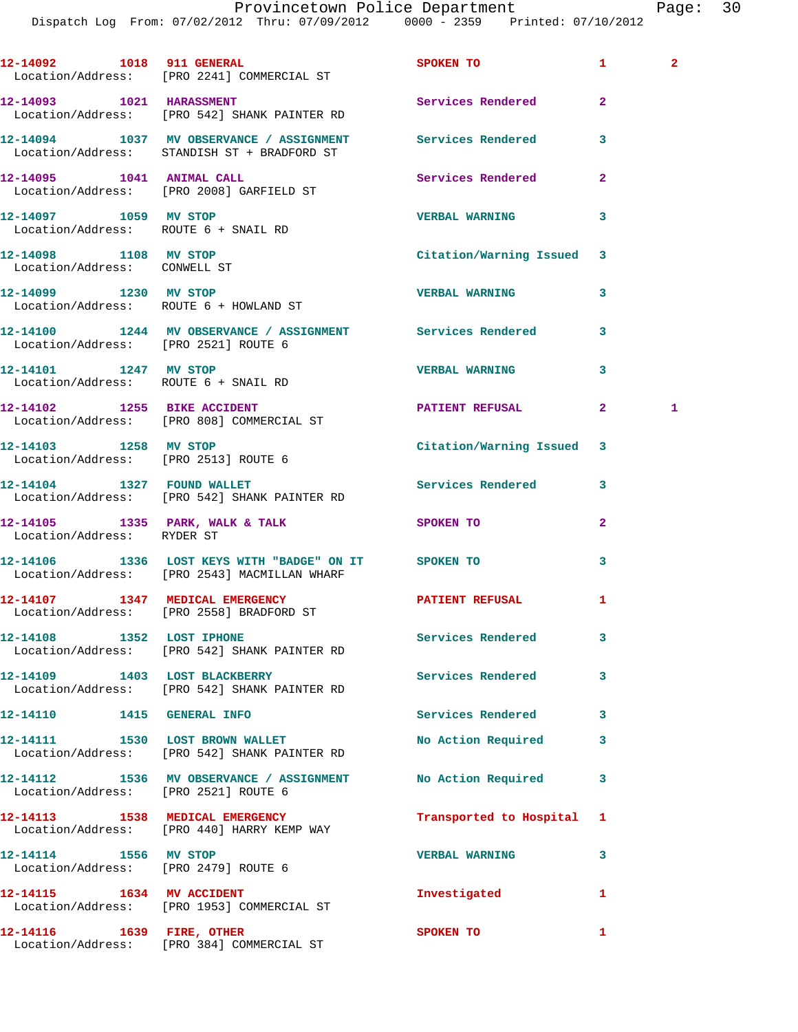| Call Number | Time | Call Type | Disposition | Priority | |
|---|---|---|---|---|---|
| 12-14092 | 1018 | 911 GENERAL | SPOKEN TO | 1 | 2 |
| Location/Address: [PRO 2241] COMMERCIAL ST | | | | | |
| 12-14093 | 1021 | HARASSMENT | Services Rendered | 2 | |
| Location/Address: [PRO 542] SHANK PAINTER RD | | | | | |
| 12-14094 | 1037 | MV OBSERVANCE / ASSIGNMENT | Services Rendered | 3 | |
| Location/Address: STANDISH ST + BRADFORD ST | | | | | |
| 12-14095 | 1041 | ANIMAL CALL | Services Rendered | 2 | |
| Location/Address: [PRO 2008] GARFIELD ST | | | | | |
| 12-14097 | 1059 | MV STOP | VERBAL WARNING | 3 | |
| Location/Address: ROUTE 6 + SNAIL RD | | | | | |
| 12-14098 | 1108 | MV STOP | Citation/Warning Issued | 3 | |
| Location/Address: CONWELL ST | | | | | |
| 12-14099 | 1230 | MV STOP | VERBAL WARNING | 3 | |
| Location/Address: ROUTE 6 + HOWLAND ST | | | | | |
| 12-14100 | 1244 | MV OBSERVANCE / ASSIGNMENT | Services Rendered | 3 | |
| Location/Address: [PRO 2521] ROUTE 6 | | | | | |
| 12-14101 | 1247 | MV STOP | VERBAL WARNING | 3 | |
| Location/Address: ROUTE 6 + SNAIL RD | | | | | |
| 12-14102 | 1255 | BIKE ACCIDENT | PATIENT REFUSAL | 2 | 1 |
| Location/Address: [PRO 808] COMMERCIAL ST | | | | | |
| 12-14103 | 1258 | MV STOP | Citation/Warning Issued | 3 | |
| Location/Address: [PRO 2513] ROUTE 6 | | | | | |
| 12-14104 | 1327 | FOUND WALLET | Services Rendered | 3 | |
| Location/Address: [PRO 542] SHANK PAINTER RD | | | | | |
| 12-14105 | 1335 | PARK, WALK & TALK | SPOKEN TO | 2 | |
| Location/Address: RYDER ST | | | | | |
| 12-14106 | 1336 | LOST KEYS WITH "BADGE" ON IT | SPOKEN TO | 3 | |
| Location/Address: [PRO 2543] MACMILLAN WHARF | | | | | |
| 12-14107 | 1347 | MEDICAL EMERGENCY | PATIENT REFUSAL | 1 | |
| Location/Address: [PRO 2558] BRADFORD ST | | | | | |
| 12-14108 | 1352 | LOST IPHONE | Services Rendered | 3 | |
| Location/Address: [PRO 542] SHANK PAINTER RD | | | | | |
| 12-14109 | 1403 | LOST BLACKBERRY | Services Rendered | 3 | |
| Location/Address: [PRO 542] SHANK PAINTER RD | | | | | |
| 12-14110 | 1415 | GENERAL INFO | Services Rendered | 3 | |
| 12-14111 | 1530 | LOST BROWN WALLET | No Action Required | 3 | |
| Location/Address: [PRO 542] SHANK PAINTER RD | | | | | |
| 12-14112 | 1536 | MV OBSERVANCE / ASSIGNMENT | No Action Required | 3 | |
| Location/Address: [PRO 2521] ROUTE 6 | | | | | |
| 12-14113 | 1538 | MEDICAL EMERGENCY | Transported to Hospital | 1 | |
| Location/Address: [PRO 440] HARRY KEMP WAY | | | | | |
| 12-14114 | 1556 | MV STOP | VERBAL WARNING | 3 | |
| Location/Address: [PRO 2479] ROUTE 6 | | | | | |
| 12-14115 | 1634 | MV ACCIDENT | Investigated | 1 | |
| Location/Address: [PRO 1953] COMMERCIAL ST | | | | | |
| 12-14116 | 1639 | FIRE, OTHER | SPOKEN TO | 1 | |
| Location/Address: [PRO 384] COMMERCIAL ST | | | | | |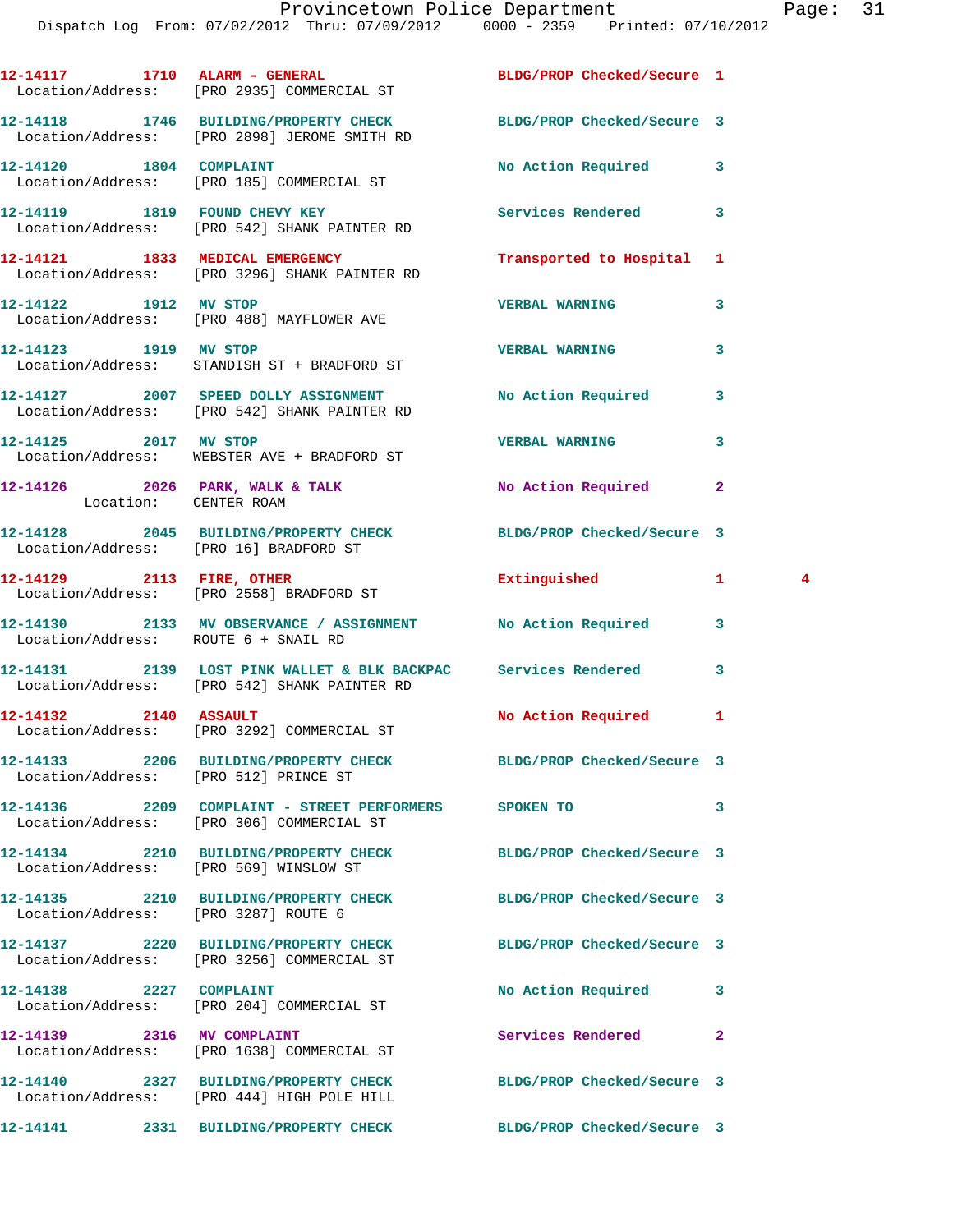12-14117 1710 ALARM - GENERAL BLDG/PROP Checked/Secure 1
Location/Address: [PRO 2935] COMMERCIAL ST

12-14118 1746 BUILDING/PROPERTY CHECK BLDG/PROP Checked/Secure 3
Location/Address: [PRO 2898] JEROME SMITH RD

12-14120 1804 COMPLAINT No Action Required 3
Location/Address: [PRO 185] COMMERCIAL ST

12-14119 1819 FOUND CHEVY KEY Services Rendered 3
Location/Address: [PRO 542] SHANK PAINTER RD

12-14121 1833 MEDICAL EMERGENCY Transported to Hospital 1
Location/Address: [PRO 3296] SHANK PAINTER RD

12-14122 1912 MV STOP VERBAL WARNING 3
Location/Address: [PRO 488] MAYFLOWER AVE

12-14123 1919 MV STOP VERBAL WARNING 3
Location/Address: STANDISH ST + BRADFORD ST

12-14127 2007 SPEED DOLLY ASSIGNMENT No Action Required 3
Location/Address: [PRO 542] SHANK PAINTER RD

12-14125 2017 MV STOP VERBAL WARNING 3
Location/Address: WEBSTER AVE + BRADFORD ST

12-14126 2026 PARK, WALK & TALK No Action Required 2
Location: CENTER ROAM

12-14128 2045 BUILDING/PROPERTY CHECK BLDG/PROP Checked/Secure 3
Location/Address: [PRO 16] BRADFORD ST

12-14129 2113 FIRE, OTHER Extinguished 1 4
Location/Address: [PRO 2558] BRADFORD ST

12-14130 2133 MV OBSERVANCE / ASSIGNMENT No Action Required 3
Location/Address: ROUTE 6 + SNAIL RD

12-14131 2139 LOST PINK WALLET & BLK BACKPAC Services Rendered 3
Location/Address: [PRO 542] SHANK PAINTER RD

12-14132 2140 ASSAULT No Action Required 1
Location/Address: [PRO 3292] COMMERCIAL ST

12-14133 2206 BUILDING/PROPERTY CHECK BLDG/PROP Checked/Secure 3
Location/Address: [PRO 512] PRINCE ST

12-14136 2209 COMPLAINT - STREET PERFORMERS SPOKEN TO 3
Location/Address: [PRO 306] COMMERCIAL ST

12-14134 2210 BUILDING/PROPERTY CHECK BLDG/PROP Checked/Secure 3
Location/Address: [PRO 569] WINSLOW ST

12-14135 2210 BUILDING/PROPERTY CHECK BLDG/PROP Checked/Secure 3
Location/Address: [PRO 3287] ROUTE 6

12-14137 2220 BUILDING/PROPERTY CHECK BLDG/PROP Checked/Secure 3
Location/Address: [PRO 3256] COMMERCIAL ST

12-14138 2227 COMPLAINT No Action Required 3
Location/Address: [PRO 204] COMMERCIAL ST

12-14139 2316 MV COMPLAINT Services Rendered 2
Location/Address: [PRO 1638] COMMERCIAL ST

12-14140 2327 BUILDING/PROPERTY CHECK BLDG/PROP Checked/Secure 3
Location/Address: [PRO 444] HIGH POLE HILL

12-14141 2331 BUILDING/PROPERTY CHECK BLDG/PROP Checked/Secure 3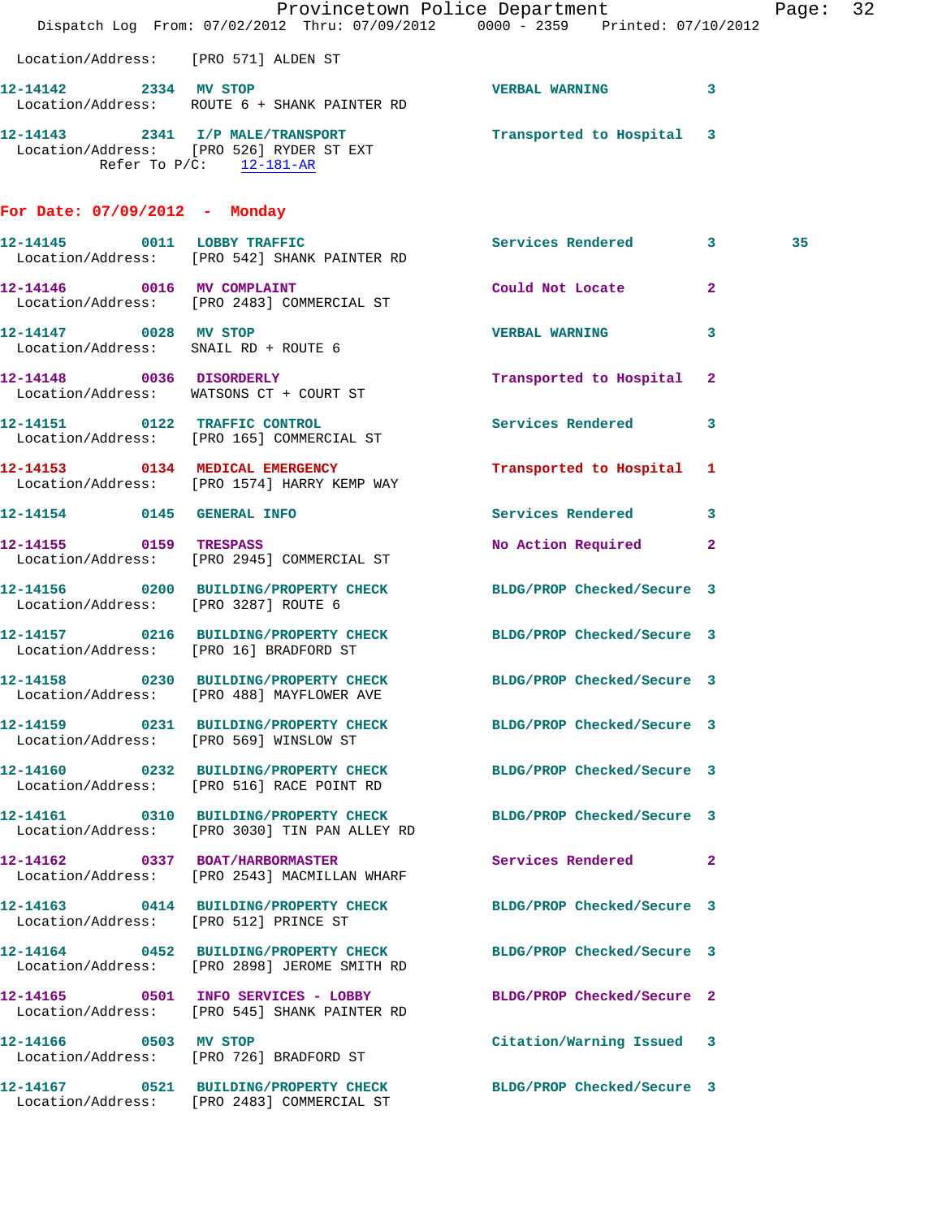Location/Address: [PRO 571] ALDEN ST

12-14142 2334 MV STOP VERBAL WARNING 3
Location/Address: ROUTE 6 + SHANK PAINTER RD

12-14143 2341 I/P MALE/TRANSPORT Transported to Hospital 3
Location/Address: [PRO 526] RYDER ST EXT
Refer To P/C: 12-181-AR

## For Date: 07/09/2012 - Monday

12-14145 0011 LOBBY TRAFFIC Services Rendered 3
Location/Address: [PRO 542] SHANK PAINTER RD

12-14146 0016 MV COMPLAINT Could Not Locate 2
Location/Address: [PRO 2483] COMMERCIAL ST

12-14147 0028 MV STOP VERBAL WARNING 3
Location/Address: SNAIL RD + ROUTE 6

12-14148 0036 DISORDERLY Transported to Hospital 2
Location/Address: WATSONS CT + COURT ST

12-14151 0122 TRAFFIC CONTROL Services Rendered 3
Location/Address: [PRO 165] COMMERCIAL ST

12-14153 0134 MEDICAL EMERGENCY Transported to Hospital 1
Location/Address: [PRO 1574] HARRY KEMP WAY

12-14154 0145 GENERAL INFO Services Rendered 3

12-14155 0159 TRESPASS No Action Required 2
Location/Address: [PRO 2945] COMMERCIAL ST

12-14156 0200 BUILDING/PROPERTY CHECK BLDG/PROP Checked/Secure 3
Location/Address: [PRO 3287] ROUTE 6

12-14157 0216 BUILDING/PROPERTY CHECK BLDG/PROP Checked/Secure 3
Location/Address: [PRO 16] BRADFORD ST

12-14158 0230 BUILDING/PROPERTY CHECK BLDG/PROP Checked/Secure 3
Location/Address: [PRO 488] MAYFLOWER AVE

12-14159 0231 BUILDING/PROPERTY CHECK BLDG/PROP Checked/Secure 3
Location/Address: [PRO 569] WINSLOW ST

12-14160 0232 BUILDING/PROPERTY CHECK BLDG/PROP Checked/Secure 3
Location/Address: [PRO 516] RACE POINT RD

12-14161 0310 BUILDING/PROPERTY CHECK BLDG/PROP Checked/Secure 3
Location/Address: [PRO 3030] TIN PAN ALLEY RD

12-14162 0337 BOAT/HARBORMASTER Services Rendered 2
Location/Address: [PRO 2543] MACMILLAN WHARF

12-14163 0414 BUILDING/PROPERTY CHECK BLDG/PROP Checked/Secure 3
Location/Address: [PRO 512] PRINCE ST

12-14164 0452 BUILDING/PROPERTY CHECK BLDG/PROP Checked/Secure 3
Location/Address: [PRO 2898] JEROME SMITH RD

12-14165 0501 INFO SERVICES - LOBBY BLDG/PROP Checked/Secure 2
Location/Address: [PRO 545] SHANK PAINTER RD

12-14166 0503 MV STOP Citation/Warning Issued 3
Location/Address: [PRO 726] BRADFORD ST

12-14167 0521 BUILDING/PROPERTY CHECK BLDG/PROP Checked/Secure 3
Location/Address: [PRO 2483] COMMERCIAL ST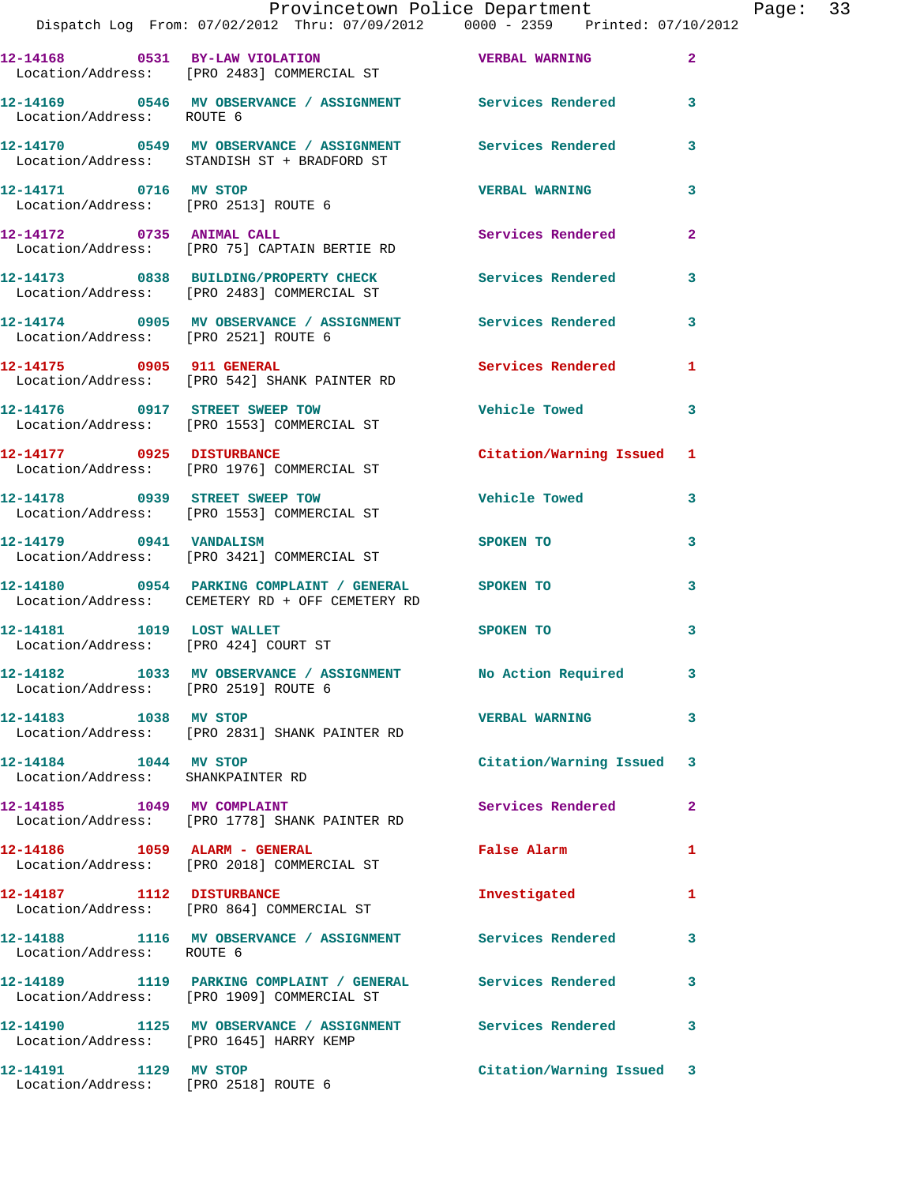| Call Number | Time | Call Reason | Action | Priority |
|---|---|---|---|---|
| 12-14168 | 0531 | BY-LAW VIOLATION | VERBAL WARNING | 2 |
| Location/Address: | | [PRO 2483] COMMERCIAL ST | | |
| 12-14169 | 0546 | MV OBSERVANCE / ASSIGNMENT | Services Rendered | 3 |
| Location/Address: | | ROUTE 6 | | |
| 12-14170 | 0549 | MV OBSERVANCE / ASSIGNMENT | Services Rendered | 3 |
| Location/Address: | | STANDISH ST + BRADFORD ST | | |
| 12-14171 | 0716 | MV STOP | VERBAL WARNING | 3 |
| Location/Address: | | [PRO 2513] ROUTE 6 | | |
| 12-14172 | 0735 | ANIMAL CALL | Services Rendered | 2 |
| Location/Address: | | [PRO 75] CAPTAIN BERTIE RD | | |
| 12-14173 | 0838 | BUILDING/PROPERTY CHECK | Services Rendered | 3 |
| Location/Address: | | [PRO 2483] COMMERCIAL ST | | |
| 12-14174 | 0905 | MV OBSERVANCE / ASSIGNMENT | Services Rendered | 3 |
| Location/Address: | | [PRO 2521] ROUTE 6 | | |
| 12-14175 | 0905 | 911 GENERAL | Services Rendered | 1 |
| Location/Address: | | [PRO 542] SHANK PAINTER RD | | |
| 12-14176 | 0917 | STREET SWEEP TOW | Vehicle Towed | 3 |
| Location/Address: | | [PRO 1553] COMMERCIAL ST | | |
| 12-14177 | 0925 | DISTURBANCE | Citation/Warning Issued | 1 |
| Location/Address: | | [PRO 1976] COMMERCIAL ST | | |
| 12-14178 | 0939 | STREET SWEEP TOW | Vehicle Towed | 3 |
| Location/Address: | | [PRO 1553] COMMERCIAL ST | | |
| 12-14179 | 0941 | VANDALISM | SPOKEN TO | 3 |
| Location/Address: | | [PRO 3421] COMMERCIAL ST | | |
| 12-14180 | 0954 | PARKING COMPLAINT / GENERAL | SPOKEN TO | 3 |
| Location/Address: | | CEMETERY RD + OFF CEMETERY RD | | |
| 12-14181 | 1019 | LOST WALLET | SPOKEN TO | 3 |
| Location/Address: | | [PRO 424] COURT ST | | |
| 12-14182 | 1033 | MV OBSERVANCE / ASSIGNMENT | No Action Required | 3 |
| Location/Address: | | [PRO 2519] ROUTE 6 | | |
| 12-14183 | 1038 | MV STOP | VERBAL WARNING | 3 |
| Location/Address: | | [PRO 2831] SHANK PAINTER RD | | |
| 12-14184 | 1044 | MV STOP | Citation/Warning Issued | 3 |
| Location/Address: | | SHANKPAINTER RD | | |
| 12-14185 | 1049 | MV COMPLAINT | Services Rendered | 2 |
| Location/Address: | | [PRO 1778] SHANK PAINTER RD | | |
| 12-14186 | 1059 | ALARM - GENERAL | False Alarm | 1 |
| Location/Address: | | [PRO 2018] COMMERCIAL ST | | |
| 12-14187 | 1112 | DISTURBANCE | Investigated | 1 |
| Location/Address: | | [PRO 864] COMMERCIAL ST | | |
| 12-14188 | 1116 | MV OBSERVANCE / ASSIGNMENT | Services Rendered | 3 |
| Location/Address: | | ROUTE 6 | | |
| 12-14189 | 1119 | PARKING COMPLAINT / GENERAL | Services Rendered | 3 |
| Location/Address: | | [PRO 1909] COMMERCIAL ST | | |
| 12-14190 | 1125 | MV OBSERVANCE / ASSIGNMENT | Services Rendered | 3 |
| Location/Address: | | [PRO 1645] HARRY KEMP | | |
| 12-14191 | 1129 | MV STOP | Citation/Warning Issued | 3 |
| Location/Address: | | [PRO 2518] ROUTE 6 | | |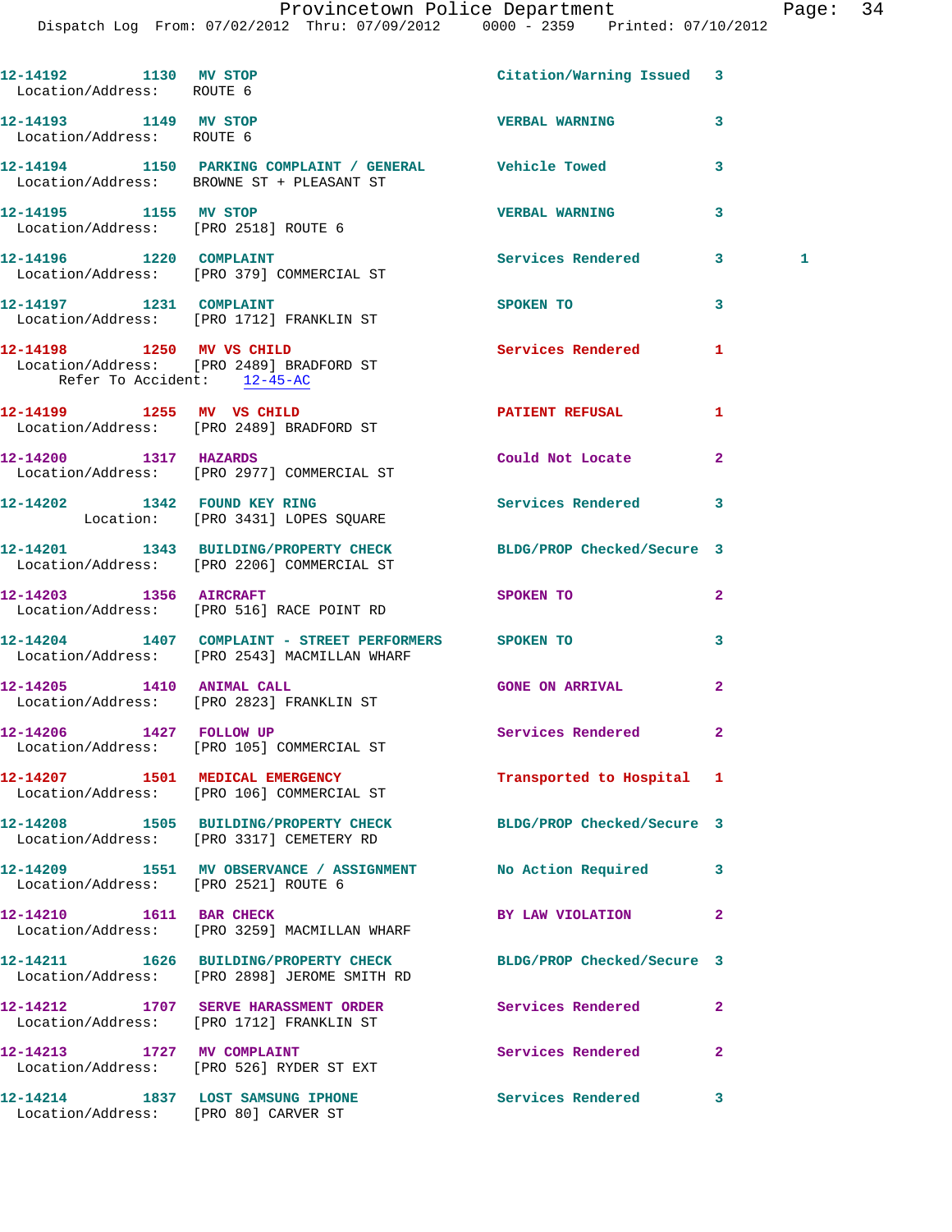12-14192 1130 MV STOP Citation/Warning Issued 3
Location/Address: ROUTE 6

12-14193 1149 MV STOP VERBAL WARNING 3
Location/Address: ROUTE 6

12-14194 1150 PARKING COMPLAINT / GENERAL Vehicle Towed 3
Location/Address: BROWNE ST + PLEASANT ST

12-14195 1155 MV STOP VERBAL WARNING 3
Location/Address: [PRO 2518] ROUTE 6

12-14196 1220 COMPLAINT Services Rendered 3 1
Location/Address: [PRO 379] COMMERCIAL ST

12-14197 1231 COMPLAINT SPOKEN TO 3
Location/Address: [PRO 1712] FRANKLIN ST

12-14198 1250 MV VS CHILD Services Rendered 1
Location/Address: [PRO 2489] BRADFORD ST
Refer To Accident: 12-45-AC

12-14199 1255 MV VS CHILD PATIENT REFUSAL 1
Location/Address: [PRO 2489] BRADFORD ST

12-14200 1317 HAZARDS Could Not Locate 2
Location/Address: [PRO 2977] COMMERCIAL ST

12-14202 1342 FOUND KEY RING Services Rendered 3
Location: [PRO 3431] LOPES SQUARE

12-14201 1343 BUILDING/PROPERTY CHECK BLDG/PROP Checked/Secure 3
Location/Address: [PRO 2206] COMMERCIAL ST

12-14203 1356 AIRCRAFT SPOKEN TO 2
Location/Address: [PRO 516] RACE POINT RD

12-14204 1407 COMPLAINT - STREET PERFORMERS SPOKEN TO 3
Location/Address: [PRO 2543] MACMILLAN WHARF

12-14205 1410 ANIMAL CALL GONE ON ARRIVAL 2
Location/Address: [PRO 2823] FRANKLIN ST

12-14206 1427 FOLLOW UP Services Rendered 2
Location/Address: [PRO 105] COMMERCIAL ST

12-14207 1501 MEDICAL EMERGENCY Transported to Hospital 1
Location/Address: [PRO 106] COMMERCIAL ST

12-14208 1505 BUILDING/PROPERTY CHECK BLDG/PROP Checked/Secure 3
Location/Address: [PRO 3317] CEMETERY RD

12-14209 1551 MV OBSERVANCE / ASSIGNMENT No Action Required 3
Location/Address: [PRO 2521] ROUTE 6

12-14210 1611 BAR CHECK BY LAW VIOLATION 2
Location/Address: [PRO 3259] MACMILLAN WHARF

12-14211 1626 BUILDING/PROPERTY CHECK BLDG/PROP Checked/Secure 3
Location/Address: [PRO 2898] JEROME SMITH RD

12-14212 1707 SERVE HARASSMENT ORDER Services Rendered 2
Location/Address: [PRO 1712] FRANKLIN ST

12-14213 1727 MV COMPLAINT Services Rendered 2
Location/Address: [PRO 526] RYDER ST EXT

12-14214 1837 LOST SAMSUNG IPHONE Services Rendered 3
Location/Address: [PRO 80] CARVER ST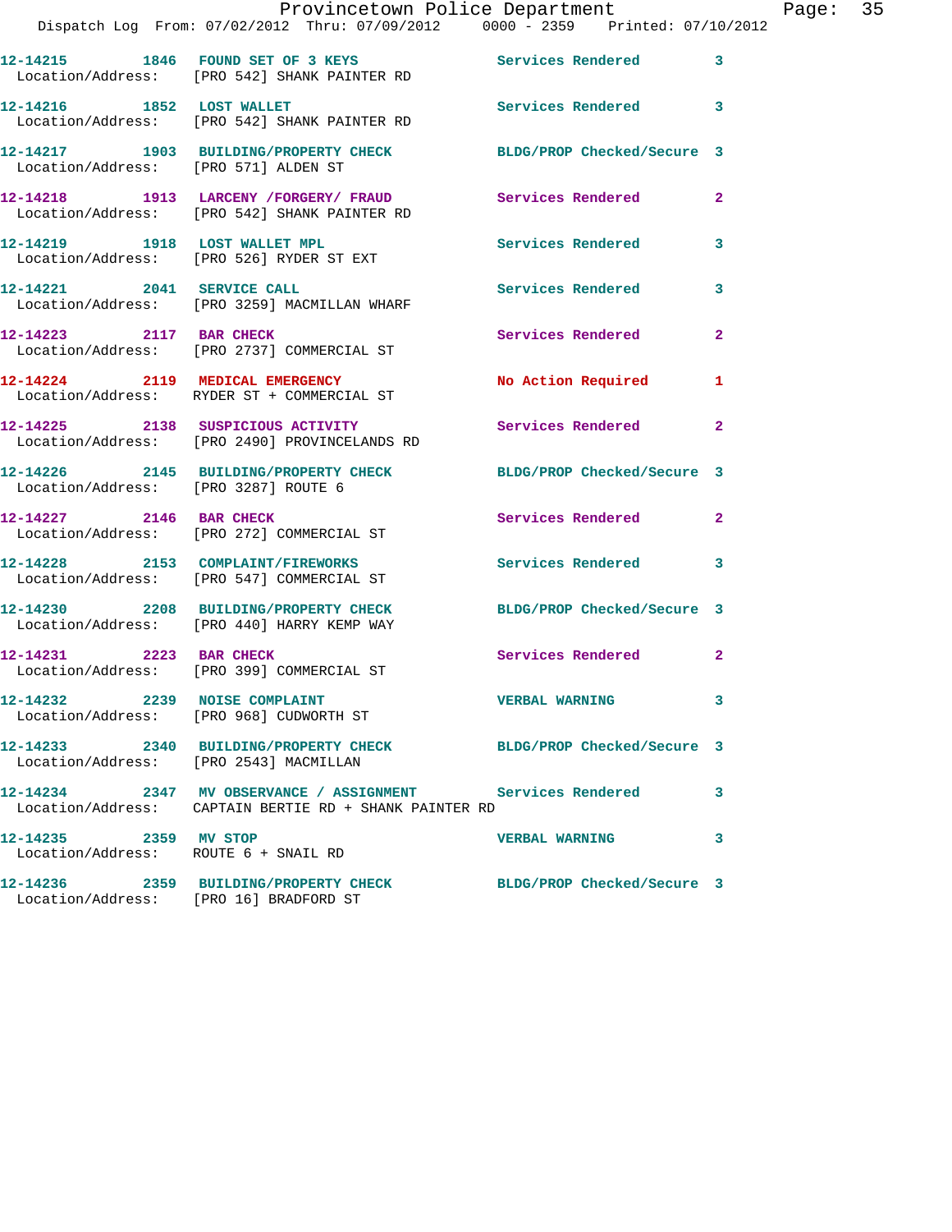12-14215 1846 FOUND SET OF 3 KEYS Services Rendered 3
Location/Address: [PRO 542] SHANK PAINTER RD

12-14216 1852 LOST WALLET Services Rendered 3
Location/Address: [PRO 542] SHANK PAINTER RD

12-14217 1903 BUILDING/PROPERTY CHECK BLDG/PROP Checked/Secure 3
Location/Address: [PRO 571] ALDEN ST

12-14218 1913 LARCENY /FORGERY/ FRAUD Services Rendered 2
Location/Address: [PRO 542] SHANK PAINTER RD

12-14219 1918 LOST WALLET MPL Services Rendered 3
Location/Address: [PRO 526] RYDER ST EXT

12-14221 2041 SERVICE CALL Services Rendered 3
Location/Address: [PRO 3259] MACMILLAN WHARF

12-14223 2117 BAR CHECK Services Rendered 2
Location/Address: [PRO 2737] COMMERCIAL ST

12-14224 2119 MEDICAL EMERGENCY No Action Required 1
Location/Address: RYDER ST + COMMERCIAL ST

12-14225 2138 SUSPICIOUS ACTIVITY Services Rendered 2
Location/Address: [PRO 2490] PROVINCELANDS RD

12-14226 2145 BUILDING/PROPERTY CHECK BLDG/PROP Checked/Secure 3
Location/Address: [PRO 3287] ROUTE 6

12-14227 2146 BAR CHECK Services Rendered 2
Location/Address: [PRO 272] COMMERCIAL ST

12-14228 2153 COMPLAINT/FIREWORKS Services Rendered 3
Location/Address: [PRO 547] COMMERCIAL ST

12-14230 2208 BUILDING/PROPERTY CHECK BLDG/PROP Checked/Secure 3
Location/Address: [PRO 440] HARRY KEMP WAY

12-14231 2223 BAR CHECK Services Rendered 2
Location/Address: [PRO 399] COMMERCIAL ST

12-14232 2239 NOISE COMPLAINT VERBAL WARNING 3
Location/Address: [PRO 968] CUDWORTH ST

12-14233 2340 BUILDING/PROPERTY CHECK BLDG/PROP Checked/Secure 3
Location/Address: [PRO 2543] MACMILLAN

12-14234 2347 MV OBSERVANCE / ASSIGNMENT Services Rendered 3
Location/Address: CAPTAIN BERTIE RD + SHANK PAINTER RD

12-14235 2359 MV STOP VERBAL WARNING 3
Location/Address: ROUTE 6 + SNAIL RD

12-14236 2359 BUILDING/PROPERTY CHECK BLDG/PROP Checked/Secure 3
Location/Address: [PRO 16] BRADFORD ST